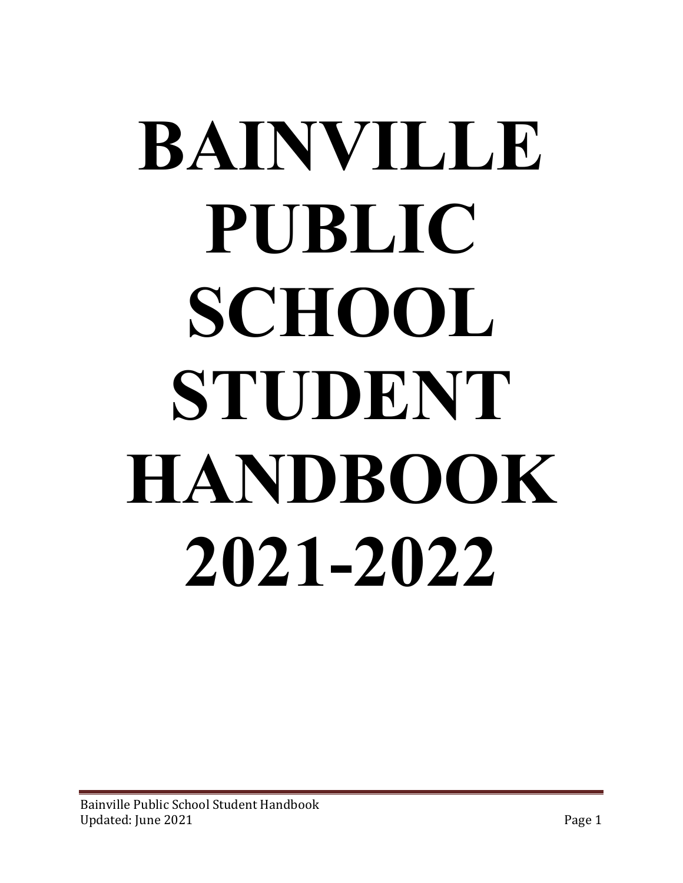# BAINVILLE PUBLIC SCHOOL STUDENT HANDBOOK 2021-2022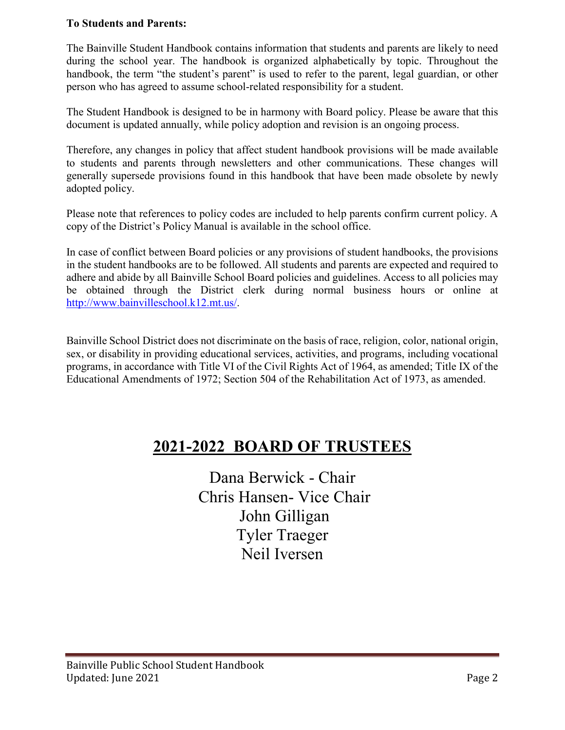**To Students and Parents:**

The Bainville Student Handbook contains information that students and parents are likely to need during the school year. The handbook is organized alphabetically by topic. Throughout the handbook, the term "the student's parent" is used to refer to the parent, legal guardian, or other person who has agreed to assume school-related responsibility for a student.

The Student Handbook is designed to be in harmony with Board policy. Please be aware that this document is updated annually, while policy adoption and revision is an ongoing process.

Therefore, any changes in policy that affect student handbook provisions will be made available to students and parents through newsletters and other communications. These changes will generally supersede provisions found in this handbook that have been made obsolete by newly adopted policy.

Please note that references to policy codes are included to help parents confirm current policy. A copy of the District's Policy Manual is available in the school office.

In case of conflict between Board policies or any provisions of student handbooks, the provisions in the student handbooks are to be followed. All students and parents are expected and required to adhere and abide by all Bainville School Board policies and guidelines. Access to all policies may be obtained through the District clerk during normal business hours or online at http://www.bainvilleschool.k12.mt.us/.

Bainville School District does not discriminate on the basis of race, religion, color, national origin, sex, or disability in providing educational services, activities, and programs, including vocational programs, in accordance with Title VI of the Civil Rights Act of 1964, as amended; Title IX of the Educational Amendments of 1972; Section 504 of the Rehabilitation Act of 1973, as amended.

# 2021-2022 BOARD OF TRUSTEES

Dana Berwick - Chair
Chris Hansen- Vice Chair
John Gilligan
Tyler Traeger
Neil Iversen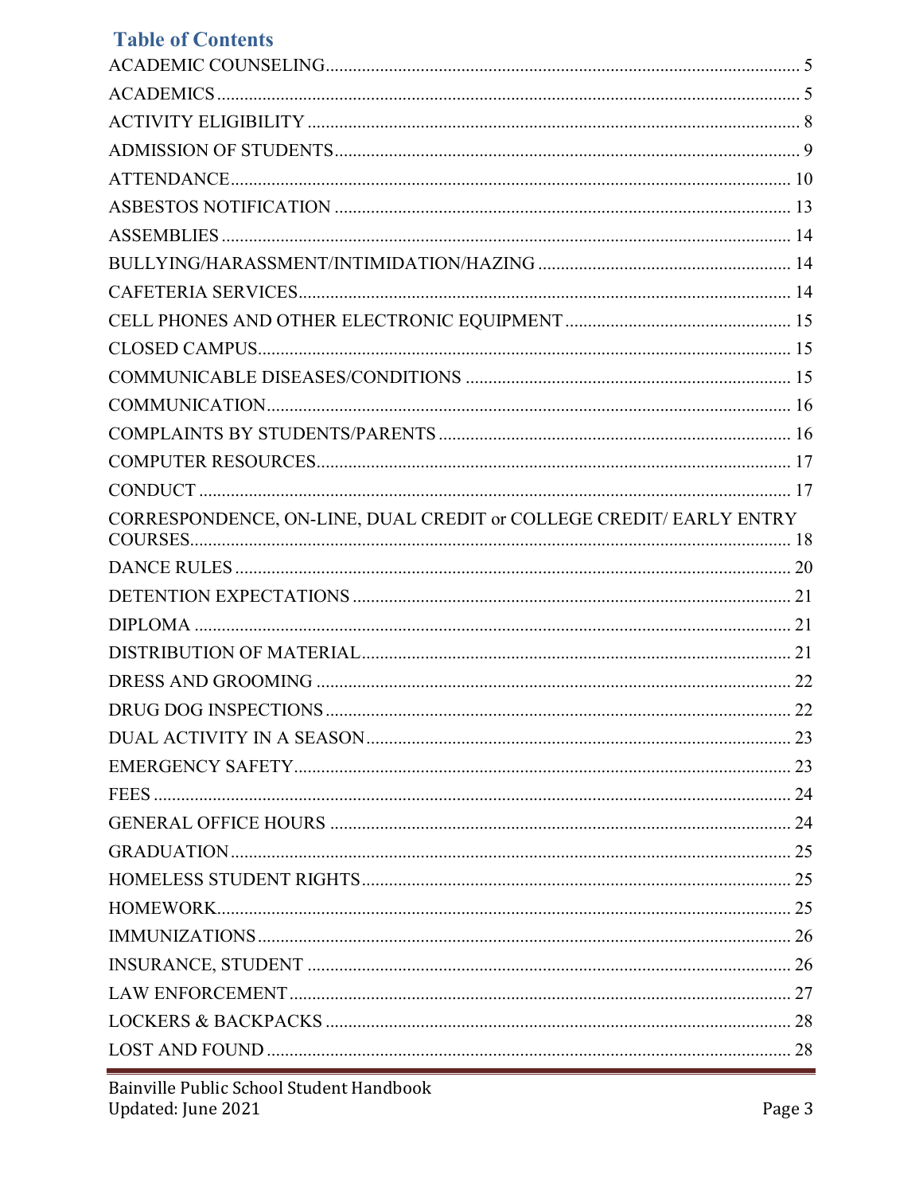## Table of Contents

ACADEMIC COUNSELING........................................................................................ 5
ACADEMICS................................................................................................................ 5
ACTIVITY ELIGIBILITY........................................................................................... 8
ADMISSION OF STUDENTS..................................................................................... 9
ATTENDANCE.......................................................................................................... 10
ASBESTOS NOTIFICATION.................................................................................... 13
ASSEMBLIES............................................................................................................ 14
BULLYING/HARASSMENT/INTIMIDATION/HAZING....................................... 14
CAFETERIA SERVICES........................................................................................... 14
CELL PHONES AND OTHER ELECTRONIC EQUIPMENT................................ 15
CLOSED CAMPUS.................................................................................................... 15
COMMUNICABLE DISEASES/CONDITIONS...................................................... 15
COMMUNICATION.................................................................................................. 16
COMPLAINTS BY STUDENTS/PARENTS............................................................ 16
COMPUTER RESOURCES....................................................................................... 17
CONDUCT................................................................................................................. 17
CORRESPONDENCE, ON-LINE, DUAL CREDIT or COLLEGE CREDIT/ EARLY ENTRY COURSES................................................................................................................... 18
DANCE RULES......................................................................................................... 20
DETENTION EXPECTATIONS............................................................................... 21
DIPLOMA.................................................................................................................. 21
DISTRIBUTION OF MATERIAL............................................................................. 21
DRESS AND GROOMING....................................................................................... 22
DRUG DOG INSPECTIONS..................................................................................... 22
DUAL ACTIVITY IN A SEASON............................................................................ 23
EMERGENCY SAFETY............................................................................................ 23
FEES........................................................................................................................... 24
GENERAL OFFICE HOURS..................................................................................... 24
GRADUATION.......................................................................................................... 25
HOMELESS STUDENT RIGHTS............................................................................. 25
HOMEWORK............................................................................................................. 25
IMMUNIZATIONS.................................................................................................... 26
INSURANCE, STUDENT.......................................................................................... 26
LAW ENFORCEMENT............................................................................................. 27
LOCKERS & BACKPACKS..................................................................................... 28
LOST AND FOUND.................................................................................................. 28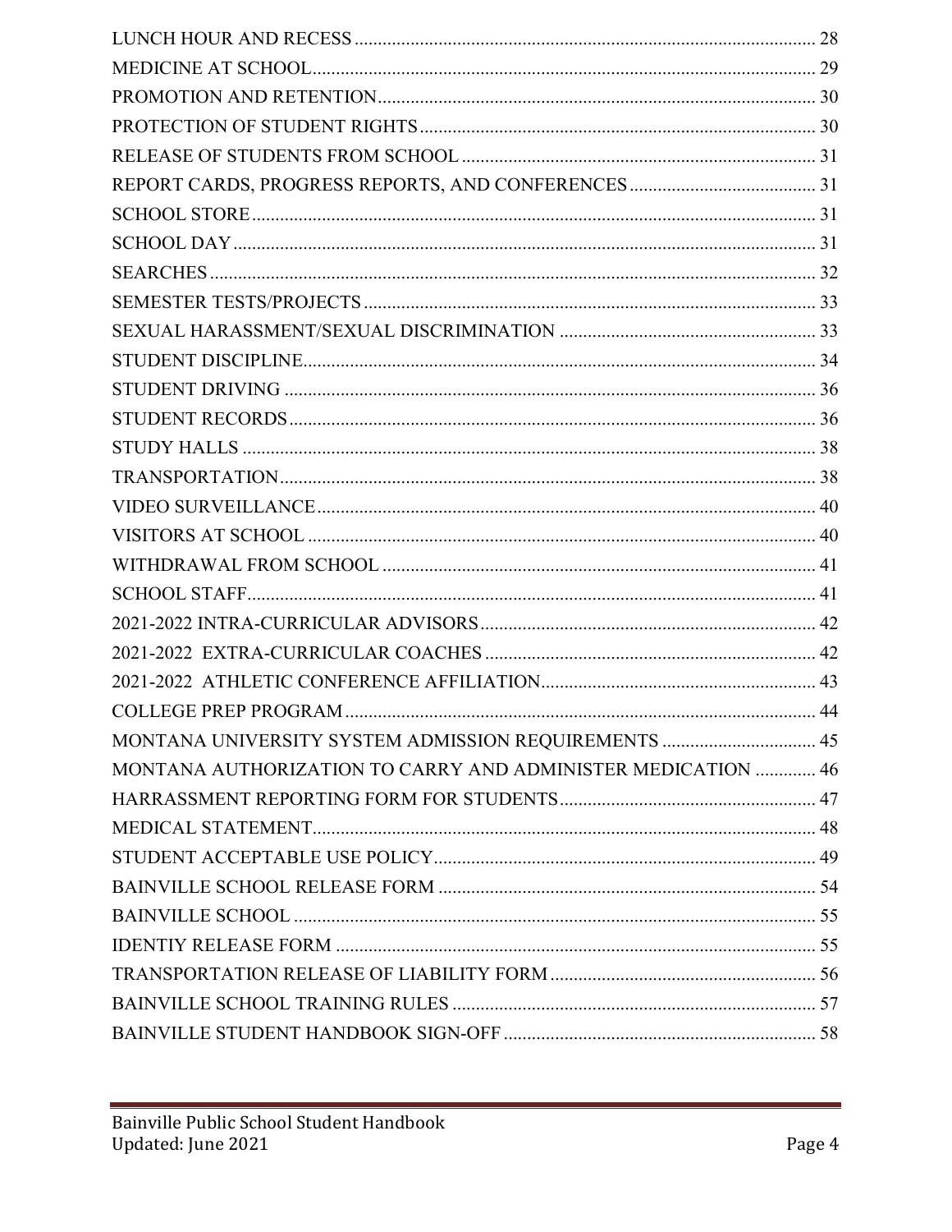LUNCH HOUR AND RECESS .................................................................................................. 28
MEDICINE AT SCHOOL...................................................................................................... 29
PROMOTION AND RETENTION............................................................................................ 30
PROTECTION OF STUDENT RIGHTS...................................................................................... 30
RELEASE OF STUDENTS FROM SCHOOL .............................................................................. 31
REPORT CARDS, PROGRESS REPORTS, AND CONFERENCES ........................................... 31
SCHOOL STORE.................................................................................................................. 31
SCHOOL DAY...................................................................................................................... 31
SEARCHES ......................................................................................................................... 32
SEMESTER TESTS/PROJECTS ............................................................................................. 33
SEXUAL HARASSMENT/SEXUAL DISCRIMINATION ........................................................... 33
STUDENT DISCIPLINE......................................................................................................... 34
STUDENT DRIVING ............................................................................................................ 36
STUDENT RECORDS............................................................................................................ 36
STUDY HALLS .................................................................................................................... 38
TRANSPORTATION.............................................................................................................. 38
VIDEO SURVEILLANCE........................................................................................................ 40
VISITORS AT SCHOOL ......................................................................................................... 40
WITHDRAWAL FROM SCHOOL ............................................................................................ 41
SCHOOL STAFF.................................................................................................................... 41
2021-2022 INTRA-CURRICULAR ADVISORS........................................................................... 42
2021-2022 EXTRA-CURRICULAR COACHES ........................................................................... 42
2021-2022 ATHLETIC CONFERENCE AFFILIATION.................................................................. 43
COLLEGE PREP PROGRAM.................................................................................................. 44
MONTANA UNIVERSITY SYSTEM ADMISSION REQUIREMENTS ........................................ 45
MONTANA AUTHORIZATION TO CARRY AND ADMINISTER MEDICATION ............. 46
HARRASSMENT REPORTING FORM FOR STUDENTS.......................................................... 47
MEDICAL STATEMENT........................................................................................................ 48
STUDENT ACCEPTABLE USE POLICY................................................................................. 49
BAINVILLE SCHOOL RELEASE FORM ................................................................................ 54
BAINVILLE SCHOOL ........................................................................................................... 55
IDENTIY RELEASE FORM .................................................................................................... 55
TRANSPORTATION RELEASE OF LIABILITY FORM.............................................................. 56
BAINVILLE SCHOOL TRAINING RULES ................................................................................ 57
BAINVILLE STUDENT HANDBOOK SIGN-OFF ..................................................................... 58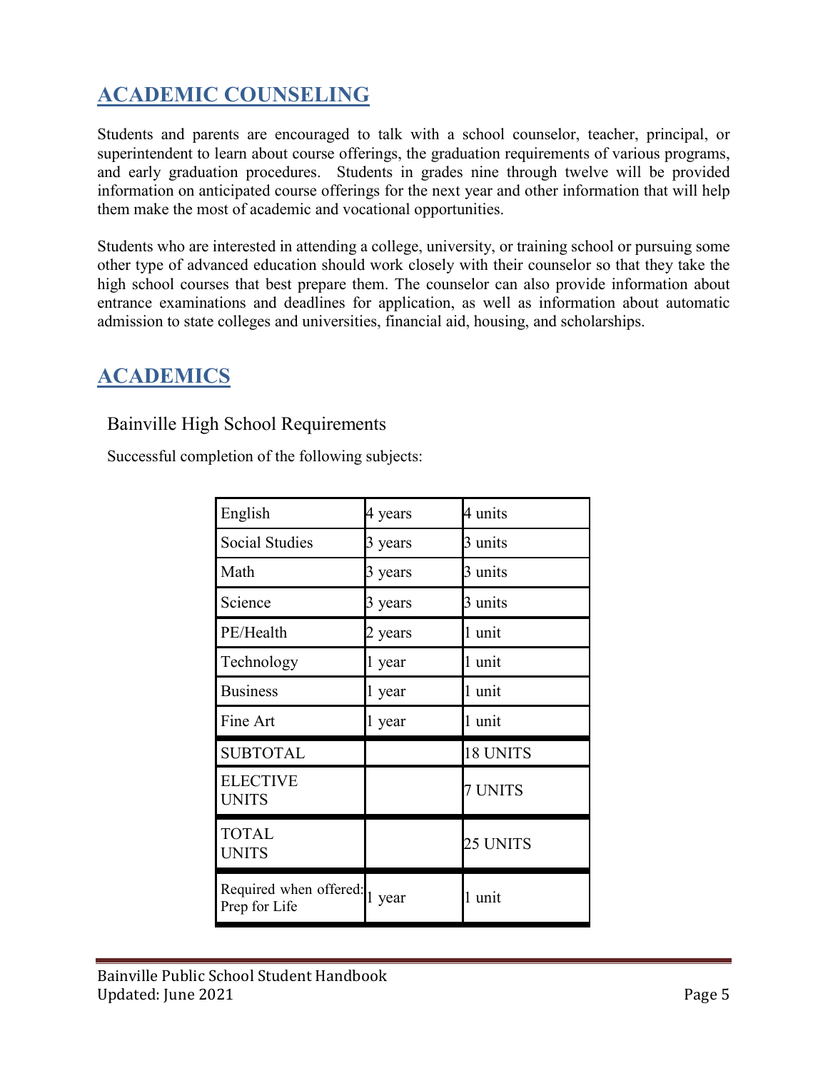## ACADEMIC COUNSELING

Students and parents are encouraged to talk with a school counselor, teacher, principal, or superintendent to learn about course offerings, the graduation requirements of various programs, and early graduation procedures. Students in grades nine through twelve will be provided information on anticipated course offerings for the next year and other information that will help them make the most of academic and vocational opportunities.

Students who are interested in attending a college, university, or training school or pursuing some other type of advanced education should work closely with their counselor so that they take the high school courses that best prepare them. The counselor can also provide information about entrance examinations and deadlines for application, as well as information about automatic admission to state colleges and universities, financial aid, housing, and scholarships.

## ACADEMICS

### Bainville High School Requirements

Successful completion of the following subjects:

| | | |
|---|---|---|
| English | 4 years | 4 units |
| Social Studies | 3 years | 3 units |
| Math | 3 years | 3 units |
| Science | 3 years | 3 units |
| PE/Health | 2 years | 1 unit |
| Technology | 1 year | 1 unit |
| Business | 1 year | 1 unit |
| Fine Art | 1 year | 1 unit |
| SUBTOTAL | | 18 UNITS |
| ELECTIVE UNITS | | 7 UNITS |
| TOTAL UNITS | | 25 UNITS |
| Required when offered: Prep for Life | 1 year | 1 unit |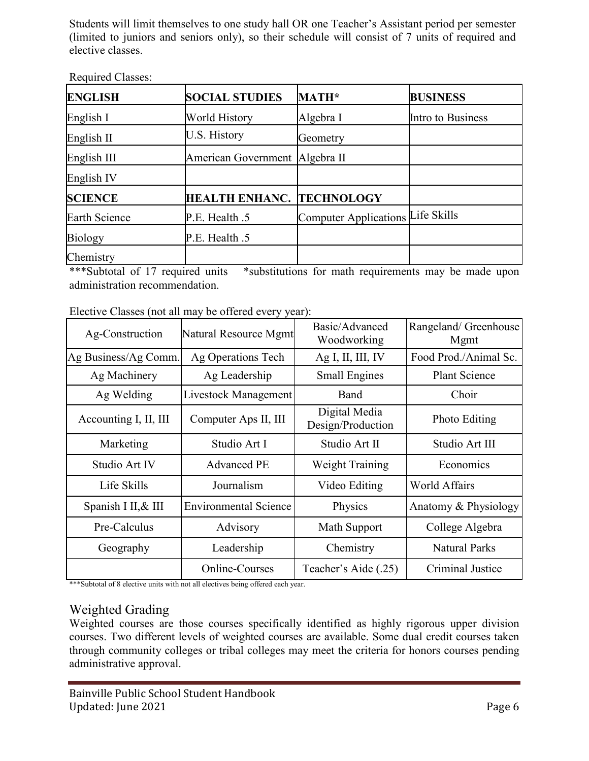Students will limit themselves to one study hall OR one Teacher's Assistant period per semester (limited to juniors and seniors only), so their schedule will consist of 7 units of required and elective classes.

Required Classes:

| **ENGLISH** | **SOCIAL STUDIES** | **MATH*** | **BUSINESS** |
|---|---|---|---|
| English I | World History | Algebra I | Intro to Business |
| English II | U.S. History | Geometry | |
| English III | American Government | Algebra II | |
| English IV | | | |
| **SCIENCE** | **HEALTH ENHANC.** | **TECHNOLOGY** | |
| Earth Science | P.E. Health .5 | Computer Applications | Life Skills |
| Biology | P.E. Health .5 | | |
| Chemistry | | | |

***Subtotal of 17 required units *substitutions for math requirements may be made upon administration recommendation.

Elective Classes (not all may be offered every year):

| Ag-Construction | Natural Resource Mgmt | Basic/Advanced Woodworking | Rangeland/ Greenhouse Mgmt |
|---|---|---|---|
| Ag Business/Ag Comm. | Ag Operations Tech | Ag I, II, III, IV | Food Prod./Animal Sc. |
| Ag Machinery | Ag Leadership | Small Engines | Plant Science |
| Ag Welding | Livestock Management | Band | Choir |
| Accounting I, II, III | Computer Aps II, III | Digital Media Design/Production | Photo Editing |
| Marketing | Studio Art I | Studio Art II | Studio Art III |
| Studio Art IV | Advanced PE | Weight Training | Economics |
| Life Skills | Journalism | Video Editing | World Affairs |
| Spanish I II,& III | Environmental Science | Physics | Anatomy & Physiology |
| Pre-Calculus | Advisory | Math Support | College Algebra |
| Geography | Leadership | Chemistry | Natural Parks |
| | Online-Courses | Teacher's Aide (.25) | Criminal Justice |

***Subtotal of 8 elective units with not all electives being offered each year.

## Weighted Grading

Weighted courses are those courses specifically identified as highly rigorous upper division courses. Two different levels of weighted courses are available. Some dual credit courses taken through community colleges or tribal colleges may meet the criteria for honors courses pending administrative approval.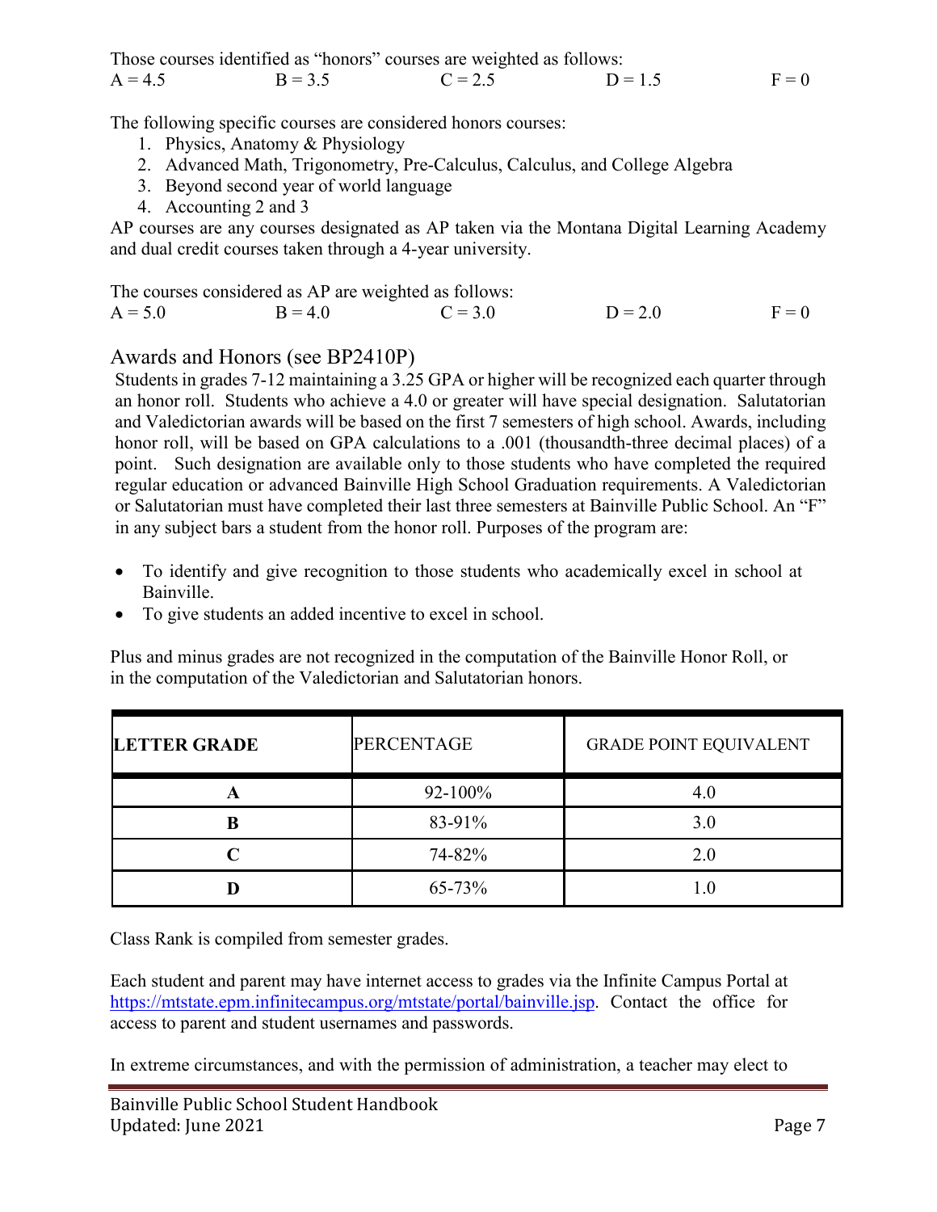Those courses identified as "honors" courses are weighted as follows:

A = 4.5    B = 3.5    C = 2.5    D = 1.5    F = 0

The following specific courses are considered honors courses:

1. Physics, Anatomy & Physiology
2. Advanced Math, Trigonometry, Pre-Calculus, Calculus, and College Algebra
3. Beyond second year of world language
4. Accounting 2 and 3

AP courses are any courses designated as AP taken via the Montana Digital Learning Academy and dual credit courses taken through a 4-year university.

The courses considered as AP are weighted as follows:

A = 5.0    B = 4.0    C = 3.0    D = 2.0    F = 0

## Awards and Honors (see BP2410P)

Students in grades 7-12 maintaining a 3.25 GPA or higher will be recognized each quarter through an honor roll. Students who achieve a 4.0 or greater will have special designation. Salutatorian and Valedictorian awards will be based on the first 7 semesters of high school. Awards, including honor roll, will be based on GPA calculations to a .001 (thousandth-three decimal places) of a point. Such designation are available only to those students who have completed the required regular education or advanced Bainville High School Graduation requirements. A Valedictorian or Salutatorian must have completed their last three semesters at Bainville Public School. An "F" in any subject bars a student from the honor roll. Purposes of the program are:

- To identify and give recognition to those students who academically excel in school at Bainville.
- To give students an added incentive to excel in school.

Plus and minus grades are not recognized in the computation of the Bainville Honor Roll, or in the computation of the Valedictorian and Salutatorian honors.

| **LETTER GRADE** | PERCENTAGE | GRADE POINT EQUIVALENT |
|---|---|---|
| **A** | 92-100% | 4.0 |
| **B** | 83-91% | 3.0 |
| **C** | 74-82% | 2.0 |
| **D** | 65-73% | 1.0 |

Class Rank is compiled from semester grades.

Each student and parent may have internet access to grades via the Infinite Campus Portal at https://mtstate.epm.infinitecampus.org/mtstate/portal/bainville.jsp. Contact the office for access to parent and student usernames and passwords.

In extreme circumstances, and with the permission of administration, a teacher may elect to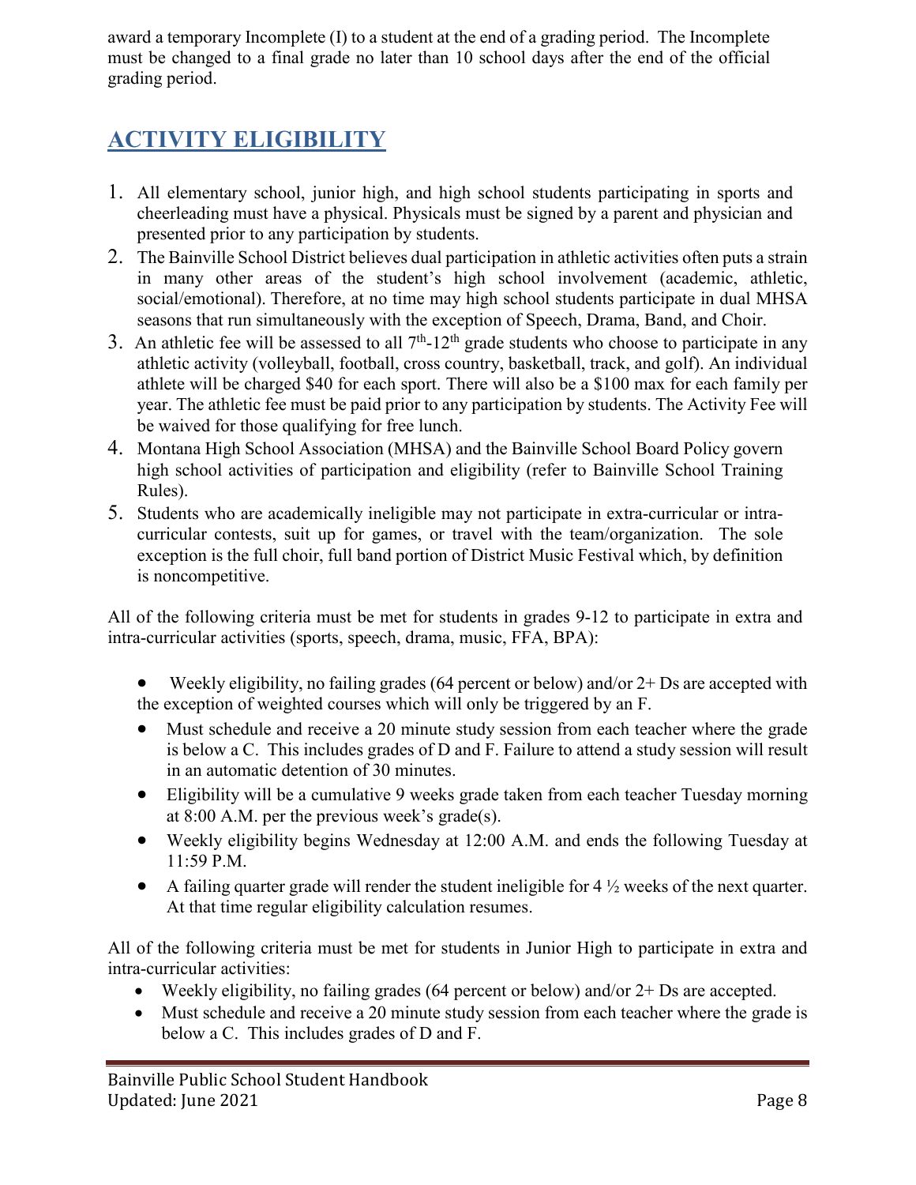award a temporary Incomplete (I) to a student at the end of a grading period. The Incomplete must be changed to a final grade no later than 10 school days after the end of the official grading period.

## ACTIVITY ELIGIBILITY

1. All elementary school, junior high, and high school students participating in sports and cheerleading must have a physical. Physicals must be signed by a parent and physician and presented prior to any participation by students.
2. The Bainville School District believes dual participation in athletic activities often puts a strain in many other areas of the student's high school involvement (academic, athletic, social/emotional). Therefore, at no time may high school students participate in dual MHSA seasons that run simultaneously with the exception of Speech, Drama, Band, and Choir.
3. An athletic fee will be assessed to all 7th-12th grade students who choose to participate in any athletic activity (volleyball, football, cross country, basketball, track, and golf). An individual athlete will be charged $40 for each sport. There will also be a $100 max for each family per year. The athletic fee must be paid prior to any participation by students. The Activity Fee will be waived for those qualifying for free lunch.
4. Montana High School Association (MHSA) and the Bainville School Board Policy govern high school activities of participation and eligibility (refer to Bainville School Training Rules).
5. Students who are academically ineligible may not participate in extra-curricular or intra-curricular contests, suit up for games, or travel with the team/organization. The sole exception is the full choir, full band portion of District Music Festival which, by definition is noncompetitive.

All of the following criteria must be met for students in grades 9-12 to participate in extra and intra-curricular activities (sports, speech, drama, music, FFA, BPA):

- Weekly eligibility, no failing grades (64 percent or below) and/or 2+ Ds are accepted with the exception of weighted courses which will only be triggered by an F.
- Must schedule and receive a 20 minute study session from each teacher where the grade is below a C. This includes grades of D and F. Failure to attend a study session will result in an automatic detention of 30 minutes.
- Eligibility will be a cumulative 9 weeks grade taken from each teacher Tuesday morning at 8:00 A.M. per the previous week's grade(s).
- Weekly eligibility begins Wednesday at 12:00 A.M. and ends the following Tuesday at 11:59 P.M.
- A failing quarter grade will render the student ineligible for 4 ½ weeks of the next quarter. At that time regular eligibility calculation resumes.

All of the following criteria must be met for students in Junior High to participate in extra and intra-curricular activities:

- Weekly eligibility, no failing grades (64 percent or below) and/or 2+ Ds are accepted.
- Must schedule and receive a 20 minute study session from each teacher where the grade is below a C. This includes grades of D and F.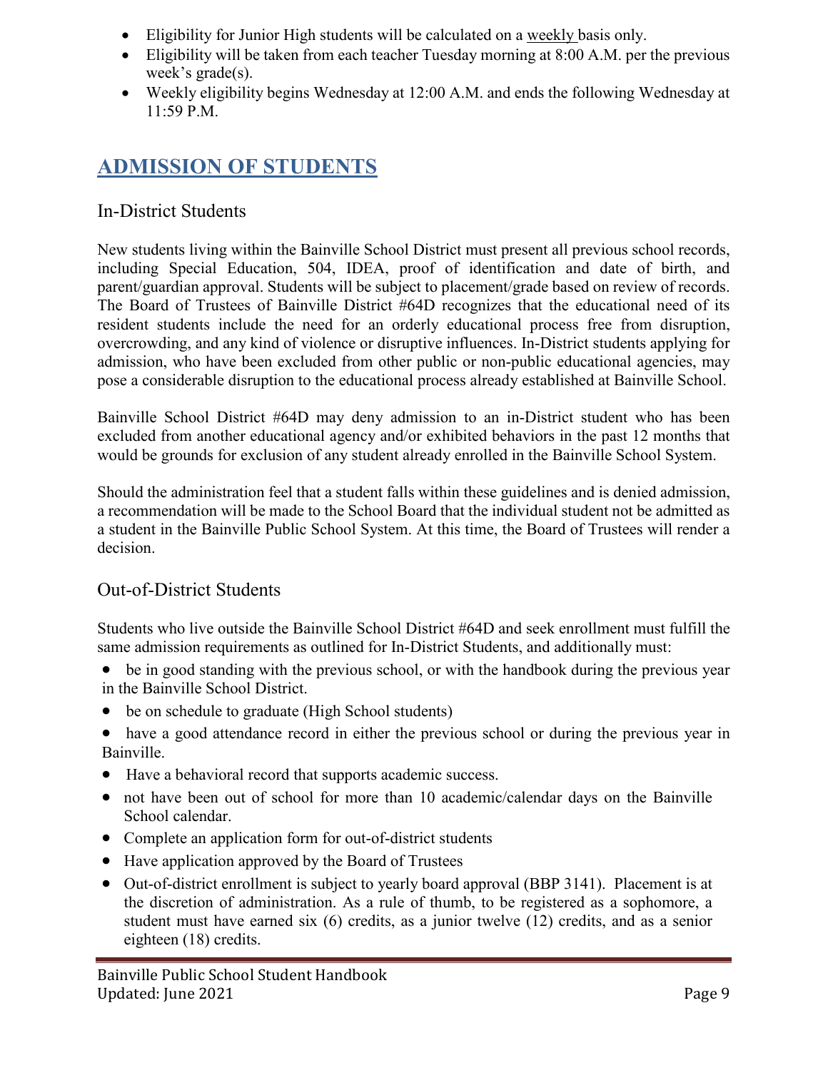- Eligibility for Junior High students will be calculated on a <u>weekly</u> basis only.
- Eligibility will be taken from each teacher Tuesday morning at 8:00 A.M. per the previous week's grade(s).
- Weekly eligibility begins Wednesday at 12:00 A.M. and ends the following Wednesday at 11:59 P.M.

# ADMISSION OF STUDENTS

## In-District Students

New students living within the Bainville School District must present all previous school records, including Special Education, 504, IDEA, proof of identification and date of birth, and parent/guardian approval. Students will be subject to placement/grade based on review of records. The Board of Trustees of Bainville District #64D recognizes that the educational need of its resident students include the need for an orderly educational process free from disruption, overcrowding, and any kind of violence or disruptive influences. In-District students applying for admission, who have been excluded from other public or non-public educational agencies, may pose a considerable disruption to the educational process already established at Bainville School.

Bainville School District #64D may deny admission to an in-District student who has been excluded from another educational agency and/or exhibited behaviors in the past 12 months that would be grounds for exclusion of any student already enrolled in the Bainville School System.

Should the administration feel that a student falls within these guidelines and is denied admission, a recommendation will be made to the School Board that the individual student not be admitted as a student in the Bainville Public School System. At this time, the Board of Trustees will render a decision.

## Out-of-District Students

Students who live outside the Bainville School District #64D and seek enrollment must fulfill the same admission requirements as outlined for In-District Students, and additionally must:

- be in good standing with the previous school, or with the handbook during the previous year in the Bainville School District.
- be on schedule to graduate (High School students)
- have a good attendance record in either the previous school or during the previous year in Bainville.
- Have a behavioral record that supports academic success.
- not have been out of school for more than 10 academic/calendar days on the Bainville School calendar.
- Complete an application form for out-of-district students
- Have application approved by the Board of Trustees
- Out-of-district enrollment is subject to yearly board approval (BBP 3141). Placement is at the discretion of administration. As a rule of thumb, to be registered as a sophomore, a student must have earned six (6) credits, as a junior twelve (12) credits, and as a senior eighteen (18) credits.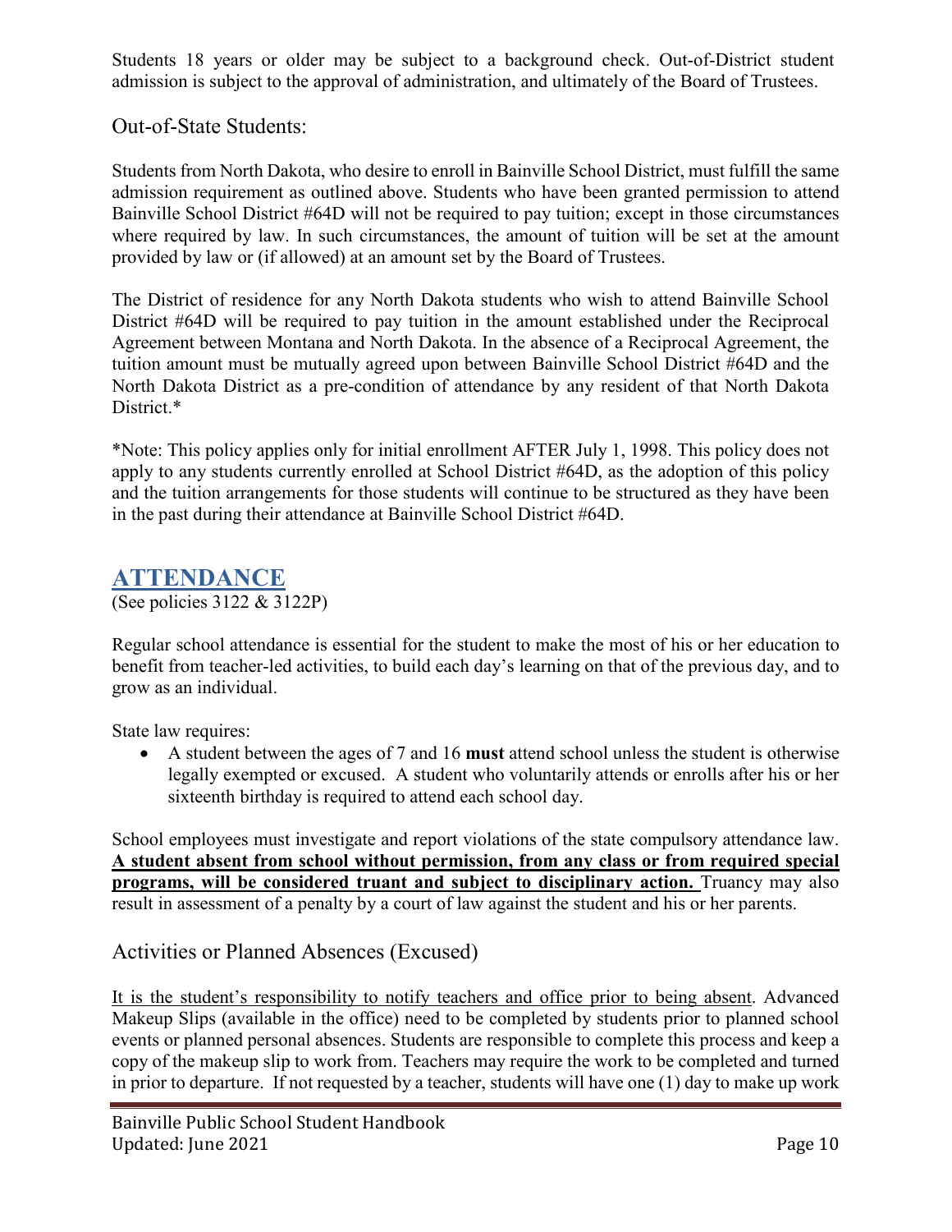Students 18 years or older may be subject to a background check. Out-of-District student admission is subject to the approval of administration, and ultimately of the Board of Trustees.

### Out-of-State Students:

Students from North Dakota, who desire to enroll in Bainville School District, must fulfill the same admission requirement as outlined above. Students who have been granted permission to attend Bainville School District #64D will not be required to pay tuition; except in those circumstances where required by law. In such circumstances, the amount of tuition will be set at the amount provided by law or (if allowed) at an amount set by the Board of Trustees.

The District of residence for any North Dakota students who wish to attend Bainville School District #64D will be required to pay tuition in the amount established under the Reciprocal Agreement between Montana and North Dakota. In the absence of a Reciprocal Agreement, the tuition amount must be mutually agreed upon between Bainville School District #64D and the North Dakota District as a pre-condition of attendance by any resident of that North Dakota District.*

*Note: This policy applies only for initial enrollment AFTER July 1, 1998. This policy does not apply to any students currently enrolled at School District #64D, as the adoption of this policy and the tuition arrangements for those students will continue to be structured as they have been in the past during their attendance at Bainville School District #64D.

## ATTENDANCE

(See policies 3122 & 3122P)

Regular school attendance is essential for the student to make the most of his or her education to benefit from teacher-led activities, to build each day's learning on that of the previous day, and to grow as an individual.

State law requires:

- A student between the ages of 7 and 16 **must** attend school unless the student is otherwise legally exempted or excused. A student who voluntarily attends or enrolls after his or her sixteenth birthday is required to attend each school day.

School employees must investigate and report violations of the state compulsory attendance law. **A student absent from school without permission, from any class or from required special programs, will be considered truant and subject to disciplinary action.** Truancy may also result in assessment of a penalty by a court of law against the student and his or her parents.

### Activities or Planned Absences (Excused)

It is the student's responsibility to notify teachers and office prior to being absent. Advanced Makeup Slips (available in the office) need to be completed by students prior to planned school events or planned personal absences. Students are responsible to complete this process and keep a copy of the makeup slip to work from. Teachers may require the work to be completed and turned in prior to departure. If not requested by a teacher, students will have one (1) day to make up work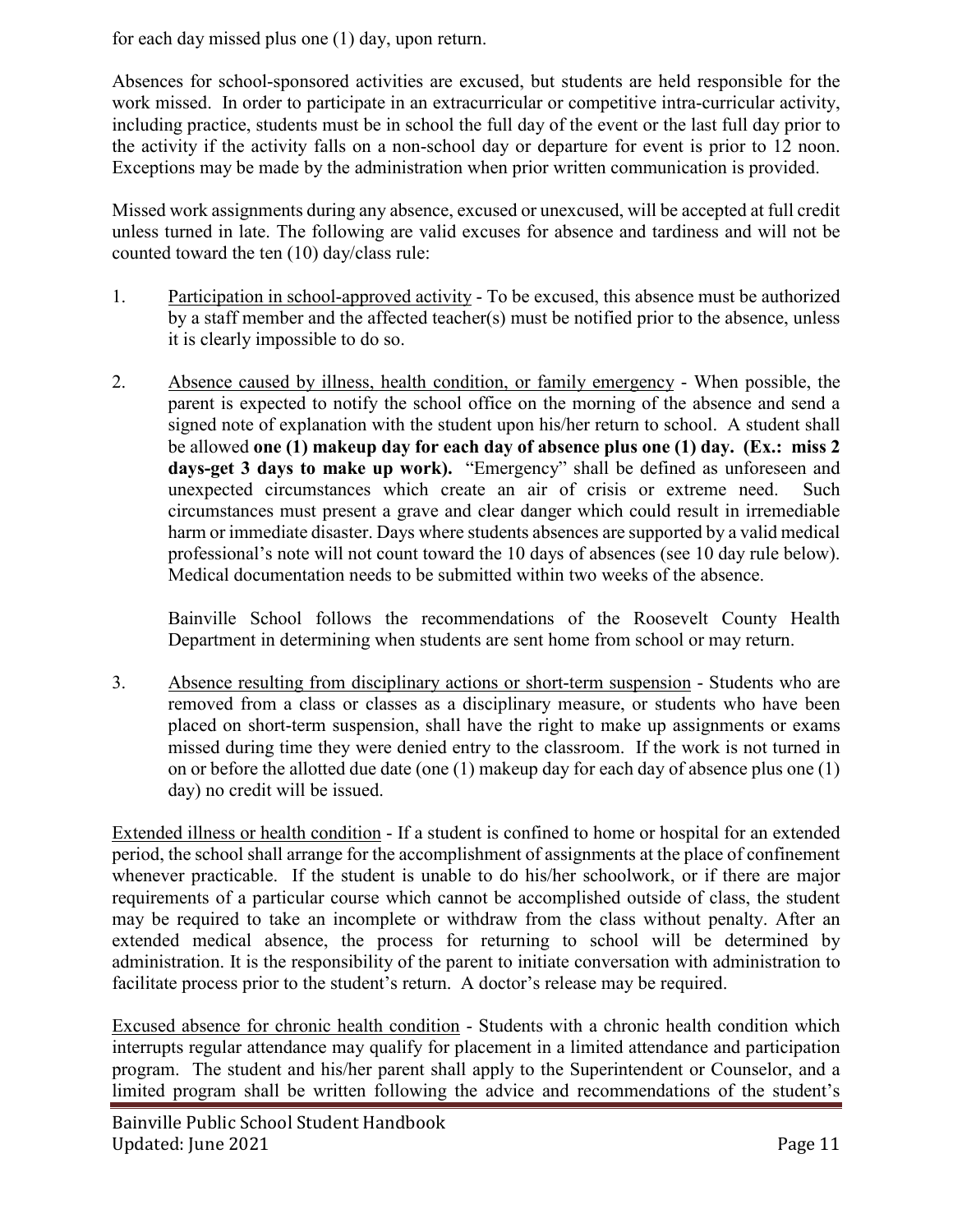for each day missed plus one (1) day, upon return.

Absences for school-sponsored activities are excused, but students are held responsible for the work missed. In order to participate in an extracurricular or competitive intra-curricular activity, including practice, students must be in school the full day of the event or the last full day prior to the activity if the activity falls on a non-school day or departure for event is prior to 12 noon. Exceptions may be made by the administration when prior written communication is provided.

Missed work assignments during any absence, excused or unexcused, will be accepted at full credit unless turned in late. The following are valid excuses for absence and tardiness and will not be counted toward the ten (10) day/class rule:

1. Participation in school-approved activity - To be excused, this absence must be authorized by a staff member and the affected teacher(s) must be notified prior to the absence, unless it is clearly impossible to do so.

2. Absence caused by illness, health condition, or family emergency - When possible, the parent is expected to notify the school office on the morning of the absence and send a signed note of explanation with the student upon his/her return to school. A student shall be allowed **one (1) makeup day for each day of absence plus one (1) day. (Ex.: miss 2 days-get 3 days to make up work).** "Emergency" shall be defined as unforeseen and unexpected circumstances which create an air of crisis or extreme need. Such circumstances must present a grave and clear danger which could result in irremediable harm or immediate disaster. Days where students absences are supported by a valid medical professional's note will not count toward the 10 days of absences (see 10 day rule below). Medical documentation needs to be submitted within two weeks of the absence.

   Bainville School follows the recommendations of the Roosevelt County Health Department in determining when students are sent home from school or may return.

3. Absence resulting from disciplinary actions or short-term suspension - Students who are removed from a class or classes as a disciplinary measure, or students who have been placed on short-term suspension, shall have the right to make up assignments or exams missed during time they were denied entry to the classroom. If the work is not turned in on or before the allotted due date (one (1) makeup day for each day of absence plus one (1) day) no credit will be issued.

Extended illness or health condition - If a student is confined to home or hospital for an extended period, the school shall arrange for the accomplishment of assignments at the place of confinement whenever practicable. If the student is unable to do his/her schoolwork, or if there are major requirements of a particular course which cannot be accomplished outside of class, the student may be required to take an incomplete or withdraw from the class without penalty. After an extended medical absence, the process for returning to school will be determined by administration. It is the responsibility of the parent to initiate conversation with administration to facilitate process prior to the student's return. A doctor's release may be required.

Excused absence for chronic health condition - Students with a chronic health condition which interrupts regular attendance may qualify for placement in a limited attendance and participation program. The student and his/her parent shall apply to the Superintendent or Counselor, and a limited program shall be written following the advice and recommendations of the student's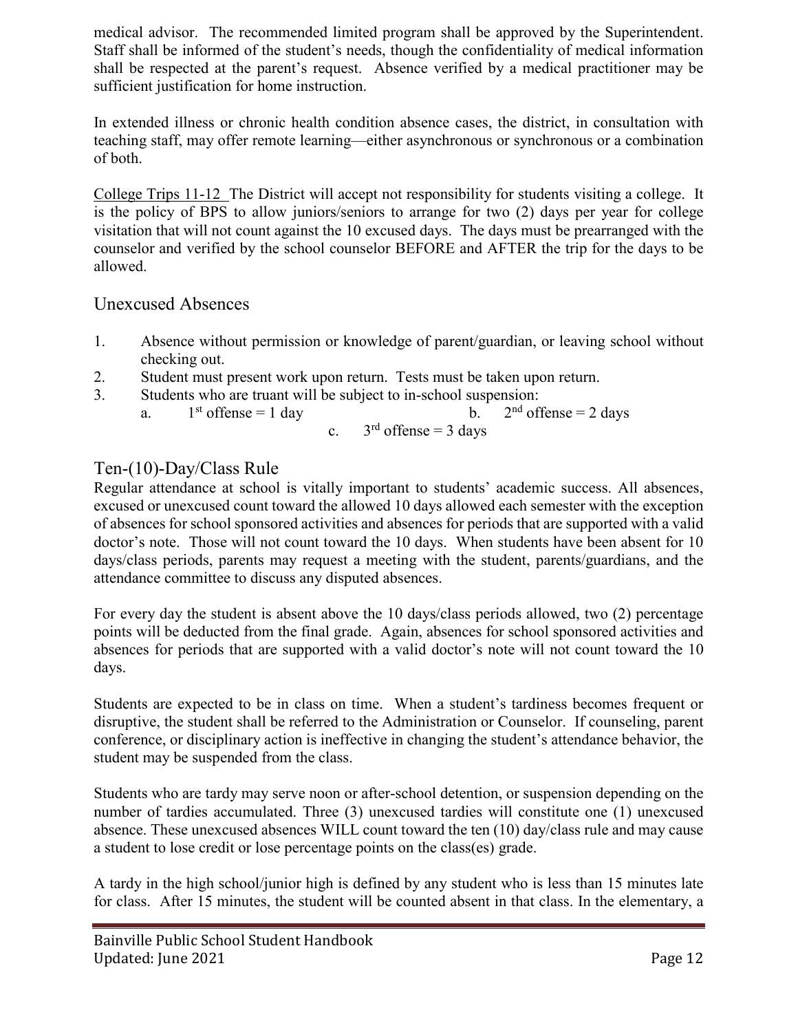medical advisor. The recommended limited program shall be approved by the Superintendent. Staff shall be informed of the student's needs, though the confidentiality of medical information shall be respected at the parent's request. Absence verified by a medical practitioner may be sufficient justification for home instruction.

In extended illness or chronic health condition absence cases, the district, in consultation with teaching staff, may offer remote learning—either asynchronous or synchronous or a combination of both.

College Trips 11-12 The District will accept not responsibility for students visiting a college. It is the policy of BPS to allow juniors/seniors to arrange for two (2) days per year for college visitation that will not count against the 10 excused days. The days must be prearranged with the counselor and verified by the school counselor BEFORE and AFTER the trip for the days to be allowed.

## Unexcused Absences

1. Absence without permission or knowledge of parent/guardian, or leaving school without checking out.
2. Student must present work upon return. Tests must be taken upon return.
3. Students who are truant will be subject to in-school suspension:
   a. 1st offense = 1 day
   b. 2nd offense = 2 days
   c. 3rd offense = 3 days

## Ten-(10)-Day/Class Rule

Regular attendance at school is vitally important to students' academic success. All absences, excused or unexcused count toward the allowed 10 days allowed each semester with the exception of absences for school sponsored activities and absences for periods that are supported with a valid doctor's note. Those will not count toward the 10 days. When students have been absent for 10 days/class periods, parents may request a meeting with the student, parents/guardians, and the attendance committee to discuss any disputed absences.

For every day the student is absent above the 10 days/class periods allowed, two (2) percentage points will be deducted from the final grade. Again, absences for school sponsored activities and absences for periods that are supported with a valid doctor's note will not count toward the 10 days.

Students are expected to be in class on time. When a student's tardiness becomes frequent or disruptive, the student shall be referred to the Administration or Counselor. If counseling, parent conference, or disciplinary action is ineffective in changing the student's attendance behavior, the student may be suspended from the class.

Students who are tardy may serve noon or after-school detention, or suspension depending on the number of tardies accumulated. Three (3) unexcused tardies will constitute one (1) unexcused absence. These unexcused absences WILL count toward the ten (10) day/class rule and may cause a student to lose credit or lose percentage points on the class(es) grade.

A tardy in the high school/junior high is defined by any student who is less than 15 minutes late for class. After 15 minutes, the student will be counted absent in that class. In the elementary, a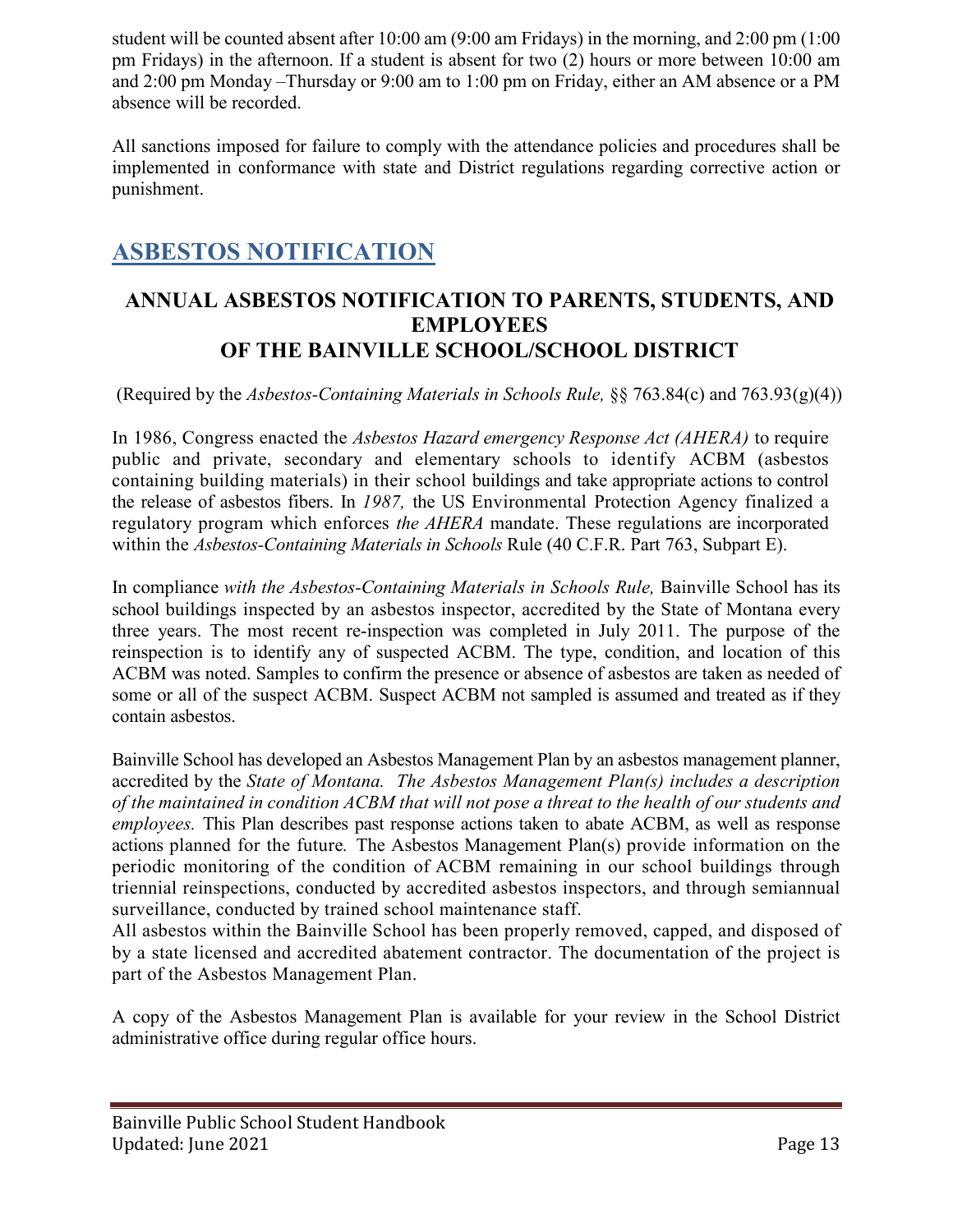student will be counted absent after 10:00 am (9:00 am Fridays) in the morning, and 2:00 pm (1:00 pm Fridays) in the afternoon. If a student is absent for two (2) hours or more between 10:00 am and 2:00 pm Monday –Thursday or 9:00 am to 1:00 pm on Friday, either an AM absence or a PM absence will be recorded.

All sanctions imposed for failure to comply with the attendance policies and procedures shall be implemented in conformance with state and District regulations regarding corrective action or punishment.

# ASBESTOS NOTIFICATION

## ANNUAL ASBESTOS NOTIFICATION TO PARENTS, STUDENTS, AND EMPLOYEES OF THE BAINVILLE SCHOOL/SCHOOL DISTRICT

(Required by the *Asbestos-Containing Materials in Schools Rule,* §§ 763.84(c) and 763.93(g)(4))

In 1986, Congress enacted the *Asbestos Hazard emergency Response Act (AHERA)* to require public and private, secondary and elementary schools to identify ACBM (asbestos containing building materials) in their school buildings and take appropriate actions to control the release of asbestos fibers. In *1987,* the US Environmental Protection Agency finalized a regulatory program which enforces *the AHERA* mandate. These regulations are incorporated within the *Asbestos-Containing Materials in Schools* Rule (40 C.F.R. Part 763, Subpart E).

In compliance *with the Asbestos-Containing Materials in Schools Rule,* Bainville School has its school buildings inspected by an asbestos inspector, accredited by the State of Montana every three years. The most recent re-inspection was completed in July 2011. The purpose of the reinspection is to identify any of suspected ACBM. The type, condition, and location of this ACBM was noted. Samples to confirm the presence or absence of asbestos are taken as needed of some or all of the suspect ACBM. Suspect ACBM not sampled is assumed and treated as if they contain asbestos.

Bainville School has developed an Asbestos Management Plan by an asbestos management planner, accredited by the *State of Montana. The Asbestos Management Plan(s) includes a description of the maintained in condition ACBM that will not pose a threat to the health of our students and employees.* This Plan describes past response actions taken to abate ACBM, as well as response actions planned for the future*.* The Asbestos Management Plan(s) provide information on the periodic monitoring of the condition of ACBM remaining in our school buildings through triennial reinspections, conducted by accredited asbestos inspectors, and through semiannual surveillance, conducted by trained school maintenance staff.
All asbestos within the Bainville School has been properly removed, capped, and disposed of by a state licensed and accredited abatement contractor. The documentation of the project is part of the Asbestos Management Plan.

A copy of the Asbestos Management Plan is available for your review in the School District administrative office during regular office hours.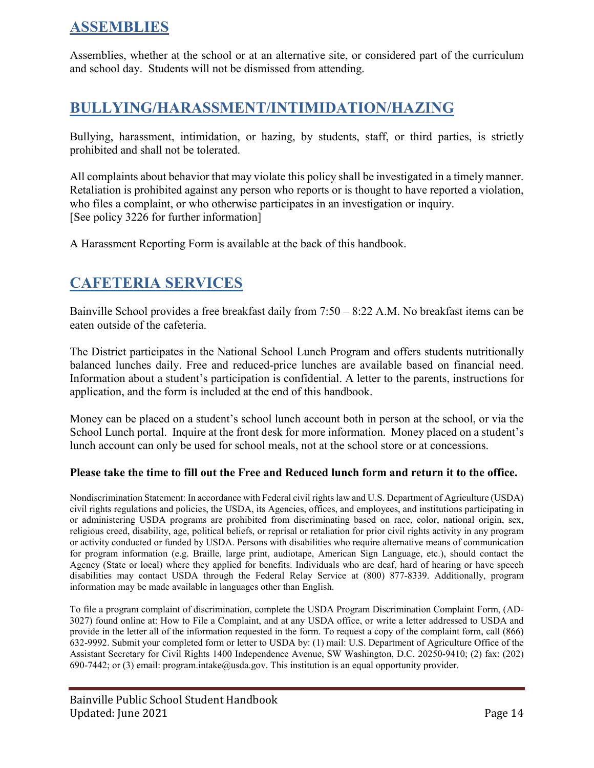## ASSEMBLIES

Assemblies, whether at the school or at an alternative site, or considered part of the curriculum and school day. Students will not be dismissed from attending.

## BULLYING/HARASSMENT/INTIMIDATION/HAZING

Bullying, harassment, intimidation, or hazing, by students, staff, or third parties, is strictly prohibited and shall not be tolerated.

All complaints about behavior that may violate this policy shall be investigated in a timely manner. Retaliation is prohibited against any person who reports or is thought to have reported a violation, who files a complaint, or who otherwise participates in an investigation or inquiry.
[See policy 3226 for further information]

A Harassment Reporting Form is available at the back of this handbook.

## CAFETERIA SERVICES

Bainville School provides a free breakfast daily from 7:50 – 8:22 A.M. No breakfast items can be eaten outside of the cafeteria.

The District participates in the National School Lunch Program and offers students nutritionally balanced lunches daily. Free and reduced-price lunches are available based on financial need. Information about a student's participation is confidential. A letter to the parents, instructions for application, and the form is included at the end of this handbook.

Money can be placed on a student's school lunch account both in person at the school, or via the School Lunch portal. Inquire at the front desk for more information. Money placed on a student's lunch account can only be used for school meals, not at the school store or at concessions.

**Please take the time to fill out the Free and Reduced lunch form and return it to the office.**

Nondiscrimination Statement: In accordance with Federal civil rights law and U.S. Department of Agriculture (USDA) civil rights regulations and policies, the USDA, its Agencies, offices, and employees, and institutions participating in or administering USDA programs are prohibited from discriminating based on race, color, national origin, sex, religious creed, disability, age, political beliefs, or reprisal or retaliation for prior civil rights activity in any program or activity conducted or funded by USDA. Persons with disabilities who require alternative means of communication for program information (e.g. Braille, large print, audiotape, American Sign Language, etc.), should contact the Agency (State or local) where they applied for benefits. Individuals who are deaf, hard of hearing or have speech disabilities may contact USDA through the Federal Relay Service at (800) 877-8339. Additionally, program information may be made available in languages other than English.

To file a program complaint of discrimination, complete the USDA Program Discrimination Complaint Form, (AD-3027) found online at: How to File a Complaint, and at any USDA office, or write a letter addressed to USDA and provide in the letter all of the information requested in the form. To request a copy of the complaint form, call (866) 632-9992. Submit your completed form or letter to USDA by: (1) mail: U.S. Department of Agriculture Office of the Assistant Secretary for Civil Rights 1400 Independence Avenue, SW Washington, D.C. 20250-9410; (2) fax: (202) 690-7442; or (3) email: program.intake@usda.gov. This institution is an equal opportunity provider.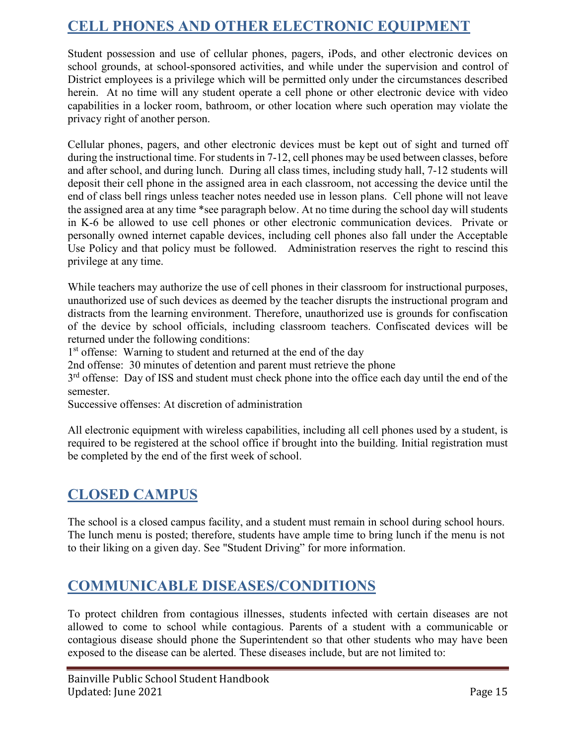## CELL PHONES AND OTHER ELECTRONIC EQUIPMENT

Student possession and use of cellular phones, pagers, iPods, and other electronic devices on school grounds, at school-sponsored activities, and while under the supervision and control of District employees is a privilege which will be permitted only under the circumstances described herein. At no time will any student operate a cell phone or other electronic device with video capabilities in a locker room, bathroom, or other location where such operation may violate the privacy right of another person.

Cellular phones, pagers, and other electronic devices must be kept out of sight and turned off during the instructional time. For students in 7-12, cell phones may be used between classes, before and after school, and during lunch. During all class times, including study hall, 7-12 students will deposit their cell phone in the assigned area in each classroom, not accessing the device until the end of class bell rings unless teacher notes needed use in lesson plans. Cell phone will not leave the assigned area at any time *see paragraph below. At no time during the school day will students in K-6 be allowed to use cell phones or other electronic communication devices. Private or personally owned internet capable devices, including cell phones also fall under the Acceptable Use Policy and that policy must be followed. Administration reserves the right to rescind this privilege at any time.

While teachers may authorize the use of cell phones in their classroom for instructional purposes, unauthorized use of such devices as deemed by the teacher disrupts the instructional program and distracts from the learning environment. Therefore, unauthorized use is grounds for confiscation of the device by school officials, including classroom teachers. Confiscated devices will be returned under the following conditions:

1st offense: Warning to student and returned at the end of the day
2nd offense: 30 minutes of detention and parent must retrieve the phone
3rd offense: Day of ISS and student must check phone into the office each day until the end of the semester.
Successive offenses: At discretion of administration

All electronic equipment with wireless capabilities, including all cell phones used by a student, is required to be registered at the school office if brought into the building. Initial registration must be completed by the end of the first week of school.

## CLOSED CAMPUS

The school is a closed campus facility, and a student must remain in school during school hours. The lunch menu is posted; therefore, students have ample time to bring lunch if the menu is not to their liking on a given day. See "Student Driving" for more information.

## COMMUNICABLE DISEASES/CONDITIONS

To protect children from contagious illnesses, students infected with certain diseases are not allowed to come to school while contagious. Parents of a student with a communicable or contagious disease should phone the Superintendent so that other students who may have been exposed to the disease can be alerted. These diseases include, but are not limited to: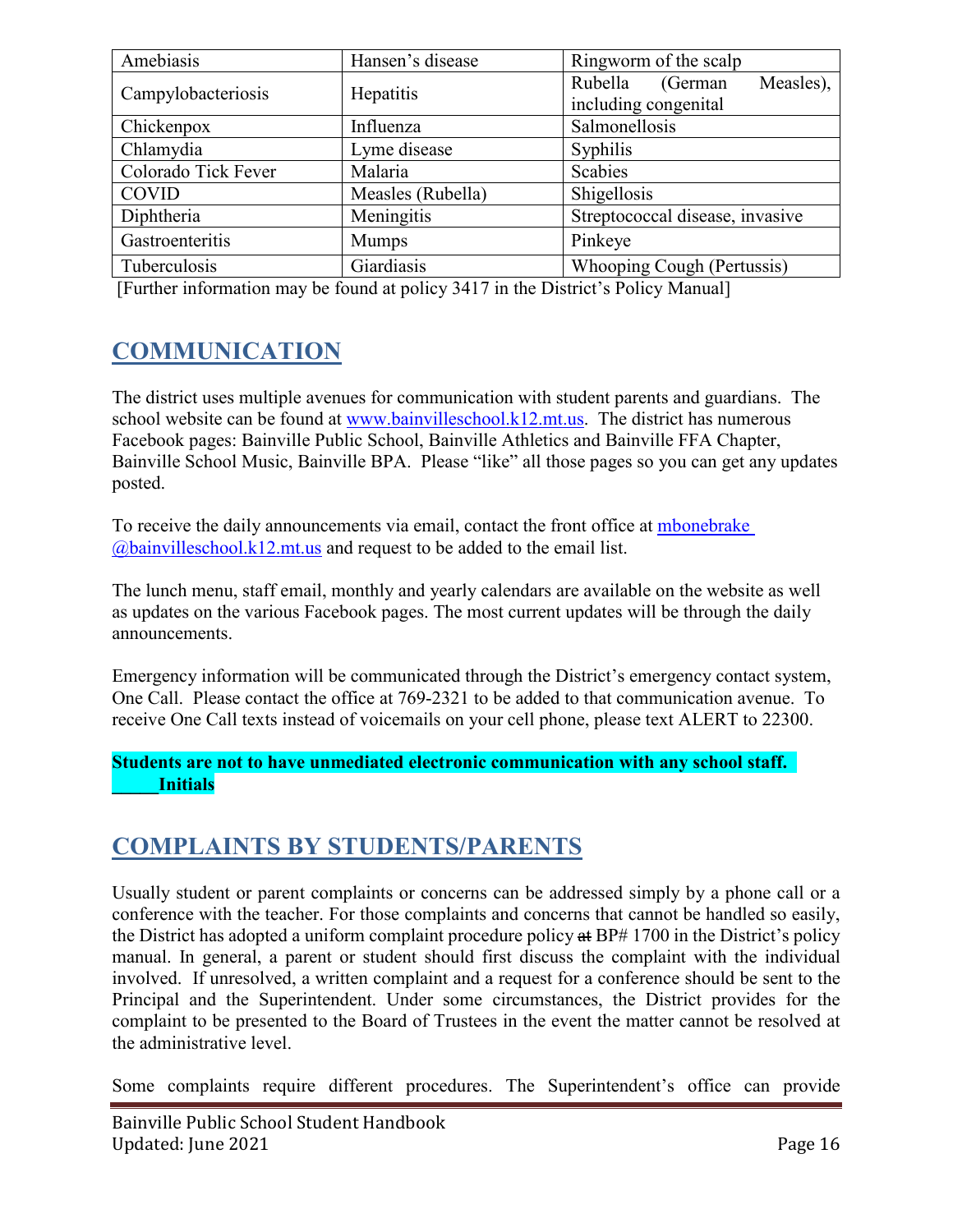| Amebiasis | Hansen's disease | Ringworm of the scalp |
|---|---|---|
| Campylobacteriosis | Hepatitis | Rubella (German Measles), including congenital |
| Chickenpox | Influenza | Salmonellosis |
| Chlamydia | Lyme disease | Syphilis |
| Colorado Tick Fever | Malaria | Scabies |
| COVID | Measles (Rubella) | Shigellosis |
| Diphtheria | Meningitis | Streptococcal disease, invasive |
| Gastroenteritis | Mumps | Pinkeye |
| Tuberculosis | Giardiasis | Whooping Cough (Pertussis) |

[Further information may be found at policy 3417 in the District's Policy Manual]

## COMMUNICATION

The district uses multiple avenues for communication with student parents and guardians. The school website can be found at www.bainvilleschool.k12.mt.us. The district has numerous Facebook pages: Bainville Public School, Bainville Athletics and Bainville FFA Chapter, Bainville School Music, Bainville BPA. Please "like" all those pages so you can get any updates posted.

To receive the daily announcements via email, contact the front office at mbonebrake @bainvilleschool.k12.mt.us and request to be added to the email list.

The lunch menu, staff email, monthly and yearly calendars are available on the website as well as updates on the various Facebook pages. The most current updates will be through the daily announcements.

Emergency information will be communicated through the District's emergency contact system, One Call. Please contact the office at 769-2321 to be added to that communication avenue. To receive One Call texts instead of voicemails on your cell phone, please text ALERT to 22300.

**Students are not to have unmediated electronic communication with any school staff.**
**_____Initials**

## COMPLAINTS BY STUDENTS/PARENTS

Usually student or parent complaints or concerns can be addressed simply by a phone call or a conference with the teacher. For those complaints and concerns that cannot be handled so easily, the District has adopted a uniform complaint procedure policy ~~at~~ BP# 1700 in the District's policy manual. In general, a parent or student should first discuss the complaint with the individual involved. If unresolved, a written complaint and a request for a conference should be sent to the Principal and the Superintendent. Under some circumstances, the District provides for the complaint to be presented to the Board of Trustees in the event the matter cannot be resolved at the administrative level.

Some complaints require different procedures. The Superintendent's office can provide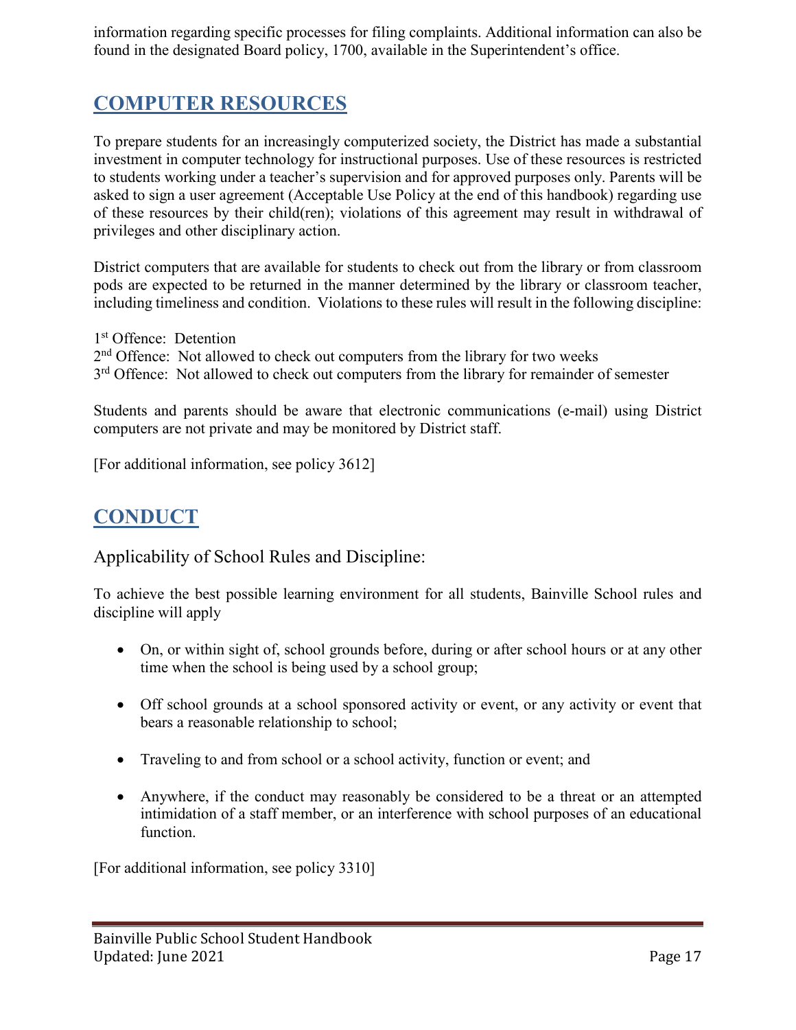information regarding specific processes for filing complaints. Additional information can also be found in the designated Board policy, 1700, available in the Superintendent's office.

## COMPUTER RESOURCES

To prepare students for an increasingly computerized society, the District has made a substantial investment in computer technology for instructional purposes. Use of these resources is restricted to students working under a teacher's supervision and for approved purposes only. Parents will be asked to sign a user agreement (Acceptable Use Policy at the end of this handbook) regarding use of these resources by their child(ren); violations of this agreement may result in withdrawal of privileges and other disciplinary action.

District computers that are available for students to check out from the library or from classroom pods are expected to be returned in the manner determined by the library or classroom teacher, including timeliness and condition. Violations to these rules will result in the following discipline:

1st Offence: Detention
2nd Offence: Not allowed to check out computers from the library for two weeks
3rd Offence: Not allowed to check out computers from the library for remainder of semester

Students and parents should be aware that electronic communications (e-mail) using District computers are not private and may be monitored by District staff.

[For additional information, see policy 3612]

## CONDUCT

### Applicability of School Rules and Discipline:

To achieve the best possible learning environment for all students, Bainville School rules and discipline will apply

- On, or within sight of, school grounds before, during or after school hours or at any other time when the school is being used by a school group;
- Off school grounds at a school sponsored activity or event, or any activity or event that bears a reasonable relationship to school;
- Traveling to and from school or a school activity, function or event; and
- Anywhere, if the conduct may reasonably be considered to be a threat or an attempted intimidation of a staff member, or an interference with school purposes of an educational function.

[For additional information, see policy 3310]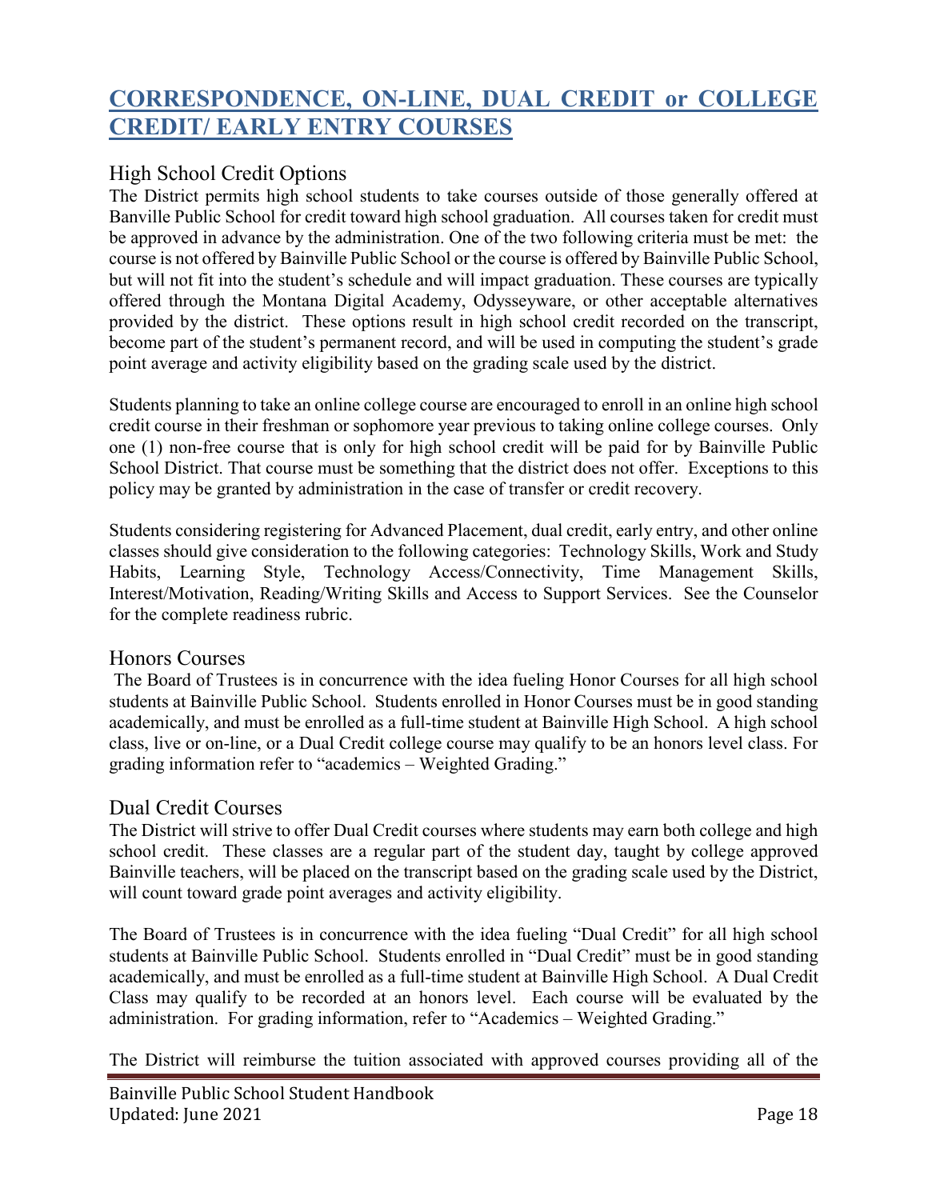# CORRESPONDENCE, ON-LINE, DUAL CREDIT or COLLEGE CREDIT/ EARLY ENTRY COURSES

## High School Credit Options

The District permits high school students to take courses outside of those generally offered at Banville Public School for credit toward high school graduation. All courses taken for credit must be approved in advance by the administration. One of the two following criteria must be met: the course is not offered by Bainville Public School or the course is offered by Bainville Public School, but will not fit into the student's schedule and will impact graduation. These courses are typically offered through the Montana Digital Academy, Odysseyware, or other acceptable alternatives provided by the district. These options result in high school credit recorded on the transcript, become part of the student's permanent record, and will be used in computing the student's grade point average and activity eligibility based on the grading scale used by the district.

Students planning to take an online college course are encouraged to enroll in an online high school credit course in their freshman or sophomore year previous to taking online college courses. Only one (1) non-free course that is only for high school credit will be paid for by Bainville Public School District. That course must be something that the district does not offer. Exceptions to this policy may be granted by administration in the case of transfer or credit recovery.

Students considering registering for Advanced Placement, dual credit, early entry, and other online classes should give consideration to the following categories: Technology Skills, Work and Study Habits, Learning Style, Technology Access/Connectivity, Time Management Skills, Interest/Motivation, Reading/Writing Skills and Access to Support Services. See the Counselor for the complete readiness rubric.

## Honors Courses

The Board of Trustees is in concurrence with the idea fueling Honor Courses for all high school students at Bainville Public School. Students enrolled in Honor Courses must be in good standing academically, and must be enrolled as a full-time student at Bainville High School. A high school class, live or on-line, or a Dual Credit college course may qualify to be an honors level class. For grading information refer to "academics – Weighted Grading."

## Dual Credit Courses

The District will strive to offer Dual Credit courses where students may earn both college and high school credit. These classes are a regular part of the student day, taught by college approved Bainville teachers, will be placed on the transcript based on the grading scale used by the District, will count toward grade point averages and activity eligibility.

The Board of Trustees is in concurrence with the idea fueling "Dual Credit" for all high school students at Bainville Public School. Students enrolled in "Dual Credit" must be in good standing academically, and must be enrolled as a full-time student at Bainville High School. A Dual Credit Class may qualify to be recorded at an honors level. Each course will be evaluated by the administration. For grading information, refer to "Academics – Weighted Grading."

The District will reimburse the tuition associated with approved courses providing all of the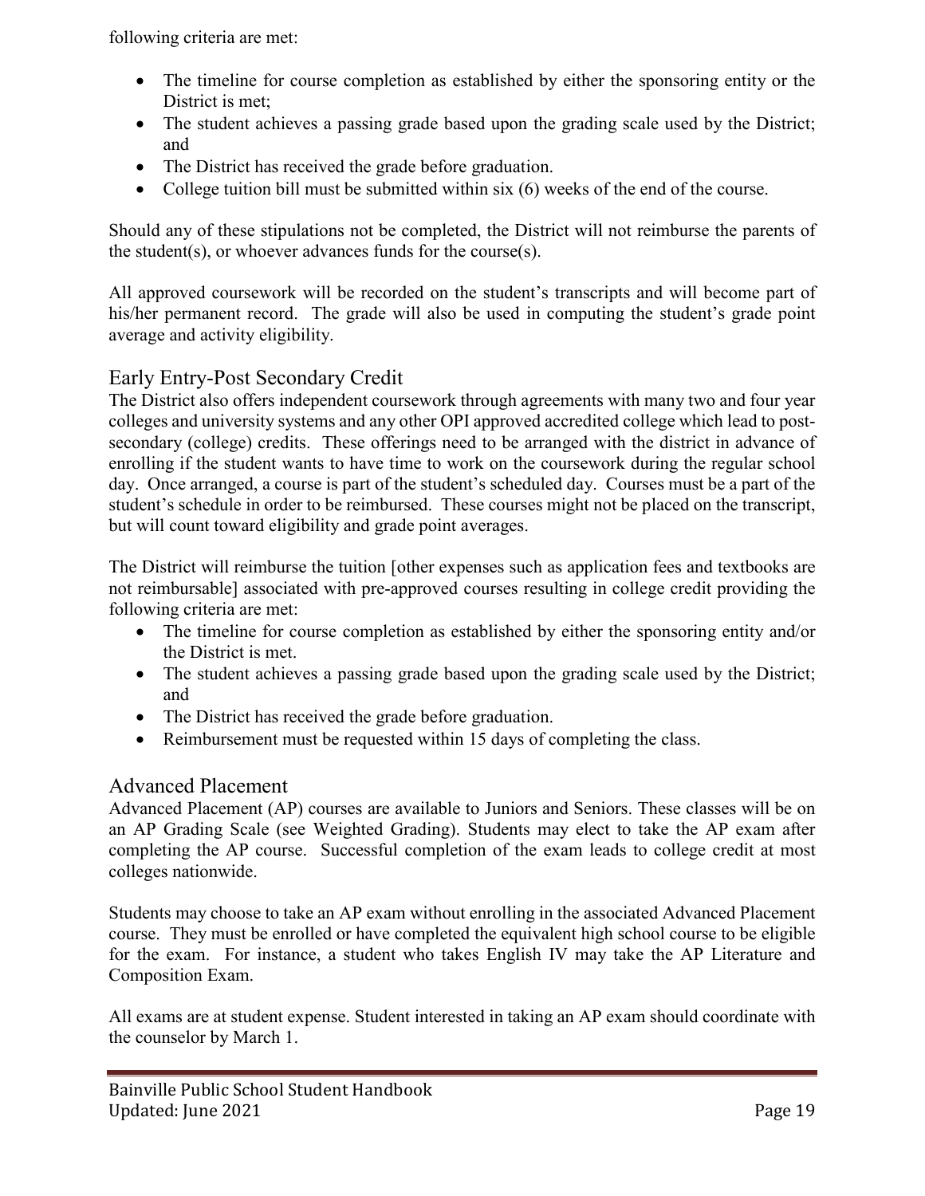following criteria are met:

- The timeline for course completion as established by either the sponsoring entity or the District is met;
- The student achieves a passing grade based upon the grading scale used by the District; and
- The District has received the grade before graduation.
- College tuition bill must be submitted within six (6) weeks of the end of the course.

Should any of these stipulations not be completed, the District will not reimburse the parents of the student(s), or whoever advances funds for the course(s).

All approved coursework will be recorded on the student's transcripts and will become part of his/her permanent record. The grade will also be used in computing the student's grade point average and activity eligibility.

## Early Entry-Post Secondary Credit

The District also offers independent coursework through agreements with many two and four year colleges and university systems and any other OPI approved accredited college which lead to post-secondary (college) credits. These offerings need to be arranged with the district in advance of enrolling if the student wants to have time to work on the coursework during the regular school day. Once arranged, a course is part of the student's scheduled day. Courses must be a part of the student's schedule in order to be reimbursed. These courses might not be placed on the transcript, but will count toward eligibility and grade point averages.

The District will reimburse the tuition [other expenses such as application fees and textbooks are not reimbursable] associated with pre-approved courses resulting in college credit providing the following criteria are met:

- The timeline for course completion as established by either the sponsoring entity and/or the District is met.
- The student achieves a passing grade based upon the grading scale used by the District; and
- The District has received the grade before graduation.
- Reimbursement must be requested within 15 days of completing the class.

## Advanced Placement

Advanced Placement (AP) courses are available to Juniors and Seniors. These classes will be on an AP Grading Scale (see Weighted Grading). Students may elect to take the AP exam after completing the AP course. Successful completion of the exam leads to college credit at most colleges nationwide.

Students may choose to take an AP exam without enrolling in the associated Advanced Placement course. They must be enrolled or have completed the equivalent high school course to be eligible for the exam. For instance, a student who takes English IV may take the AP Literature and Composition Exam.

All exams are at student expense. Student interested in taking an AP exam should coordinate with the counselor by March 1.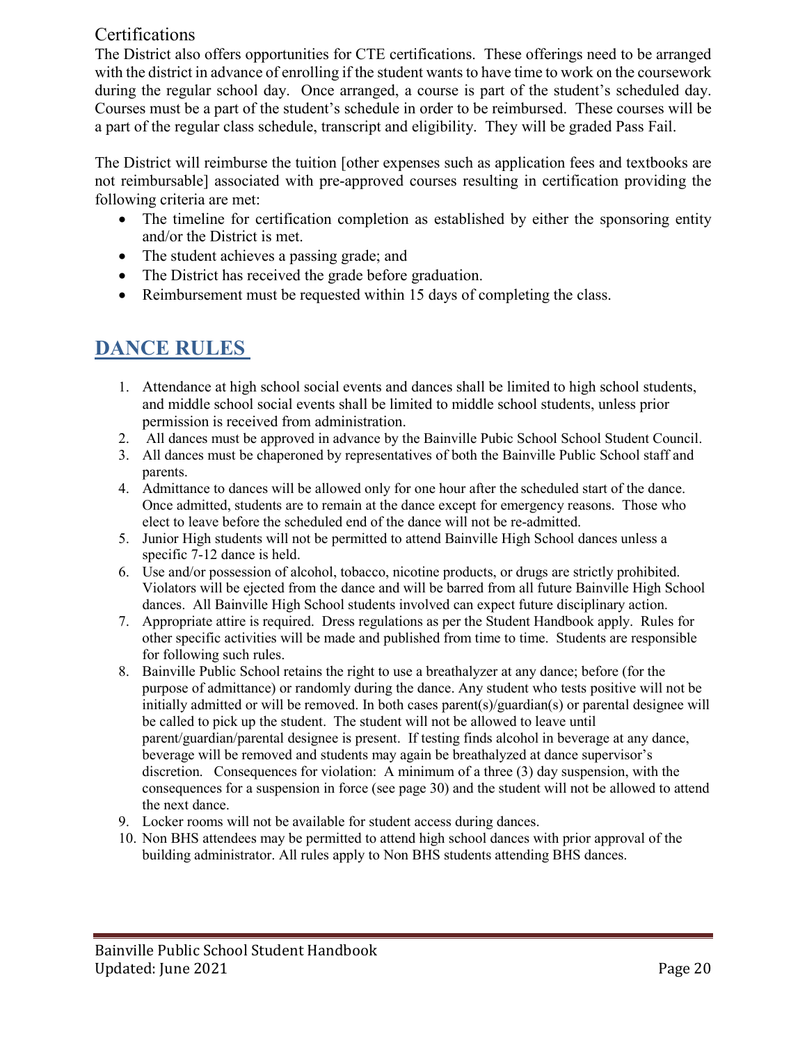## Certifications

The District also offers opportunities for CTE certifications. These offerings need to be arranged with the district in advance of enrolling if the student wants to have time to work on the coursework during the regular school day. Once arranged, a course is part of the student's scheduled day. Courses must be a part of the student's schedule in order to be reimbursed. These courses will be a part of the regular class schedule, transcript and eligibility. They will be graded Pass Fail.

The District will reimburse the tuition [other expenses such as application fees and textbooks are not reimbursable] associated with pre-approved courses resulting in certification providing the following criteria are met:

- The timeline for certification completion as established by either the sponsoring entity and/or the District is met.
- The student achieves a passing grade; and
- The District has received the grade before graduation.
- Reimbursement must be requested within 15 days of completing the class.

# DANCE RULES

1. Attendance at high school social events and dances shall be limited to high school students, and middle school social events shall be limited to middle school students, unless prior permission is received from administration.
2. All dances must be approved in advance by the Bainville Pubic School School Student Council.
3. All dances must be chaperoned by representatives of both the Bainville Public School staff and parents.
4. Admittance to dances will be allowed only for one hour after the scheduled start of the dance. Once admitted, students are to remain at the dance except for emergency reasons. Those who elect to leave before the scheduled end of the dance will not be re-admitted.
5. Junior High students will not be permitted to attend Bainville High School dances unless a specific 7-12 dance is held.
6. Use and/or possession of alcohol, tobacco, nicotine products, or drugs are strictly prohibited. Violators will be ejected from the dance and will be barred from all future Bainville High School dances. All Bainville High School students involved can expect future disciplinary action.
7. Appropriate attire is required. Dress regulations as per the Student Handbook apply. Rules for other specific activities will be made and published from time to time. Students are responsible for following such rules.
8. Bainville Public School retains the right to use a breathalyzer at any dance; before (for the purpose of admittance) or randomly during the dance. Any student who tests positive will not be initially admitted or will be removed. In both cases parent(s)/guardian(s) or parental designee will be called to pick up the student. The student will not be allowed to leave until parent/guardian/parental designee is present. If testing finds alcohol in beverage at any dance, beverage will be removed and students may again be breathalyzed at dance supervisor's discretion. Consequences for violation: A minimum of a three (3) day suspension, with the consequences for a suspension in force (see page 30) and the student will not be allowed to attend the next dance.
9. Locker rooms will not be available for student access during dances.
10. Non BHS attendees may be permitted to attend high school dances with prior approval of the building administrator. All rules apply to Non BHS students attending BHS dances.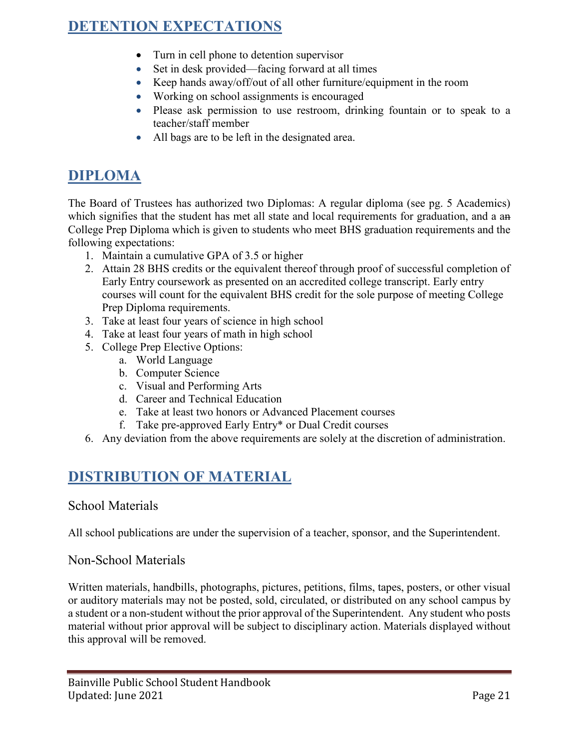## DETENTION EXPECTATIONS

- Turn in cell phone to detention supervisor
- Set in desk provided—facing forward at all times
- Keep hands away/off/out of all other furniture/equipment in the room
- Working on school assignments is encouraged
- Please ask permission to use restroom, drinking fountain or to speak to a teacher/staff member
- All bags are to be left in the designated area.

## DIPLOMA

The Board of Trustees has authorized two Diplomas: A regular diploma (see pg. 5 Academics) which signifies that the student has met all state and local requirements for graduation, and a ~~an~~ College Prep Diploma which is given to students who meet BHS graduation requirements and the following expectations:

1. Maintain a cumulative GPA of 3.5 or higher
2. Attain 28 BHS credits or the equivalent thereof through proof of successful completion of Early Entry coursework as presented on an accredited college transcript. Early entry courses will count for the equivalent BHS credit for the sole purpose of meeting College Prep Diploma requirements.
3. Take at least four years of science in high school
4. Take at least four years of math in high school
5. College Prep Elective Options:
   a. World Language
   b. Computer Science
   c. Visual and Performing Arts
   d. Career and Technical Education
   e. Take at least two honors or Advanced Placement courses
   f. Take pre-approved Early Entry* or Dual Credit courses
6. Any deviation from the above requirements are solely at the discretion of administration.

## DISTRIBUTION OF MATERIAL

### School Materials

All school publications are under the supervision of a teacher, sponsor, and the Superintendent.

### Non-School Materials

Written materials, handbills, photographs, pictures, petitions, films, tapes, posters, or other visual or auditory materials may not be posted, sold, circulated, or distributed on any school campus by a student or a non-student without the prior approval of the Superintendent. Any student who posts material without prior approval will be subject to disciplinary action. Materials displayed without this approval will be removed.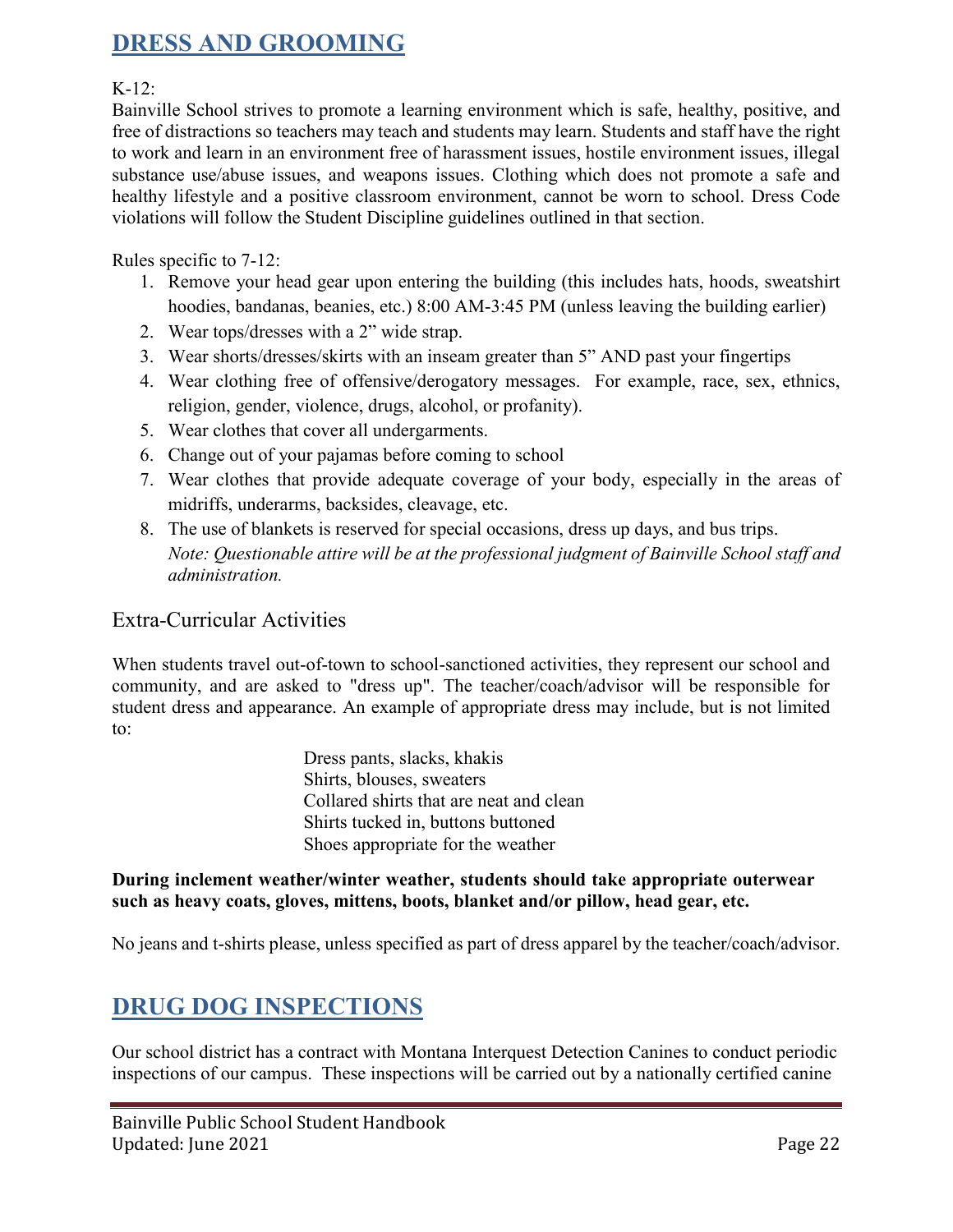# DRESS AND GROOMING

K-12:
Bainville School strives to promote a learning environment which is safe, healthy, positive, and free of distractions so teachers may teach and students may learn. Students and staff have the right to work and learn in an environment free of harassment issues, hostile environment issues, illegal substance use/abuse issues, and weapons issues. Clothing which does not promote a safe and healthy lifestyle and a positive classroom environment, cannot be worn to school. Dress Code violations will follow the Student Discipline guidelines outlined in that section.

Rules specific to 7-12:

1. Remove your head gear upon entering the building (this includes hats, hoods, sweatshirt hoodies, bandanas, beanies, etc.) 8:00 AM-3:45 PM (unless leaving the building earlier)
2. Wear tops/dresses with a 2" wide strap.
3. Wear shorts/dresses/skirts with an inseam greater than 5" AND past your fingertips
4. Wear clothing free of offensive/derogatory messages. For example, race, sex, ethnics, religion, gender, violence, drugs, alcohol, or profanity).
5. Wear clothes that cover all undergarments.
6. Change out of your pajamas before coming to school
7. Wear clothes that provide adequate coverage of your body, especially in the areas of midriffs, underarms, backsides, cleavage, etc.
8. The use of blankets is reserved for special occasions, dress up days, and bus trips.
   *Note: Questionable attire will be at the professional judgment of Bainville School staff and administration.*

## Extra-Curricular Activities

When students travel out-of-town to school-sanctioned activities, they represent our school and community, and are asked to "dress up". The teacher/coach/advisor will be responsible for student dress and appearance. An example of appropriate dress may include, but is not limited to:

Dress pants, slacks, khakis
Shirts, blouses, sweaters
Collared shirts that are neat and clean
Shirts tucked in, buttons buttoned
Shoes appropriate for the weather

**During inclement weather/winter weather, students should take appropriate outerwear such as heavy coats, gloves, mittens, boots, blanket and/or pillow, head gear, etc.**

No jeans and t-shirts please, unless specified as part of dress apparel by the teacher/coach/advisor.

# DRUG DOG INSPECTIONS

Our school district has a contract with Montana Interquest Detection Canines to conduct periodic inspections of our campus. These inspections will be carried out by a nationally certified canine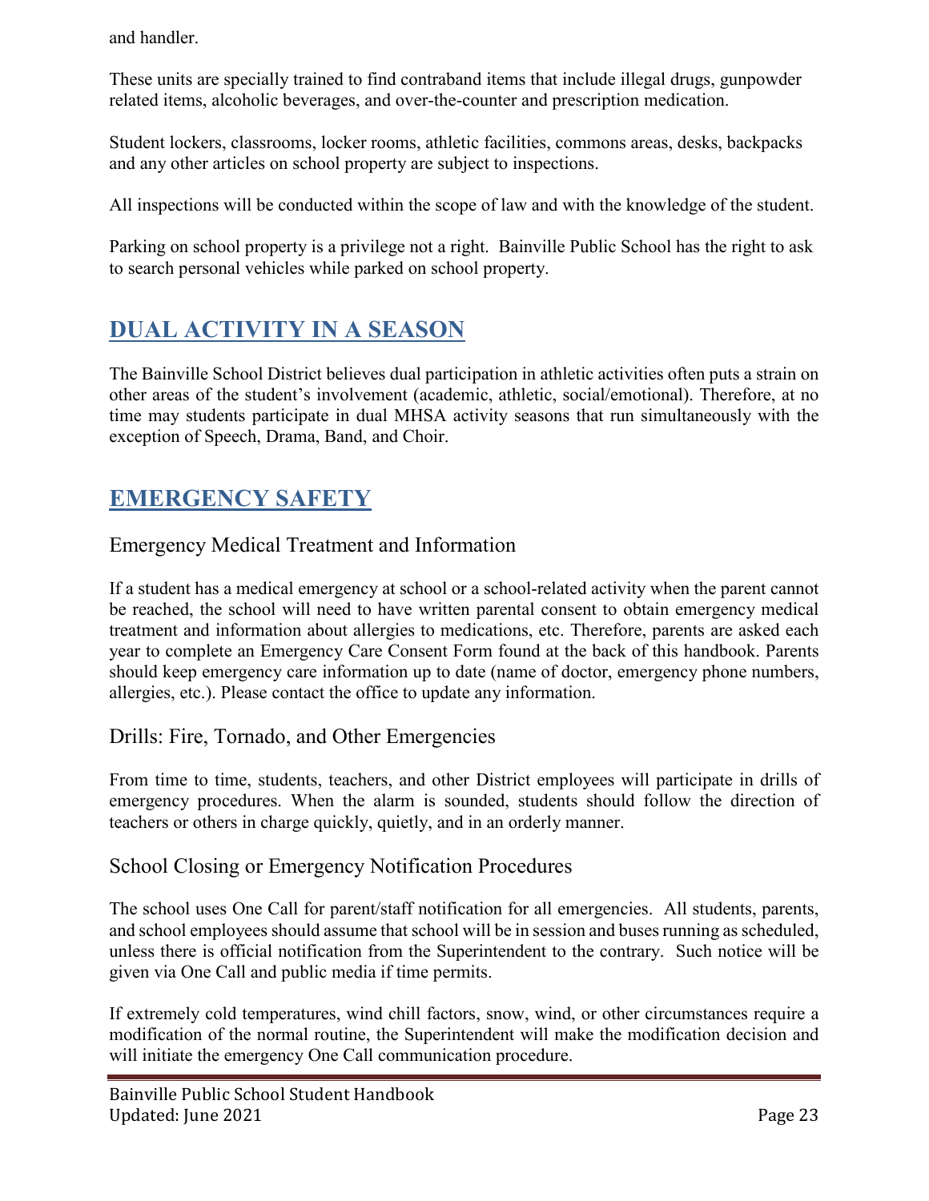and handler.

These units are specially trained to find contraband items that include illegal drugs, gunpowder related items, alcoholic beverages, and over-the-counter and prescription medication.

Student lockers, classrooms, locker rooms, athletic facilities, commons areas, desks, backpacks and any other articles on school property are subject to inspections.

All inspections will be conducted within the scope of law and with the knowledge of the student.

Parking on school property is a privilege not a right. Bainville Public School has the right to ask to search personal vehicles while parked on school property.

# DUAL ACTIVITY IN A SEASON

The Bainville School District believes dual participation in athletic activities often puts a strain on other areas of the student's involvement (academic, athletic, social/emotional). Therefore, at no time may students participate in dual MHSA activity seasons that run simultaneously with the exception of Speech, Drama, Band, and Choir.

# EMERGENCY SAFETY

## Emergency Medical Treatment and Information

If a student has a medical emergency at school or a school-related activity when the parent cannot be reached, the school will need to have written parental consent to obtain emergency medical treatment and information about allergies to medications, etc. Therefore, parents are asked each year to complete an Emergency Care Consent Form found at the back of this handbook. Parents should keep emergency care information up to date (name of doctor, emergency phone numbers, allergies, etc.). Please contact the office to update any information.

## Drills: Fire, Tornado, and Other Emergencies

From time to time, students, teachers, and other District employees will participate in drills of emergency procedures. When the alarm is sounded, students should follow the direction of teachers or others in charge quickly, quietly, and in an orderly manner.

## School Closing or Emergency Notification Procedures

The school uses One Call for parent/staff notification for all emergencies. All students, parents, and school employees should assume that school will be in session and buses running as scheduled, unless there is official notification from the Superintendent to the contrary. Such notice will be given via One Call and public media if time permits.

If extremely cold temperatures, wind chill factors, snow, wind, or other circumstances require a modification of the normal routine, the Superintendent will make the modification decision and will initiate the emergency One Call communication procedure.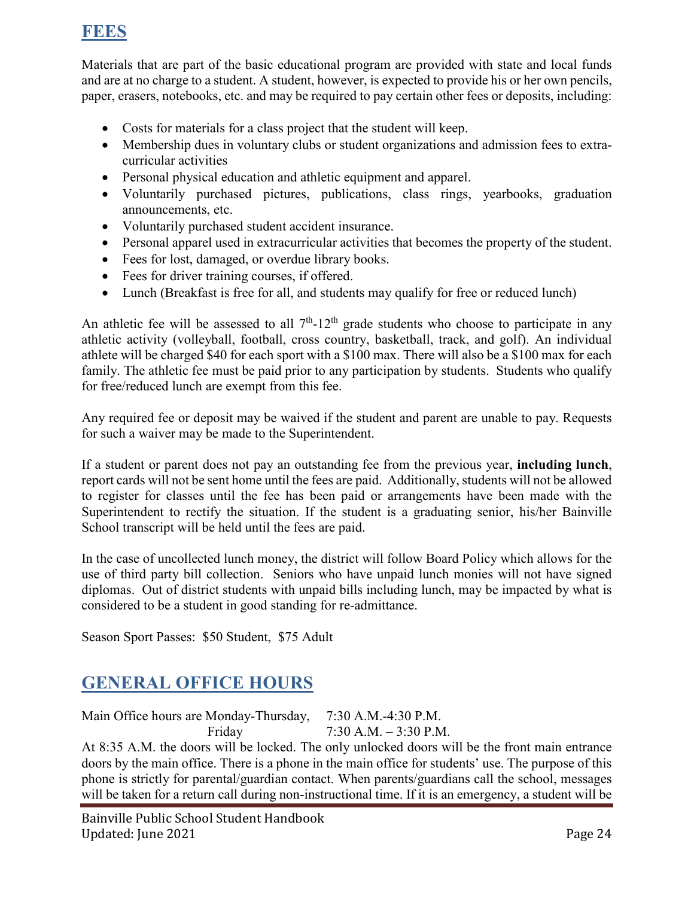## FEES

Materials that are part of the basic educational program are provided with state and local funds and are at no charge to a student. A student, however, is expected to provide his or her own pencils, paper, erasers, notebooks, etc. and may be required to pay certain other fees or deposits, including:

- Costs for materials for a class project that the student will keep.
- Membership dues in voluntary clubs or student organizations and admission fees to extra-curricular activities
- Personal physical education and athletic equipment and apparel.
- Voluntarily purchased pictures, publications, class rings, yearbooks, graduation announcements, etc.
- Voluntarily purchased student accident insurance.
- Personal apparel used in extracurricular activities that becomes the property of the student.
- Fees for lost, damaged, or overdue library books.
- Fees for driver training courses, if offered.
- Lunch (Breakfast is free for all, and students may qualify for free or reduced lunch)

An athletic fee will be assessed to all 7th-12th grade students who choose to participate in any athletic activity (volleyball, football, cross country, basketball, track, and golf). An individual athlete will be charged $40 for each sport with a $100 max. There will also be a $100 max for each family. The athletic fee must be paid prior to any participation by students. Students who qualify for free/reduced lunch are exempt from this fee.

Any required fee or deposit may be waived if the student and parent are unable to pay. Requests for such a waiver may be made to the Superintendent.

If a student or parent does not pay an outstanding fee from the previous year, **including lunch**, report cards will not be sent home until the fees are paid. Additionally, students will not be allowed to register for classes until the fee has been paid or arrangements have been made with the Superintendent to rectify the situation. If the student is a graduating senior, his/her Bainville School transcript will be held until the fees are paid.

In the case of uncollected lunch money, the district will follow Board Policy which allows for the use of third party bill collection. Seniors who have unpaid lunch monies will not have signed diplomas. Out of district students with unpaid bills including lunch, may be impacted by what is considered to be a student in good standing for re-admittance.

Season Sport Passes: $50 Student, $75 Adult

## GENERAL OFFICE HOURS

Main Office hours are Monday-Thursday, 7:30 A.M.-4:30 P.M.
Friday 7:30 A.M. – 3:30 P.M.

At 8:35 A.M. the doors will be locked. The only unlocked doors will be the front main entrance doors by the main office. There is a phone in the main office for students' use. The purpose of this phone is strictly for parental/guardian contact. When parents/guardians call the school, messages will be taken for a return call during non-instructional time. If it is an emergency, a student will be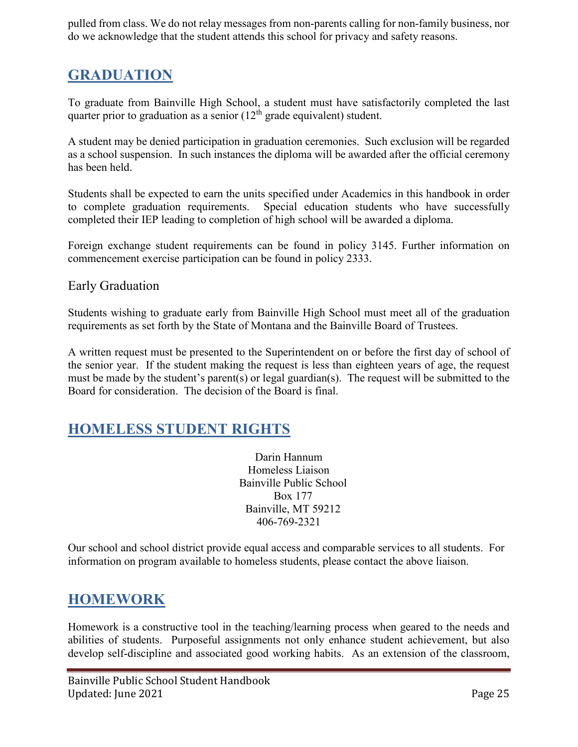pulled from class. We do not relay messages from non-parents calling for non-family business, nor do we acknowledge that the student attends this school for privacy and safety reasons.

## GRADUATION

To graduate from Bainville High School, a student must have satisfactorily completed the last quarter prior to graduation as a senior ($12^{th}$ grade equivalent) student.

A student may be denied participation in graduation ceremonies. Such exclusion will be regarded as a school suspension. In such instances the diploma will be awarded after the official ceremony has been held.

Students shall be expected to earn the units specified under Academics in this handbook in order to complete graduation requirements. Special education students who have successfully completed their IEP leading to completion of high school will be awarded a diploma.

Foreign exchange student requirements can be found in policy 3145. Further information on commencement exercise participation can be found in policy 2333.

### Early Graduation

Students wishing to graduate early from Bainville High School must meet all of the graduation requirements as set forth by the State of Montana and the Bainville Board of Trustees.

A written request must be presented to the Superintendent on or before the first day of school of the senior year. If the student making the request is less than eighteen years of age, the request must be made by the student's parent(s) or legal guardian(s). The request will be submitted to the Board for consideration. The decision of the Board is final.

## HOMELESS STUDENT RIGHTS

Darin Hannum
Homeless Liaison
Bainville Public School
Box 177
Bainville, MT 59212
406-769-2321

Our school and school district provide equal access and comparable services to all students. For information on program available to homeless students, please contact the above liaison.

## HOMEWORK

Homework is a constructive tool in the teaching/learning process when geared to the needs and abilities of students. Purposeful assignments not only enhance student achievement, but also develop self-discipline and associated good working habits. As an extension of the classroom,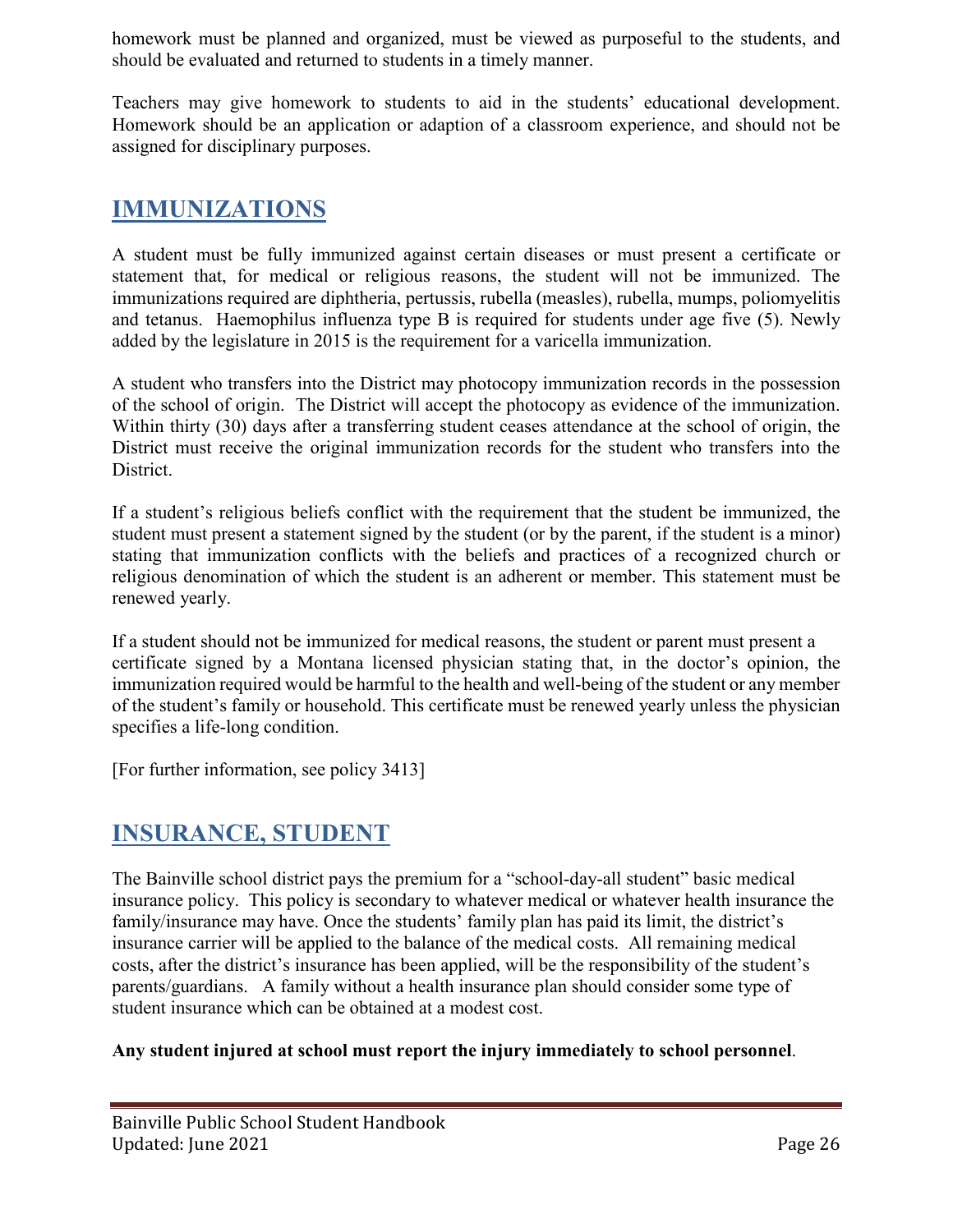homework must be planned and organized, must be viewed as purposeful to the students, and should be evaluated and returned to students in a timely manner.

Teachers may give homework to students to aid in the students' educational development. Homework should be an application or adaption of a classroom experience, and should not be assigned for disciplinary purposes.

## IMMUNIZATIONS

A student must be fully immunized against certain diseases or must present a certificate or statement that, for medical or religious reasons, the student will not be immunized. The immunizations required are diphtheria, pertussis, rubella (measles), rubella, mumps, poliomyelitis and tetanus. Haemophilus influenza type B is required for students under age five (5). Newly added by the legislature in 2015 is the requirement for a varicella immunization.

A student who transfers into the District may photocopy immunization records in the possession of the school of origin. The District will accept the photocopy as evidence of the immunization. Within thirty (30) days after a transferring student ceases attendance at the school of origin, the District must receive the original immunization records for the student who transfers into the District.

If a student's religious beliefs conflict with the requirement that the student be immunized, the student must present a statement signed by the student (or by the parent, if the student is a minor) stating that immunization conflicts with the beliefs and practices of a recognized church or religious denomination of which the student is an adherent or member. This statement must be renewed yearly.

If a student should not be immunized for medical reasons, the student or parent must present a certificate signed by a Montana licensed physician stating that, in the doctor's opinion, the immunization required would be harmful to the health and well-being of the student or any member of the student's family or household. This certificate must be renewed yearly unless the physician specifies a life-long condition.

[For further information, see policy 3413]

## INSURANCE, STUDENT

The Bainville school district pays the premium for a "school-day-all student" basic medical insurance policy. This policy is secondary to whatever medical or whatever health insurance the family/insurance may have. Once the students' family plan has paid its limit, the district's insurance carrier will be applied to the balance of the medical costs. All remaining medical costs, after the district's insurance has been applied, will be the responsibility of the student's parents/guardians. A family without a health insurance plan should consider some type of student insurance which can be obtained at a modest cost.

**Any student injured at school must report the injury immediately to school personnel**.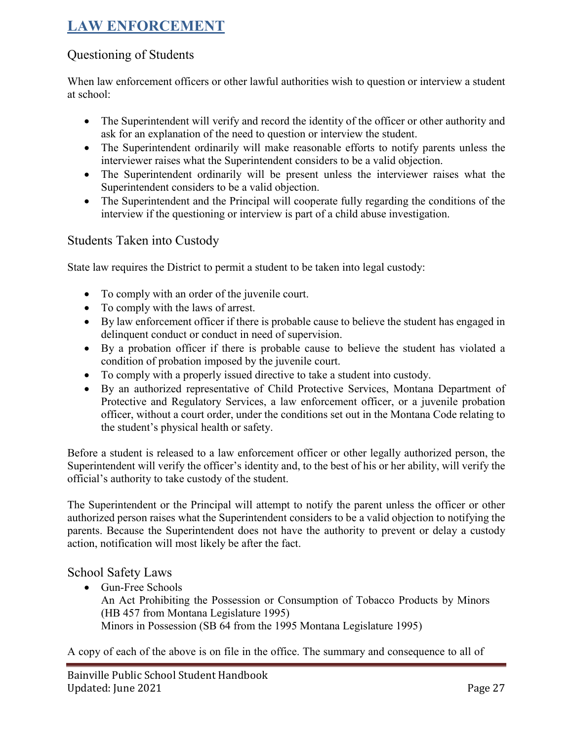# LAW ENFORCEMENT

## Questioning of Students

When law enforcement officers or other lawful authorities wish to question or interview a student at school:

- The Superintendent will verify and record the identity of the officer or other authority and ask for an explanation of the need to question or interview the student.
- The Superintendent ordinarily will make reasonable efforts to notify parents unless the interviewer raises what the Superintendent considers to be a valid objection.
- The Superintendent ordinarily will be present unless the interviewer raises what the Superintendent considers to be a valid objection.
- The Superintendent and the Principal will cooperate fully regarding the conditions of the interview if the questioning or interview is part of a child abuse investigation.

## Students Taken into Custody

State law requires the District to permit a student to be taken into legal custody:

- To comply with an order of the juvenile court.
- To comply with the laws of arrest.
- By law enforcement officer if there is probable cause to believe the student has engaged in delinquent conduct or conduct in need of supervision.
- By a probation officer if there is probable cause to believe the student has violated a condition of probation imposed by the juvenile court.
- To comply with a properly issued directive to take a student into custody.
- By an authorized representative of Child Protective Services, Montana Department of Protective and Regulatory Services, a law enforcement officer, or a juvenile probation officer, without a court order, under the conditions set out in the Montana Code relating to the student's physical health or safety.

Before a student is released to a law enforcement officer or other legally authorized person, the Superintendent will verify the officer's identity and, to the best of his or her ability, will verify the official's authority to take custody of the student.

The Superintendent or the Principal will attempt to notify the parent unless the officer or other authorized person raises what the Superintendent considers to be a valid objection to notifying the parents. Because the Superintendent does not have the authority to prevent or delay a custody action, notification will most likely be after the fact.

## School Safety Laws

- Gun-Free Schools
  An Act Prohibiting the Possession or Consumption of Tobacco Products by Minors (HB 457 from Montana Legislature 1995)
  Minors in Possession (SB 64 from the 1995 Montana Legislature 1995)

A copy of each of the above is on file in the office. The summary and consequence to all of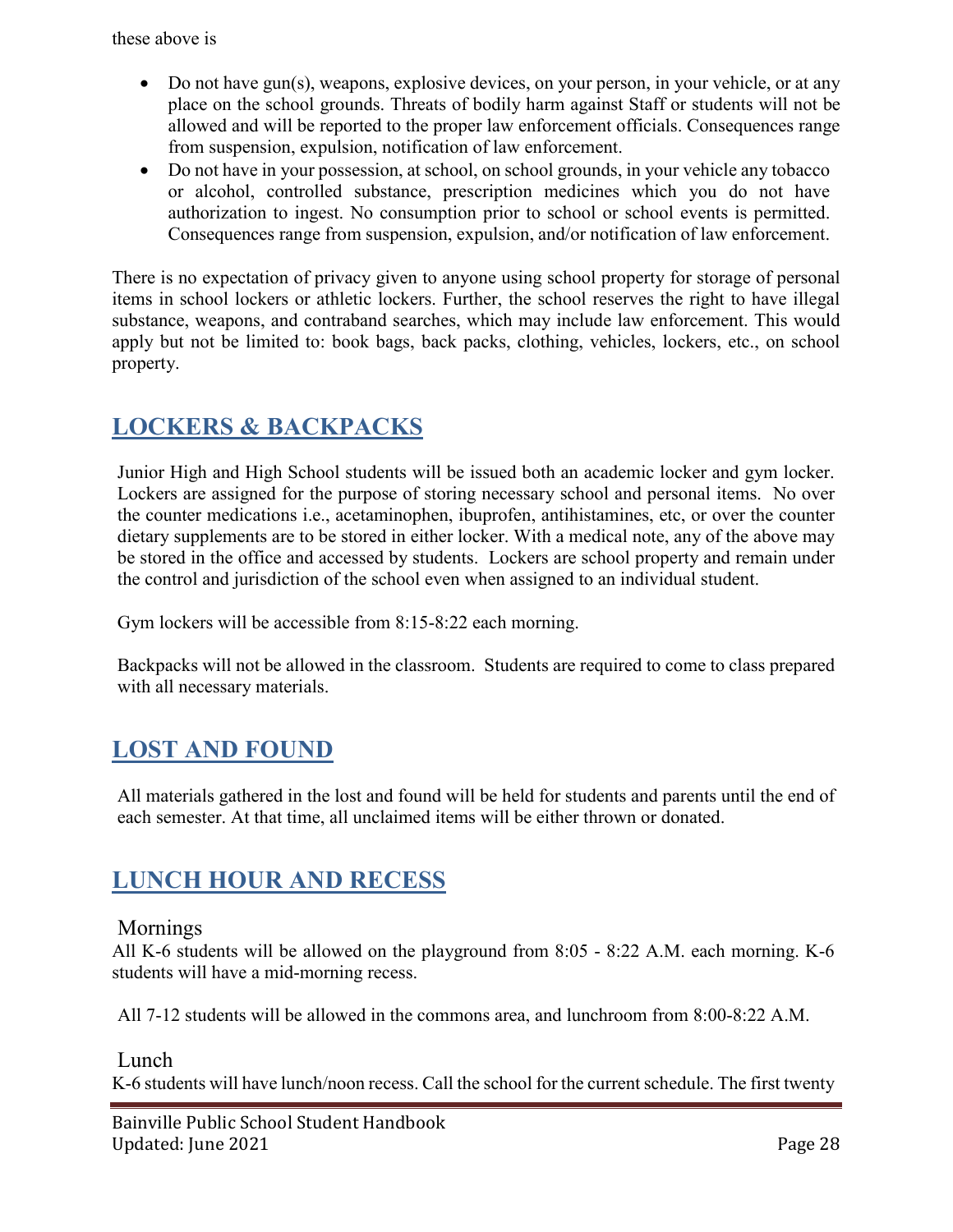these above is

- Do not have gun(s), weapons, explosive devices, on your person, in your vehicle, or at any place on the school grounds. Threats of bodily harm against Staff or students will not be allowed and will be reported to the proper law enforcement officials. Consequences range from suspension, expulsion, notification of law enforcement.
- Do not have in your possession, at school, on school grounds, in your vehicle any tobacco or alcohol, controlled substance, prescription medicines which you do not have authorization to ingest. No consumption prior to school or school events is permitted. Consequences range from suspension, expulsion, and/or notification of law enforcement.

There is no expectation of privacy given to anyone using school property for storage of personal items in school lockers or athletic lockers. Further, the school reserves the right to have illegal substance, weapons, and contraband searches, which may include law enforcement. This would apply but not be limited to: book bags, back packs, clothing, vehicles, lockers, etc., on school property.

## LOCKERS & BACKPACKS

Junior High and High School students will be issued both an academic locker and gym locker. Lockers are assigned for the purpose of storing necessary school and personal items. No over the counter medications i.e., acetaminophen, ibuprofen, antihistamines, etc, or over the counter dietary supplements are to be stored in either locker. With a medical note, any of the above may be stored in the office and accessed by students. Lockers are school property and remain under the control and jurisdiction of the school even when assigned to an individual student.

Gym lockers will be accessible from 8:15-8:22 each morning.

Backpacks will not be allowed in the classroom. Students are required to come to class prepared with all necessary materials.

## LOST AND FOUND

All materials gathered in the lost and found will be held for students and parents until the end of each semester. At that time, all unclaimed items will be either thrown or donated.

## LUNCH HOUR AND RECESS

### Mornings

All K-6 students will be allowed on the playground from 8:05 - 8:22 A.M. each morning. K-6 students will have a mid-morning recess.

All 7-12 students will be allowed in the commons area, and lunchroom from 8:00-8:22 A.M.

### Lunch

K-6 students will have lunch/noon recess. Call the school for the current schedule. The first twenty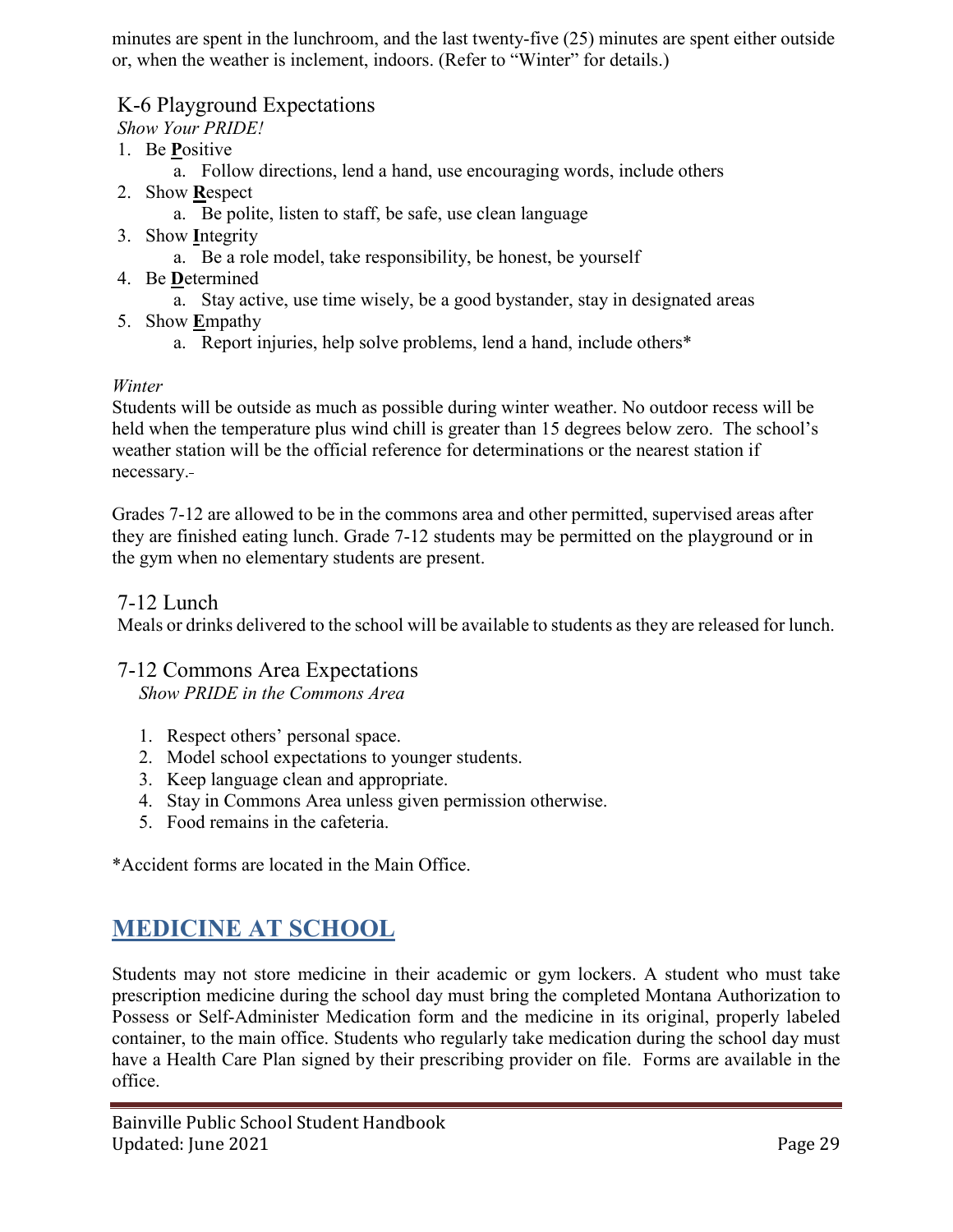minutes are spent in the lunchroom, and the last twenty-five (25) minutes are spent either outside or, when the weather is inclement, indoors. (Refer to "Winter" for details.)

### K-6 Playground Expectations

*Show Your PRIDE!*

1. Be **P**ositive
    a. Follow directions, lend a hand, use encouraging words, include others
2. Show **R**espect
    a. Be polite, listen to staff, be safe, use clean language
3. Show **I**ntegrity
    a. Be a role model, take responsibility, be honest, be yourself
4. Be **D**etermined
    a. Stay active, use time wisely, be a good bystander, stay in designated areas
5. Show **E**mpathy
    a. Report injuries, help solve problems, lend a hand, include others*

*Winter*

Students will be outside as much as possible during winter weather. No outdoor recess will be held when the temperature plus wind chill is greater than 15 degrees below zero. The school's weather station will be the official reference for determinations or the nearest station if necessary.

Grades 7-12 are allowed to be in the commons area and other permitted, supervised areas after they are finished eating lunch. Grade 7-12 students may be permitted on the playground or in the gym when no elementary students are present.

### 7-12 Lunch

Meals or drinks delivered to the school will be available to students as they are released for lunch.

### 7-12 Commons Area Expectations

*Show PRIDE in the Commons Area*

1. Respect others' personal space.
2. Model school expectations to younger students.
3. Keep language clean and appropriate.
4. Stay in Commons Area unless given permission otherwise.
5. Food remains in the cafeteria.

*Accident forms are located in the Main Office.

## MEDICINE AT SCHOOL

Students may not store medicine in their academic or gym lockers. A student who must take prescription medicine during the school day must bring the completed Montana Authorization to Possess or Self-Administer Medication form and the medicine in its original, properly labeled container, to the main office. Students who regularly take medication during the school day must have a Health Care Plan signed by their prescribing provider on file. Forms are available in the office.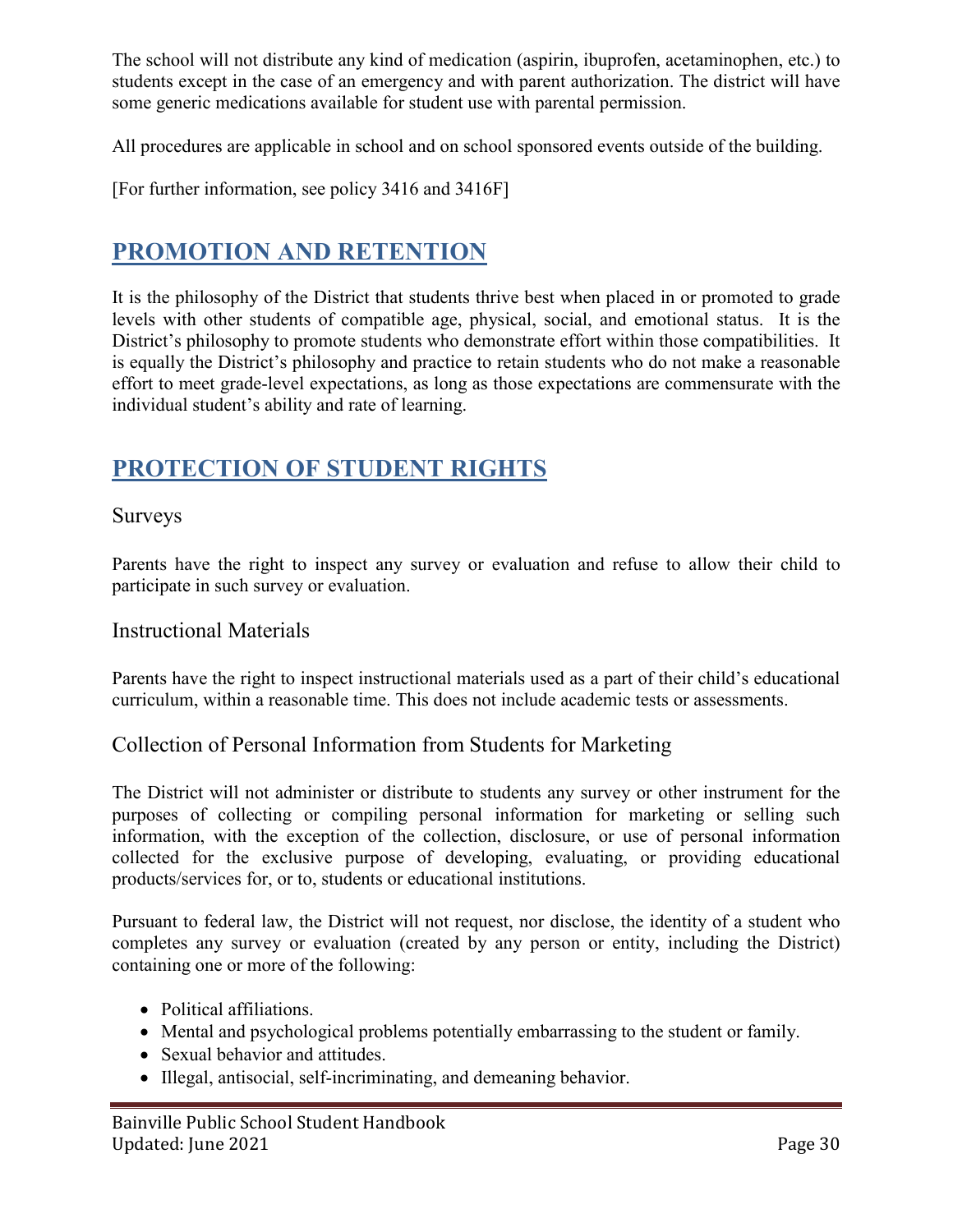The school will not distribute any kind of medication (aspirin, ibuprofen, acetaminophen, etc.) to students except in the case of an emergency and with parent authorization. The district will have some generic medications available for student use with parental permission.

All procedures are applicable in school and on school sponsored events outside of the building.

[For further information, see policy 3416 and 3416F]

# PROMOTION AND RETENTION

It is the philosophy of the District that students thrive best when placed in or promoted to grade levels with other students of compatible age, physical, social, and emotional status. It is the District's philosophy to promote students who demonstrate effort within those compatibilities. It is equally the District's philosophy and practice to retain students who do not make a reasonable effort to meet grade-level expectations, as long as those expectations are commensurate with the individual student's ability and rate of learning.

# PROTECTION OF STUDENT RIGHTS

## Surveys

Parents have the right to inspect any survey or evaluation and refuse to allow their child to participate in such survey or evaluation.

## Instructional Materials

Parents have the right to inspect instructional materials used as a part of their child's educational curriculum, within a reasonable time. This does not include academic tests or assessments.

## Collection of Personal Information from Students for Marketing

The District will not administer or distribute to students any survey or other instrument for the purposes of collecting or compiling personal information for marketing or selling such information, with the exception of the collection, disclosure, or use of personal information collected for the exclusive purpose of developing, evaluating, or providing educational products/services for, or to, students or educational institutions.

Pursuant to federal law, the District will not request, nor disclose, the identity of a student who completes any survey or evaluation (created by any person or entity, including the District) containing one or more of the following:

- Political affiliations.
- Mental and psychological problems potentially embarrassing to the student or family.
- Sexual behavior and attitudes.
- Illegal, antisocial, self-incriminating, and demeaning behavior.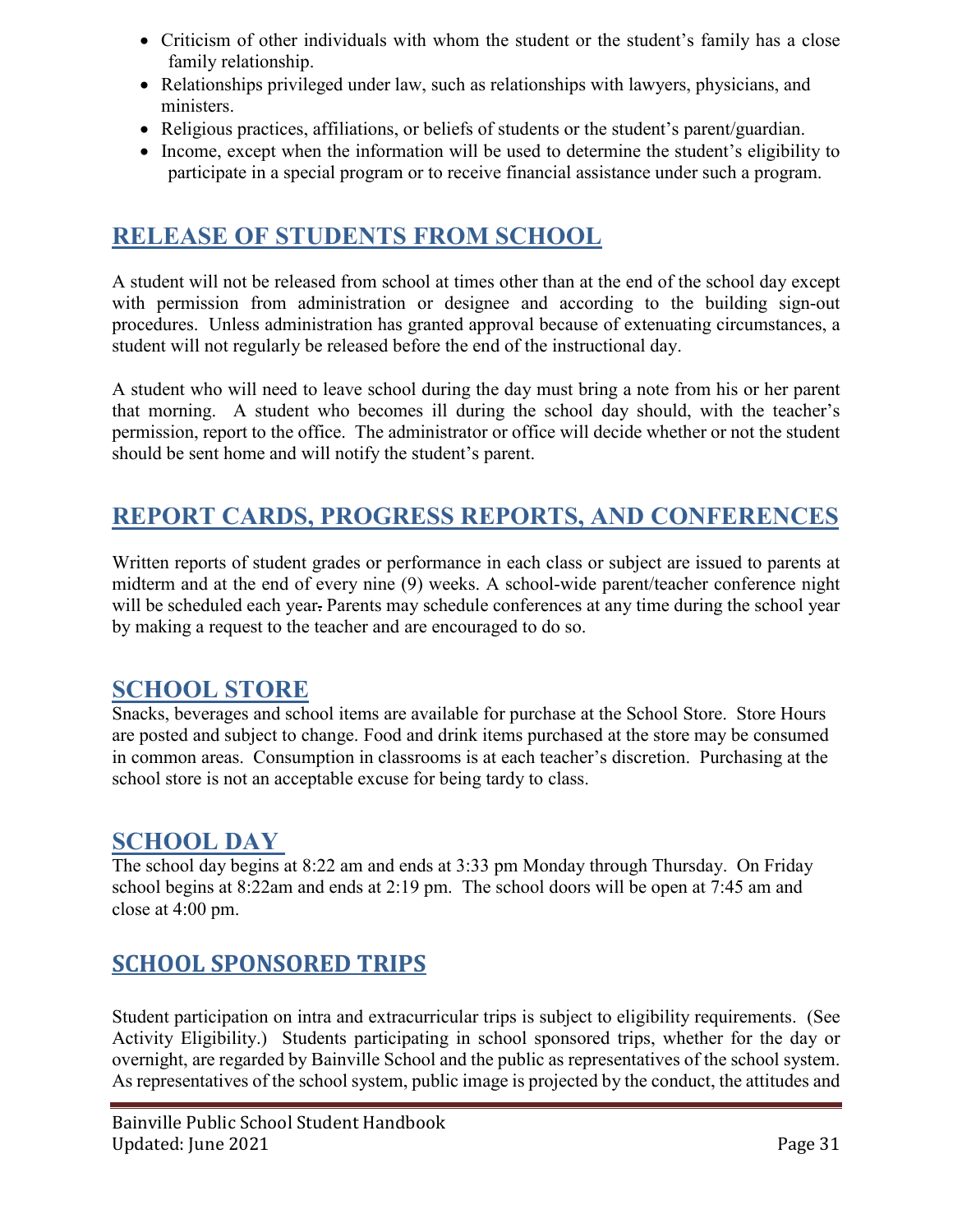- Criticism of other individuals with whom the student or the student's family has a close family relationship.
- Relationships privileged under law, such as relationships with lawyers, physicians, and ministers.
- Religious practices, affiliations, or beliefs of students or the student's parent/guardian.
- Income, except when the information will be used to determine the student's eligibility to participate in a special program or to receive financial assistance under such a program.

## RELEASE OF STUDENTS FROM SCHOOL

A student will not be released from school at times other than at the end of the school day except with permission from administration or designee and according to the building sign-out procedures. Unless administration has granted approval because of extenuating circumstances, a student will not regularly be released before the end of the instructional day.

A student who will need to leave school during the day must bring a note from his or her parent that morning. A student who becomes ill during the school day should, with the teacher's permission, report to the office. The administrator or office will decide whether or not the student should be sent home and will notify the student's parent.

## REPORT CARDS, PROGRESS REPORTS, AND CONFERENCES

Written reports of student grades or performance in each class or subject are issued to parents at midterm and at the end of every nine (9) weeks. A school-wide parent/teacher conference night will be scheduled each year. Parents may schedule conferences at any time during the school year by making a request to the teacher and are encouraged to do so.

## SCHOOL STORE

Snacks, beverages and school items are available for purchase at the School Store. Store Hours are posted and subject to change. Food and drink items purchased at the store may be consumed in common areas. Consumption in classrooms is at each teacher's discretion. Purchasing at the school store is not an acceptable excuse for being tardy to class.

## SCHOOL DAY

The school day begins at 8:22 am and ends at 3:33 pm Monday through Thursday. On Friday school begins at 8:22am and ends at 2:19 pm. The school doors will be open at 7:45 am and close at 4:00 pm.

## SCHOOL SPONSORED TRIPS

Student participation on intra and extracurricular trips is subject to eligibility requirements. (See Activity Eligibility.) Students participating in school sponsored trips, whether for the day or overnight, are regarded by Bainville School and the public as representatives of the school system. As representatives of the school system, public image is projected by the conduct, the attitudes and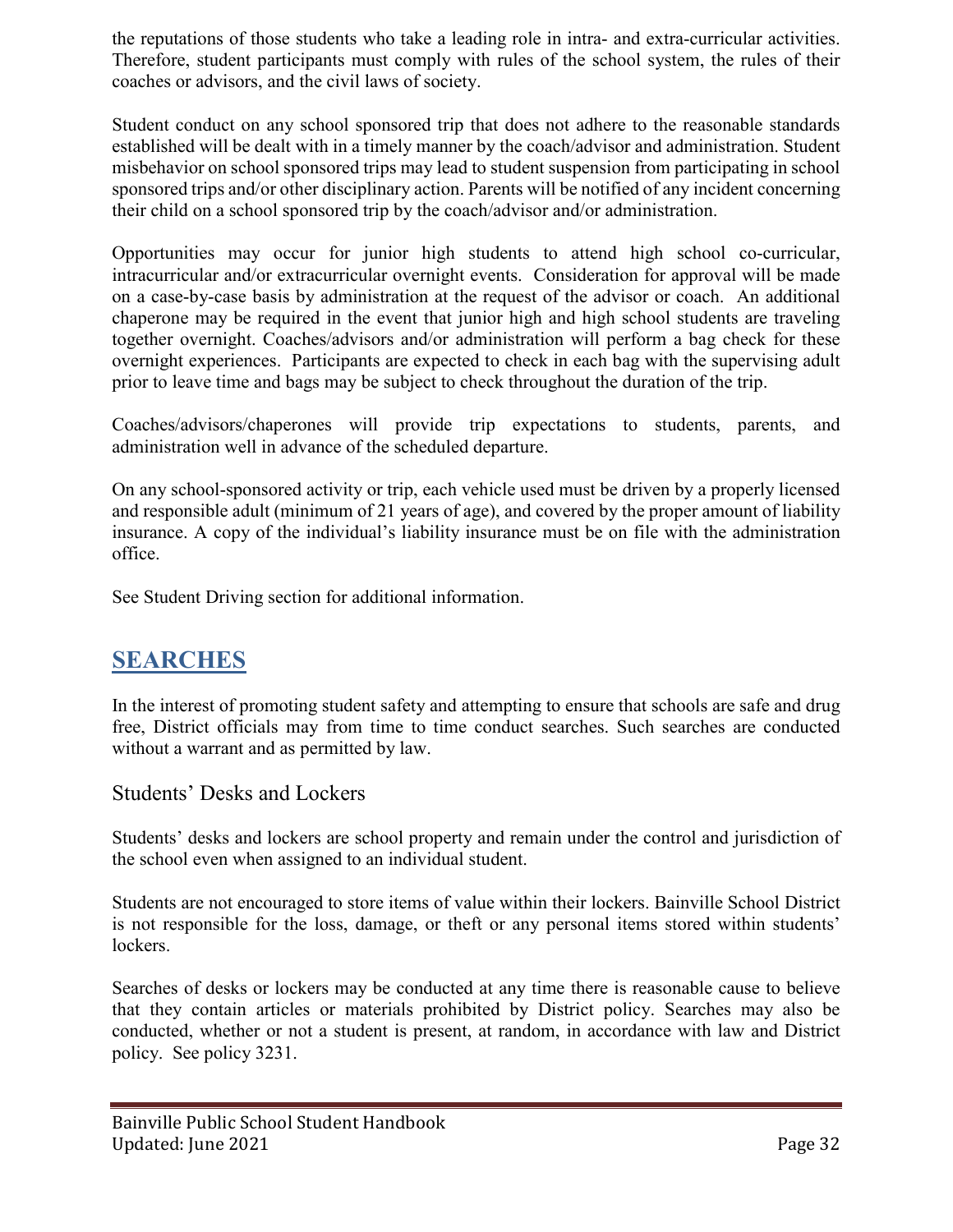the reputations of those students who take a leading role in intra- and extra-curricular activities. Therefore, student participants must comply with rules of the school system, the rules of their coaches or advisors, and the civil laws of society.

Student conduct on any school sponsored trip that does not adhere to the reasonable standards established will be dealt with in a timely manner by the coach/advisor and administration. Student misbehavior on school sponsored trips may lead to student suspension from participating in school sponsored trips and/or other disciplinary action. Parents will be notified of any incident concerning their child on a school sponsored trip by the coach/advisor and/or administration.

Opportunities may occur for junior high students to attend high school co-curricular, intracurricular and/or extracurricular overnight events. Consideration for approval will be made on a case-by-case basis by administration at the request of the advisor or coach. An additional chaperone may be required in the event that junior high and high school students are traveling together overnight. Coaches/advisors and/or administration will perform a bag check for these overnight experiences. Participants are expected to check in each bag with the supervising adult prior to leave time and bags may be subject to check throughout the duration of the trip.

Coaches/advisors/chaperones will provide trip expectations to students, parents, and administration well in advance of the scheduled departure.

On any school-sponsored activity or trip, each vehicle used must be driven by a properly licensed and responsible adult (minimum of 21 years of age), and covered by the proper amount of liability insurance. A copy of the individual's liability insurance must be on file with the administration office.

See Student Driving section for additional information.

## SEARCHES

In the interest of promoting student safety and attempting to ensure that schools are safe and drug free, District officials may from time to time conduct searches. Such searches are conducted without a warrant and as permitted by law.

### Students' Desks and Lockers

Students' desks and lockers are school property and remain under the control and jurisdiction of the school even when assigned to an individual student.

Students are not encouraged to store items of value within their lockers. Bainville School District is not responsible for the loss, damage, or theft or any personal items stored within students' lockers.

Searches of desks or lockers may be conducted at any time there is reasonable cause to believe that they contain articles or materials prohibited by District policy. Searches may also be conducted, whether or not a student is present, at random, in accordance with law and District policy. See policy 3231.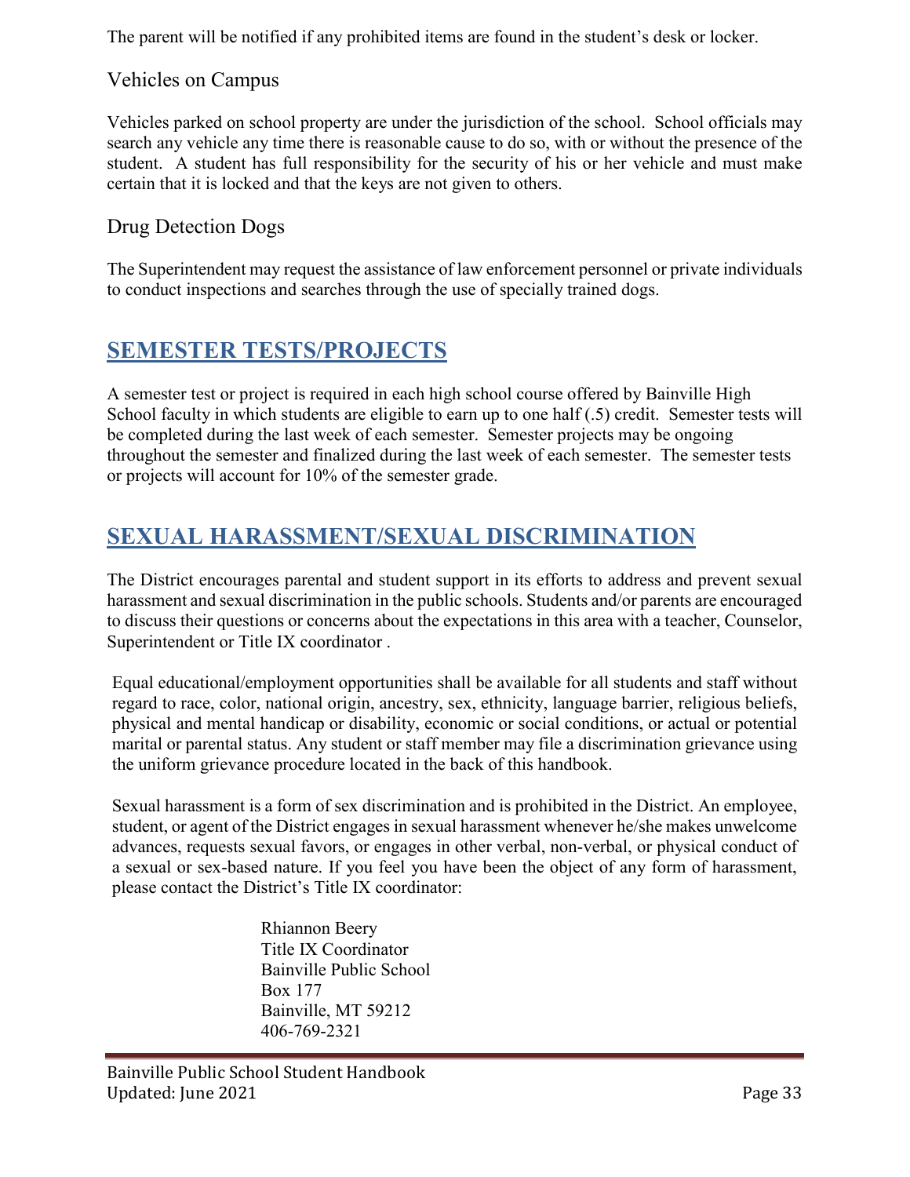The parent will be notified if any prohibited items are found in the student's desk or locker.

### Vehicles on Campus

Vehicles parked on school property are under the jurisdiction of the school. School officials may search any vehicle any time there is reasonable cause to do so, with or without the presence of the student. A student has full responsibility for the security of his or her vehicle and must make certain that it is locked and that the keys are not given to others.

### Drug Detection Dogs

The Superintendent may request the assistance of law enforcement personnel or private individuals to conduct inspections and searches through the use of specially trained dogs.

## SEMESTER TESTS/PROJECTS

A semester test or project is required in each high school course offered by Bainville High School faculty in which students are eligible to earn up to one half (.5) credit. Semester tests will be completed during the last week of each semester. Semester projects may be ongoing throughout the semester and finalized during the last week of each semester. The semester tests or projects will account for 10% of the semester grade.

## SEXUAL HARASSMENT/SEXUAL DISCRIMINATION

The District encourages parental and student support in its efforts to address and prevent sexual harassment and sexual discrimination in the public schools. Students and/or parents are encouraged to discuss their questions or concerns about the expectations in this area with a teacher, Counselor, Superintendent or Title IX coordinator .

Equal educational/employment opportunities shall be available for all students and staff without regard to race, color, national origin, ancestry, sex, ethnicity, language barrier, religious beliefs, physical and mental handicap or disability, economic or social conditions, or actual or potential marital or parental status. Any student or staff member may file a discrimination grievance using the uniform grievance procedure located in the back of this handbook.

Sexual harassment is a form of sex discrimination and is prohibited in the District. An employee, student, or agent of the District engages in sexual harassment whenever he/she makes unwelcome advances, requests sexual favors, or engages in other verbal, non-verbal, or physical conduct of a sexual or sex-based nature. If you feel you have been the object of any form of harassment, please contact the District's Title IX coordinator:

Rhiannon Beery
Title IX Coordinator
Bainville Public School
Box 177
Bainville, MT 59212
406-769-2321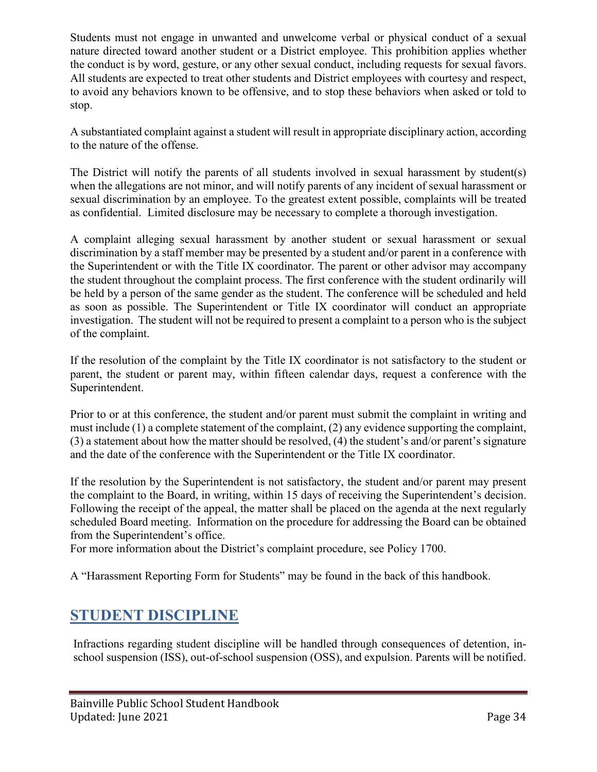Students must not engage in unwanted and unwelcome verbal or physical conduct of a sexual nature directed toward another student or a District employee. This prohibition applies whether the conduct is by word, gesture, or any other sexual conduct, including requests for sexual favors. All students are expected to treat other students and District employees with courtesy and respect, to avoid any behaviors known to be offensive, and to stop these behaviors when asked or told to stop.

A substantiated complaint against a student will result in appropriate disciplinary action, according to the nature of the offense.

The District will notify the parents of all students involved in sexual harassment by student(s) when the allegations are not minor, and will notify parents of any incident of sexual harassment or sexual discrimination by an employee. To the greatest extent possible, complaints will be treated as confidential. Limited disclosure may be necessary to complete a thorough investigation.

A complaint alleging sexual harassment by another student or sexual harassment or sexual discrimination by a staff member may be presented by a student and/or parent in a conference with the Superintendent or with the Title IX coordinator. The parent or other advisor may accompany the student throughout the complaint process. The first conference with the student ordinarily will be held by a person of the same gender as the student. The conference will be scheduled and held as soon as possible. The Superintendent or Title IX coordinator will conduct an appropriate investigation. The student will not be required to present a complaint to a person who is the subject of the complaint.

If the resolution of the complaint by the Title IX coordinator is not satisfactory to the student or parent, the student or parent may, within fifteen calendar days, request a conference with the Superintendent.

Prior to or at this conference, the student and/or parent must submit the complaint in writing and must include (1) a complete statement of the complaint, (2) any evidence supporting the complaint, (3) a statement about how the matter should be resolved, (4) the student's and/or parent's signature and the date of the conference with the Superintendent or the Title IX coordinator.

If the resolution by the Superintendent is not satisfactory, the student and/or parent may present the complaint to the Board, in writing, within 15 days of receiving the Superintendent's decision. Following the receipt of the appeal, the matter shall be placed on the agenda at the next regularly scheduled Board meeting. Information on the procedure for addressing the Board can be obtained from the Superintendent's office.
For more information about the District's complaint procedure, see Policy 1700.

A "Harassment Reporting Form for Students" may be found in the back of this handbook.

## STUDENT DISCIPLINE

Infractions regarding student discipline will be handled through consequences of detention, in-school suspension (ISS), out-of-school suspension (OSS), and expulsion. Parents will be notified.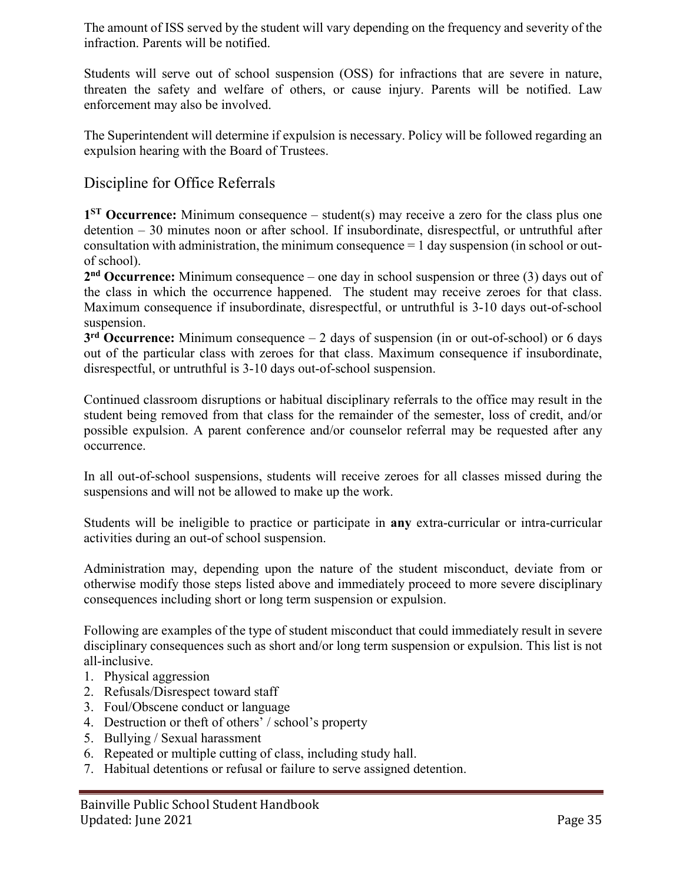The amount of ISS served by the student will vary depending on the frequency and severity of the infraction. Parents will be notified.

Students will serve out of school suspension (OSS) for infractions that are severe in nature, threaten the safety and welfare of others, or cause injury. Parents will be notified. Law enforcement may also be involved.

The Superintendent will determine if expulsion is necessary. Policy will be followed regarding an expulsion hearing with the Board of Trustees.

## Discipline for Office Referrals

**1ST Occurrence:** Minimum consequence – student(s) may receive a zero for the class plus one detention – 30 minutes noon or after school. If insubordinate, disrespectful, or untruthful after consultation with administration, the minimum consequence = 1 day suspension (in school or out-of school).

**2nd Occurrence:** Minimum consequence – one day in school suspension or three (3) days out of the class in which the occurrence happened. The student may receive zeroes for that class. Maximum consequence if insubordinate, disrespectful, or untruthful is 3-10 days out-of-school suspension.

**3rd Occurrence:** Minimum consequence – 2 days of suspension (in or out-of-school) or 6 days out of the particular class with zeroes for that class. Maximum consequence if insubordinate, disrespectful, or untruthful is 3-10 days out-of-school suspension.

Continued classroom disruptions or habitual disciplinary referrals to the office may result in the student being removed from that class for the remainder of the semester, loss of credit, and/or possible expulsion. A parent conference and/or counselor referral may be requested after any occurrence.

In all out-of-school suspensions, students will receive zeroes for all classes missed during the suspensions and will not be allowed to make up the work.

Students will be ineligible to practice or participate in **any** extra-curricular or intra-curricular activities during an out-of school suspension.

Administration may, depending upon the nature of the student misconduct, deviate from or otherwise modify those steps listed above and immediately proceed to more severe disciplinary consequences including short or long term suspension or expulsion.

Following are examples of the type of student misconduct that could immediately result in severe disciplinary consequences such as short and/or long term suspension or expulsion. This list is not all-inclusive.

1. Physical aggression
2. Refusals/Disrespect toward staff
3. Foul/Obscene conduct or language
4. Destruction or theft of others' / school's property
5. Bullying / Sexual harassment
6. Repeated or multiple cutting of class, including study hall.
7. Habitual detentions or refusal or failure to serve assigned detention.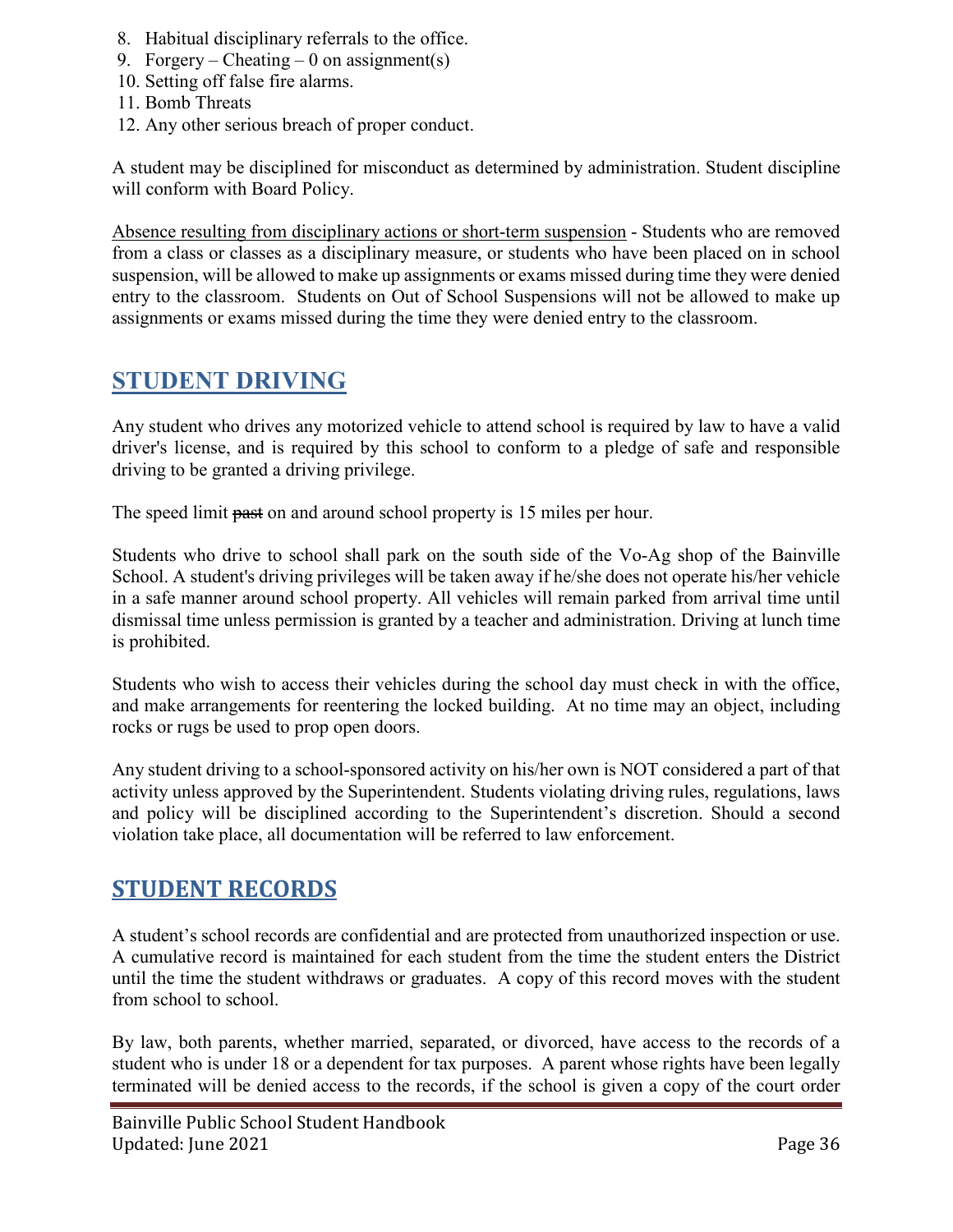8. Habitual disciplinary referrals to the office.
9. Forgery – Cheating – 0 on assignment(s)
10. Setting off false fire alarms.
11. Bomb Threats
12. Any other serious breach of proper conduct.

A student may be disciplined for misconduct as determined by administration. Student discipline will conform with Board Policy.

Absence resulting from disciplinary actions or short-term suspension - Students who are removed from a class or classes as a disciplinary measure, or students who have been placed on in school suspension, will be allowed to make up assignments or exams missed during time they were denied entry to the classroom. Students on Out of School Suspensions will not be allowed to make up assignments or exams missed during the time they were denied entry to the classroom.

## STUDENT DRIVING

Any student who drives any motorized vehicle to attend school is required by law to have a valid driver's license, and is required by this school to conform to a pledge of safe and responsible driving to be granted a driving privilege.

The speed limit ~~past~~ on and around school property is 15 miles per hour.

Students who drive to school shall park on the south side of the Vo-Ag shop of the Bainville School. A student's driving privileges will be taken away if he/she does not operate his/her vehicle in a safe manner around school property. All vehicles will remain parked from arrival time until dismissal time unless permission is granted by a teacher and administration. Driving at lunch time is prohibited.

Students who wish to access their vehicles during the school day must check in with the office, and make arrangements for reentering the locked building. At no time may an object, including rocks or rugs be used to prop open doors.

Any student driving to a school-sponsored activity on his/her own is NOT considered a part of that activity unless approved by the Superintendent. Students violating driving rules, regulations, laws and policy will be disciplined according to the Superintendent's discretion. Should a second violation take place, all documentation will be referred to law enforcement.

## STUDENT RECORDS

A student's school records are confidential and are protected from unauthorized inspection or use. A cumulative record is maintained for each student from the time the student enters the District until the time the student withdraws or graduates. A copy of this record moves with the student from school to school.

By law, both parents, whether married, separated, or divorced, have access to the records of a student who is under 18 or a dependent for tax purposes. A parent whose rights have been legally terminated will be denied access to the records, if the school is given a copy of the court order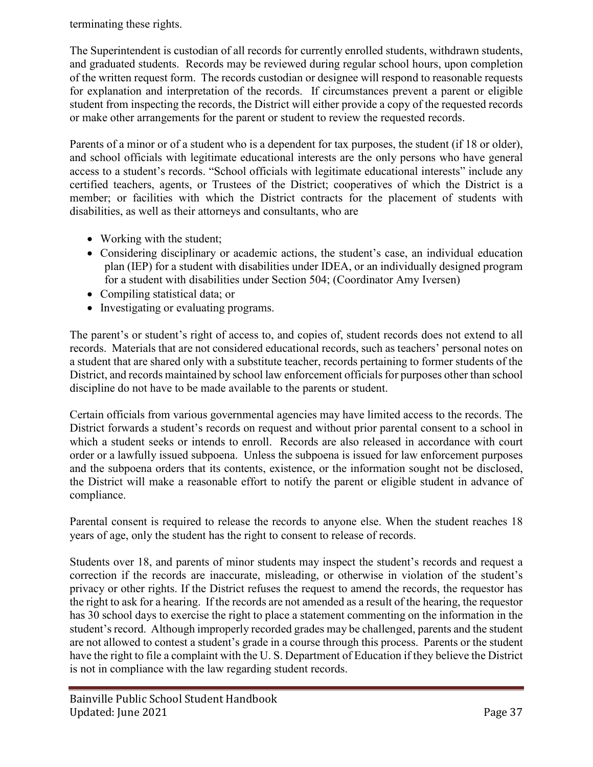terminating these rights.

The Superintendent is custodian of all records for currently enrolled students, withdrawn students, and graduated students. Records may be reviewed during regular school hours, upon completion of the written request form. The records custodian or designee will respond to reasonable requests for explanation and interpretation of the records. If circumstances prevent a parent or eligible student from inspecting the records, the District will either provide a copy of the requested records or make other arrangements for the parent or student to review the requested records.

Parents of a minor or of a student who is a dependent for tax purposes, the student (if 18 or older), and school officials with legitimate educational interests are the only persons who have general access to a student's records. "School officials with legitimate educational interests" include any certified teachers, agents, or Trustees of the District; cooperatives of which the District is a member; or facilities with which the District contracts for the placement of students with disabilities, as well as their attorneys and consultants, who are

- Working with the student;
- Considering disciplinary or academic actions, the student's case, an individual education plan (IEP) for a student with disabilities under IDEA, or an individually designed program for a student with disabilities under Section 504; (Coordinator Amy Iversen)
- Compiling statistical data; or
- Investigating or evaluating programs.

The parent's or student's right of access to, and copies of, student records does not extend to all records. Materials that are not considered educational records, such as teachers' personal notes on a student that are shared only with a substitute teacher, records pertaining to former students of the District, and records maintained by school law enforcement officials for purposes other than school discipline do not have to be made available to the parents or student.

Certain officials from various governmental agencies may have limited access to the records. The District forwards a student's records on request and without prior parental consent to a school in which a student seeks or intends to enroll. Records are also released in accordance with court order or a lawfully issued subpoena. Unless the subpoena is issued for law enforcement purposes and the subpoena orders that its contents, existence, or the information sought not be disclosed, the District will make a reasonable effort to notify the parent or eligible student in advance of compliance.

Parental consent is required to release the records to anyone else. When the student reaches 18 years of age, only the student has the right to consent to release of records.

Students over 18, and parents of minor students may inspect the student's records and request a correction if the records are inaccurate, misleading, or otherwise in violation of the student's privacy or other rights. If the District refuses the request to amend the records, the requestor has the right to ask for a hearing. If the records are not amended as a result of the hearing, the requestor has 30 school days to exercise the right to place a statement commenting on the information in the student's record. Although improperly recorded grades may be challenged, parents and the student are not allowed to contest a student's grade in a course through this process. Parents or the student have the right to file a complaint with the U. S. Department of Education if they believe the District is not in compliance with the law regarding student records.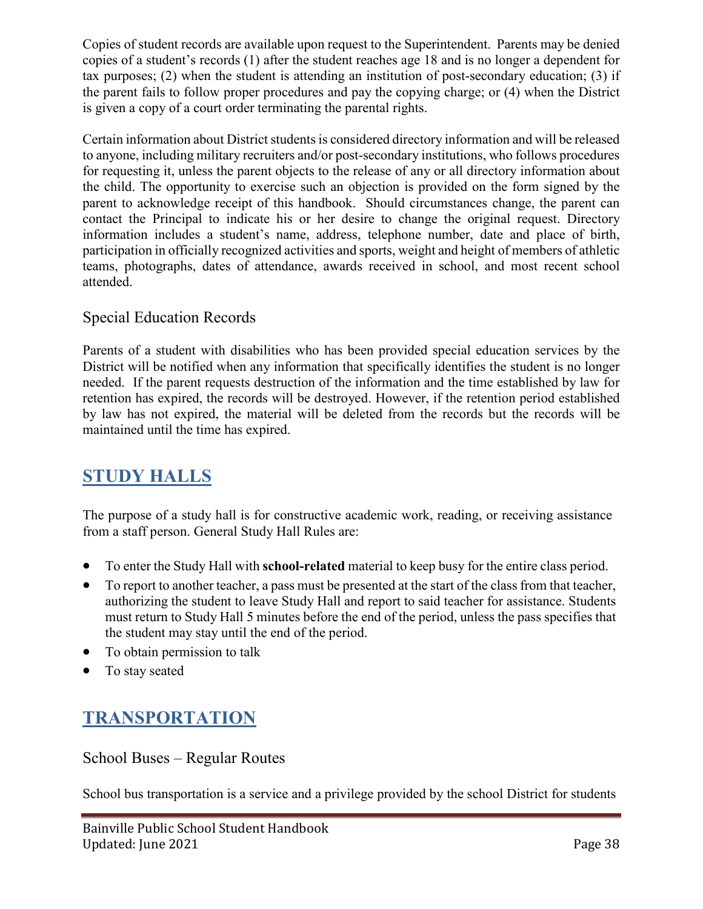Copies of student records are available upon request to the Superintendent. Parents may be denied copies of a student's records (1) after the student reaches age 18 and is no longer a dependent for tax purposes; (2) when the student is attending an institution of post-secondary education; (3) if the parent fails to follow proper procedures and pay the copying charge; or (4) when the District is given a copy of a court order terminating the parental rights.

Certain information about District students is considered directory information and will be released to anyone, including military recruiters and/or post-secondary institutions, who follows procedures for requesting it, unless the parent objects to the release of any or all directory information about the child. The opportunity to exercise such an objection is provided on the form signed by the parent to acknowledge receipt of this handbook. Should circumstances change, the parent can contact the Principal to indicate his or her desire to change the original request. Directory information includes a student's name, address, telephone number, date and place of birth, participation in officially recognized activities and sports, weight and height of members of athletic teams, photographs, dates of attendance, awards received in school, and most recent school attended.

### Special Education Records

Parents of a student with disabilities who has been provided special education services by the District will be notified when any information that specifically identifies the student is no longer needed. If the parent requests destruction of the information and the time established by law for retention has expired, the records will be destroyed. However, if the retention period established by law has not expired, the material will be deleted from the records but the records will be maintained until the time has expired.

## STUDY HALLS

The purpose of a study hall is for constructive academic work, reading, or receiving assistance from a staff person. General Study Hall Rules are:

- To enter the Study Hall with **school-related** material to keep busy for the entire class period.
- To report to another teacher, a pass must be presented at the start of the class from that teacher, authorizing the student to leave Study Hall and report to said teacher for assistance. Students must return to Study Hall 5 minutes before the end of the period, unless the pass specifies that the student may stay until the end of the period.
- To obtain permission to talk
- To stay seated

## TRANSPORTATION

### School Buses – Regular Routes

School bus transportation is a service and a privilege provided by the school District for students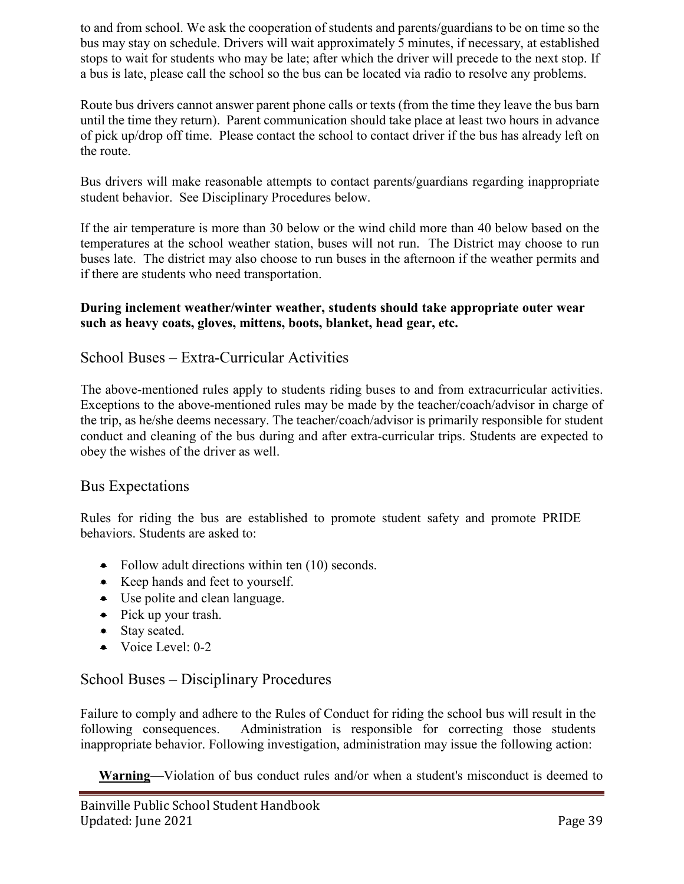to and from school. We ask the cooperation of students and parents/guardians to be on time so the bus may stay on schedule. Drivers will wait approximately 5 minutes, if necessary, at established stops to wait for students who may be late; after which the driver will precede to the next stop. If a bus is late, please call the school so the bus can be located via radio to resolve any problems.

Route bus drivers cannot answer parent phone calls or texts (from the time they leave the bus barn until the time they return). Parent communication should take place at least two hours in advance of pick up/drop off time. Please contact the school to contact driver if the bus has already left on the route.

Bus drivers will make reasonable attempts to contact parents/guardians regarding inappropriate student behavior. See Disciplinary Procedures below.

If the air temperature is more than 30 below or the wind child more than 40 below based on the temperatures at the school weather station, buses will not run. The District may choose to run buses late. The district may also choose to run buses in the afternoon if the weather permits and if there are students who need transportation.

**During inclement weather/winter weather, students should take appropriate outer wear such as heavy coats, gloves, mittens, boots, blanket, head gear, etc.**

## School Buses – Extra-Curricular Activities

The above-mentioned rules apply to students riding buses to and from extracurricular activities. Exceptions to the above-mentioned rules may be made by the teacher/coach/advisor in charge of the trip, as he/she deems necessary. The teacher/coach/advisor is primarily responsible for student conduct and cleaning of the bus during and after extra-curricular trips. Students are expected to obey the wishes of the driver as well.

## Bus Expectations

Rules for riding the bus are established to promote student safety and promote PRIDE behaviors. Students are asked to:

- Follow adult directions within ten (10) seconds.
- Keep hands and feet to yourself.
- Use polite and clean language.
- Pick up your trash.
- Stay seated.
- Voice Level: 0-2

## School Buses – Disciplinary Procedures

Failure to comply and adhere to the Rules of Conduct for riding the school bus will result in the following consequences. Administration is responsible for correcting those students inappropriate behavior. Following investigation, administration may issue the following action:

**Warning**—Violation of bus conduct rules and/or when a student's misconduct is deemed to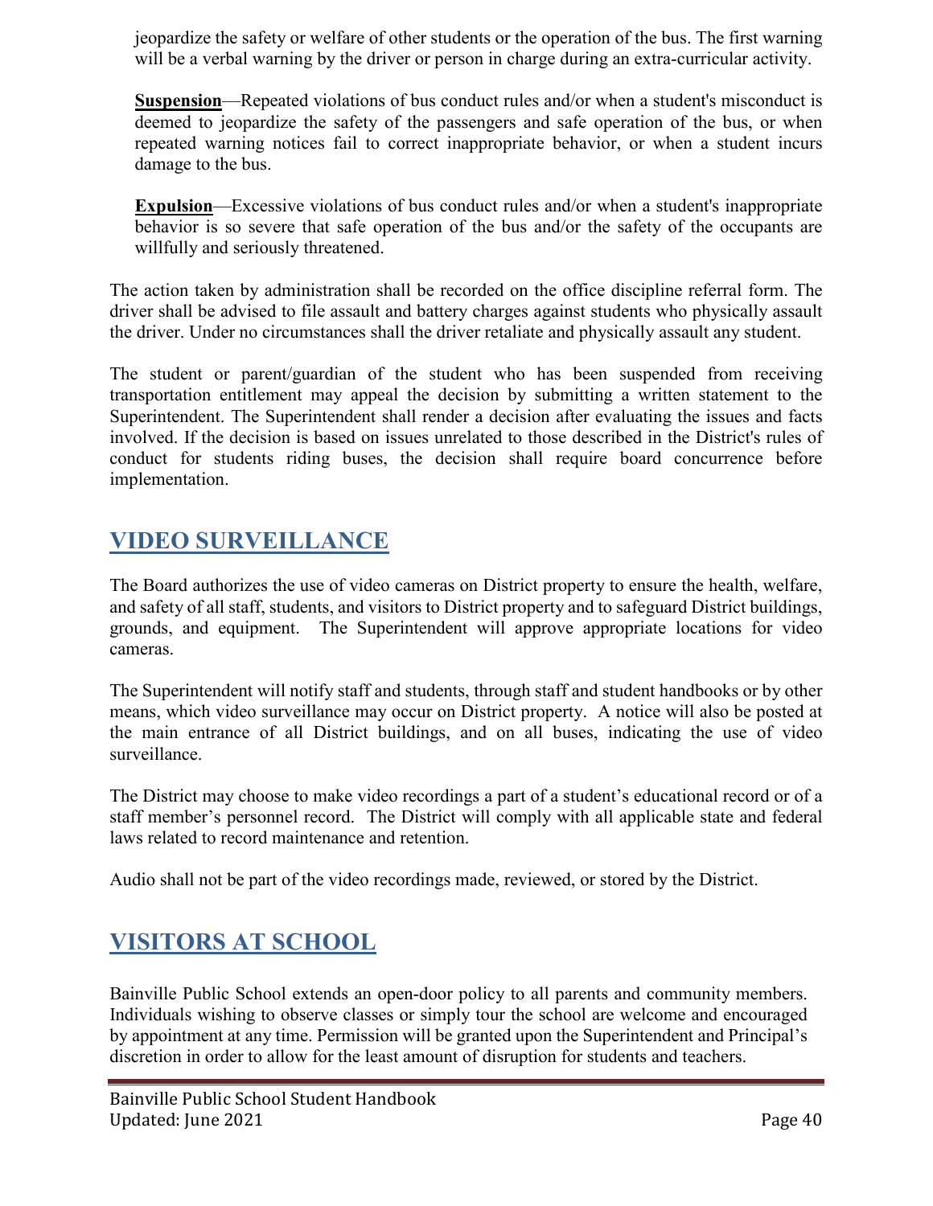jeopardize the safety or welfare of other students or the operation of the bus. The first warning will be a verbal warning by the driver or person in charge during an extra-curricular activity.

**Suspension**—Repeated violations of bus conduct rules and/or when a student's misconduct is deemed to jeopardize the safety of the passengers and safe operation of the bus, or when repeated warning notices fail to correct inappropriate behavior, or when a student incurs damage to the bus.

**Expulsion**—Excessive violations of bus conduct rules and/or when a student's inappropriate behavior is so severe that safe operation of the bus and/or the safety of the occupants are willfully and seriously threatened.

The action taken by administration shall be recorded on the office discipline referral form. The driver shall be advised to file assault and battery charges against students who physically assault the driver. Under no circumstances shall the driver retaliate and physically assault any student.

The student or parent/guardian of the student who has been suspended from receiving transportation entitlement may appeal the decision by submitting a written statement to the Superintendent. The Superintendent shall render a decision after evaluating the issues and facts involved. If the decision is based on issues unrelated to those described in the District's rules of conduct for students riding buses, the decision shall require board concurrence before implementation.

## VIDEO SURVEILLANCE

The Board authorizes the use of video cameras on District property to ensure the health, welfare, and safety of all staff, students, and visitors to District property and to safeguard District buildings, grounds, and equipment. The Superintendent will approve appropriate locations for video cameras.

The Superintendent will notify staff and students, through staff and student handbooks or by other means, which video surveillance may occur on District property. A notice will also be posted at the main entrance of all District buildings, and on all buses, indicating the use of video surveillance.

The District may choose to make video recordings a part of a student's educational record or of a staff member's personnel record. The District will comply with all applicable state and federal laws related to record maintenance and retention.

Audio shall not be part of the video recordings made, reviewed, or stored by the District.

## VISITORS AT SCHOOL

Bainville Public School extends an open-door policy to all parents and community members. Individuals wishing to observe classes or simply tour the school are welcome and encouraged by appointment at any time. Permission will be granted upon the Superintendent and Principal's discretion in order to allow for the least amount of disruption for students and teachers.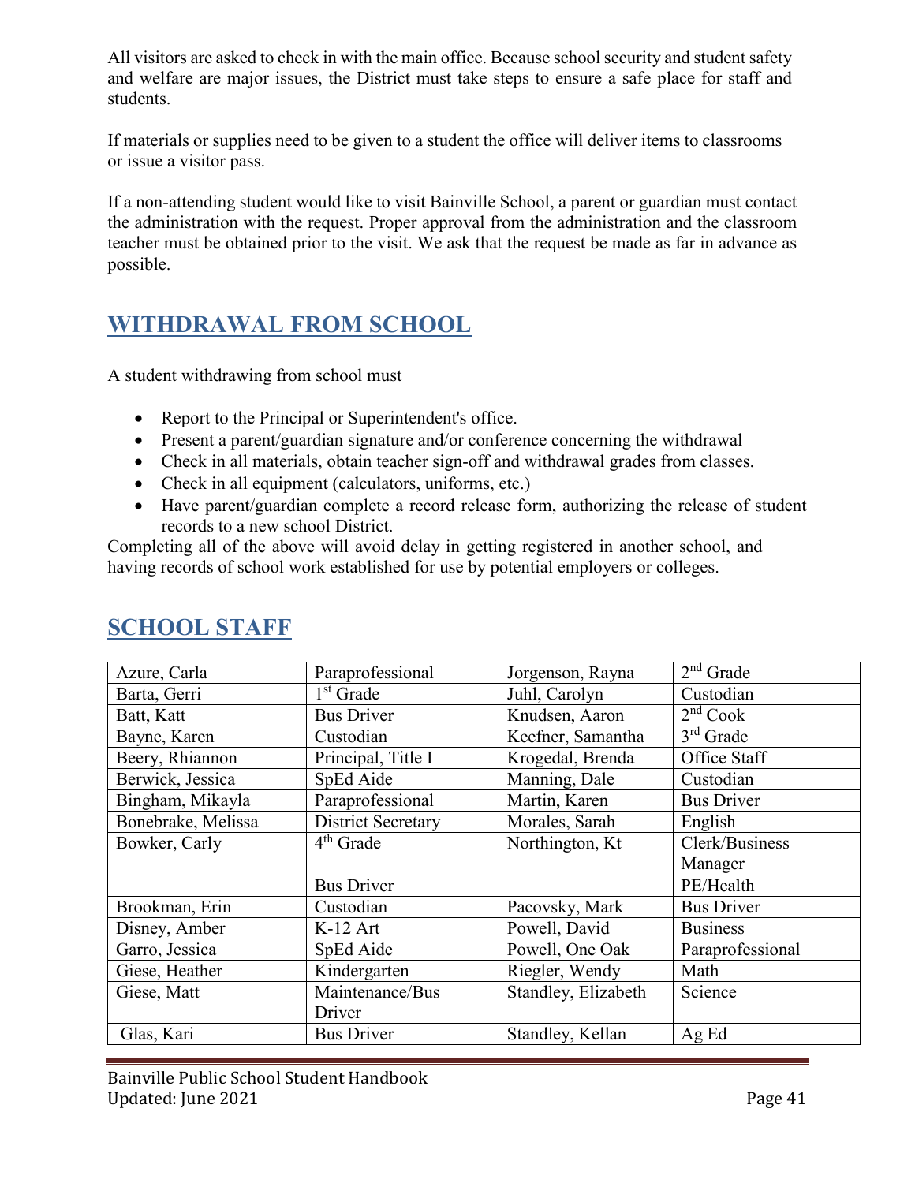All visitors are asked to check in with the main office. Because school security and student safety and welfare are major issues, the District must take steps to ensure a safe place for staff and students.

If materials or supplies need to be given to a student the office will deliver items to classrooms or issue a visitor pass.

If a non-attending student would like to visit Bainville School, a parent or guardian must contact the administration with the request. Proper approval from the administration and the classroom teacher must be obtained prior to the visit. We ask that the request be made as far in advance as possible.

## WITHDRAWAL FROM SCHOOL

A student withdrawing from school must

- Report to the Principal or Superintendent's office.
- Present a parent/guardian signature and/or conference concerning the withdrawal
- Check in all materials, obtain teacher sign-off and withdrawal grades from classes.
- Check in all equipment (calculators, uniforms, etc.)
- Have parent/guardian complete a record release form, authorizing the release of student records to a new school District.

Completing all of the above will avoid delay in getting registered in another school, and having records of school work established for use by potential employers or colleges.

## SCHOOL STAFF

| | | | |
|---|---|---|---|
| Azure, Carla | Paraprofessional | Jorgenson, Rayna | 2nd Grade |
| Barta, Gerri | 1st Grade | Juhl, Carolyn | Custodian |
| Batt, Katt | Bus Driver | Knudsen, Aaron | 2nd Cook |
| Bayne, Karen | Custodian | Keefner, Samantha | 3rd Grade |
| Beery, Rhiannon | Principal, Title I | Krogedal, Brenda | Office Staff |
| Berwick, Jessica | SpEd Aide | Manning, Dale | Custodian |
| Bingham, Mikayla | Paraprofessional | Martin, Karen | Bus Driver |
| Bonebrake, Melissa | District Secretary | Morales, Sarah | English |
| Bowker, Carly | 4th Grade | Northington, Kt | Clerk/Business Manager |
| | Bus Driver | | PE/Health |
| Brookman, Erin | Custodian | Pacovsky, Mark | Bus Driver |
| Disney, Amber | K-12 Art | Powell, David | Business |
| Garro, Jessica | SpEd Aide | Powell, One Oak | Paraprofessional |
| Giese, Heather | Kindergarten | Riegler, Wendy | Math |
| Giese, Matt | Maintenance/Bus Driver | Standley, Elizabeth | Science |
| Glas, Kari | Bus Driver | Standley, Kellan | Ag Ed |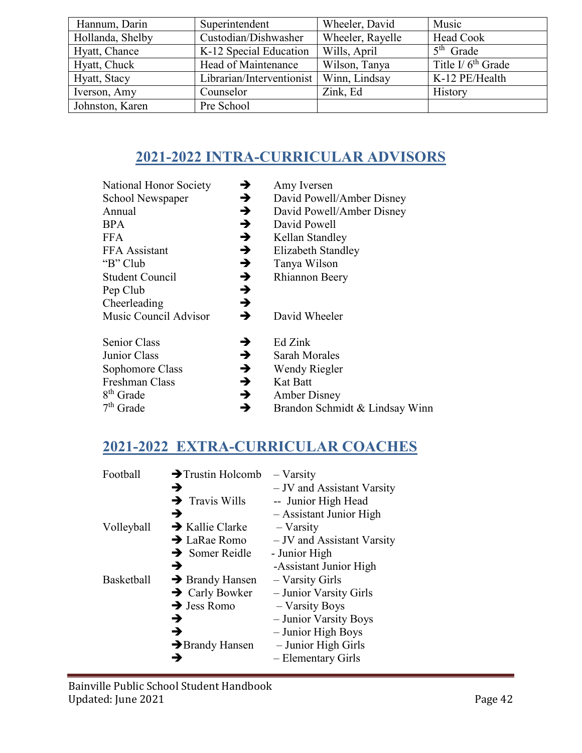| Hannum, Darin | Superintendent | Wheeler, David | Music |
|---|---|---|---|
| Hollanda, Shelby | Custodian/Dishwasher | Wheeler, Rayelle | Head Cook |
| Hyatt, Chance | K-12 Special Education | Wills, April | 5th Grade |
| Hyatt, Chuck | Head of Maintenance | Wilson, Tanya | Title I/ 6th Grade |
| Hyatt, Stacy | Librarian/Interventionist | Winn, Lindsay | K-12 PE/Health |
| Iverson, Amy | Counselor | Zink, Ed | History |
| Johnston, Karen | Pre School | | |

## 2021-2022 INTRA-CURRICULAR ADVISORS

| | | |
|---|---|---|
| National Honor Society | ➔ | Amy Iversen |
| School Newspaper | ➔ | David Powell/Amber Disney |
| Annual | ➔ | David Powell/Amber Disney |
| BPA | ➔ | David Powell |
| FFA | ➔ | Kellan Standley |
| FFA Assistant | ➔ | Elizabeth Standley |
| "B" Club | ➔ | Tanya Wilson |
| Student Council | ➔ | Rhiannon Beery |
| Pep Club | ➔ | |
| Cheerleading | ➔ | |
| Music Council Advisor | ➔ | David Wheeler |
| Senior Class | ➔ | Ed Zink |
| Junior Class | ➔ | Sarah Morales |
| Sophomore Class | ➔ | Wendy Riegler |
| Freshman Class | ➔ | Kat Batt |
| 8th Grade | ➔ | Amber Disney |
| 7th Grade | ➔ | Brandon Schmidt & Lindsay Winn |

## 2021-2022 EXTRA-CURRICULAR COACHES

| | | |
|---|---|---|
| Football | ➔ Trustin Holcomb | – Varsity |
| | ➔ | – JV and Assistant Varsity |
| | ➔ Travis Wills | -- Junior High Head |
| | ➔ | – Assistant Junior High |
| Volleyball | ➔ Kallie Clarke | – Varsity |
| | ➔ LaRae Romo | – JV and Assistant Varsity |
| | ➔ Somer Reidle | - Junior High |
| | ➔ | -Assistant Junior High |
| Basketball | ➔ Brandy Hansen | – Varsity Girls |
| | ➔ Carly Bowker | – Junior Varsity Girls |
| | ➔ Jess Romo | – Varsity Boys |
| | ➔ | – Junior Varsity Boys |
| | ➔ | – Junior High Boys |
| | ➔ Brandy Hansen | – Junior High Girls |
| | ➔ | – Elementary Girls |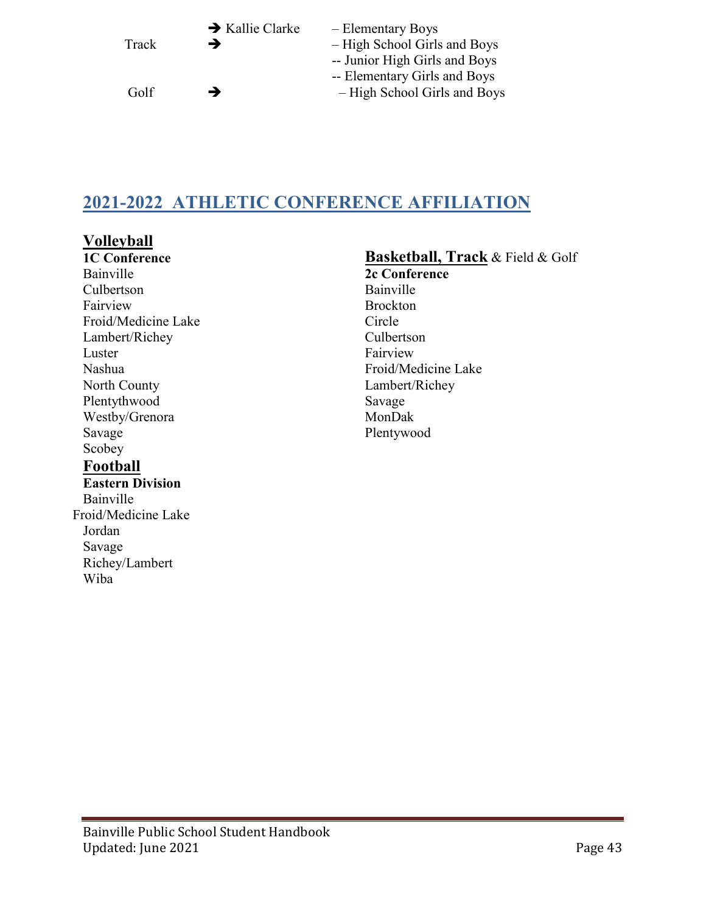| | | |
|---|---|---|
| | ➔ Kallie Clarke | – Elementary Boys |
| Track | ➔ | – High School Girls and Boys |
| | | -- Junior High Girls and Boys |
| | | -- Elementary Girls and Boys |
| Golf | ➔ | – High School Girls and Boys |

## 2021-2022 ATHLETIC CONFERENCE AFFILIATION

### Volleyball

**1C Conference**

Bainville
Culbertson
Fairview
Froid/Medicine Lake
Lambert/Richey
Luster
Nashua
North County
Plentythwood
Westby/Grenora
Savage
Scobey

### Football

**Eastern Division**

Bainville
Froid/Medicine Lake
Jordan
Savage
Richey/Lambert
Wiba

### Basketball, Track & Field & Golf

**2c Conference**

Bainville
Brockton
Circle
Culbertson
Fairview
Froid/Medicine Lake
Lambert/Richey
Savage
MonDak
Plentywood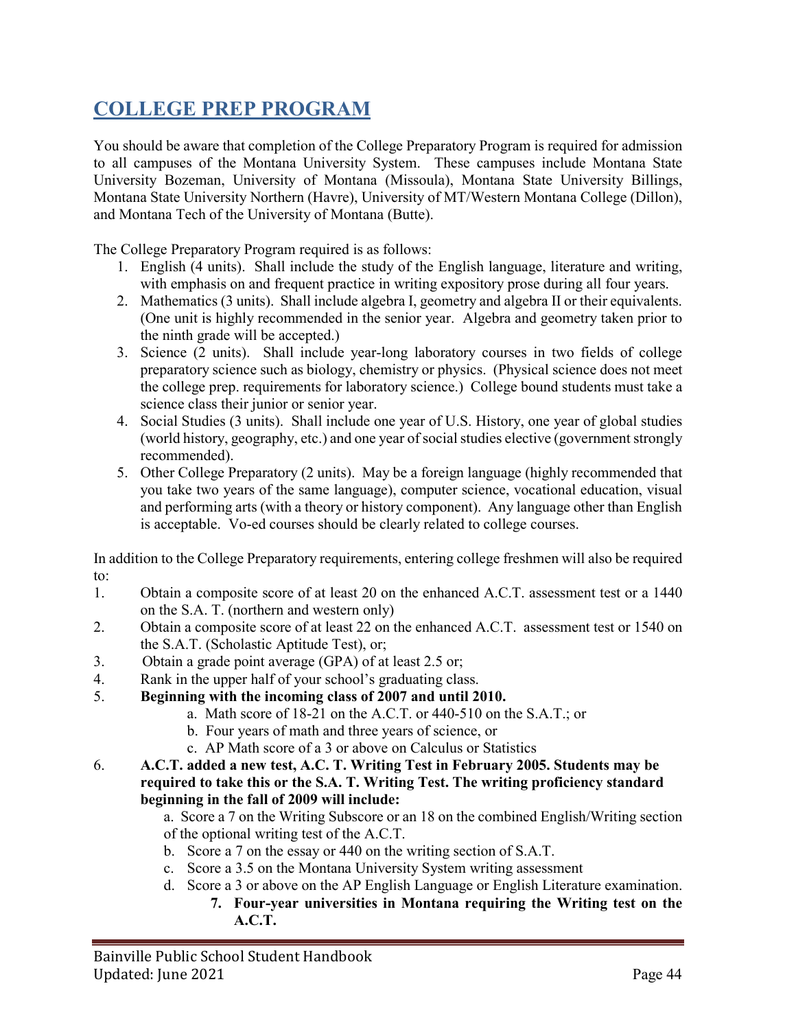# COLLEGE PREP PROGRAM

You should be aware that completion of the College Preparatory Program is required for admission to all campuses of the Montana University System. These campuses include Montana State University Bozeman, University of Montana (Missoula), Montana State University Billings, Montana State University Northern (Havre), University of MT/Western Montana College (Dillon), and Montana Tech of the University of Montana (Butte).

The College Preparatory Program required is as follows:

1. English (4 units). Shall include the study of the English language, literature and writing, with emphasis on and frequent practice in writing expository prose during all four years.
2. Mathematics (3 units). Shall include algebra I, geometry and algebra II or their equivalents. (One unit is highly recommended in the senior year. Algebra and geometry taken prior to the ninth grade will be accepted.)
3. Science (2 units). Shall include year-long laboratory courses in two fields of college preparatory science such as biology, chemistry or physics. (Physical science does not meet the college prep. requirements for laboratory science.) College bound students must take a science class their junior or senior year.
4. Social Studies (3 units). Shall include one year of U.S. History, one year of global studies (world history, geography, etc.) and one year of social studies elective (government strongly recommended).
5. Other College Preparatory (2 units). May be a foreign language (highly recommended that you take two years of the same language), computer science, vocational education, visual and performing arts (with a theory or history component). Any language other than English is acceptable. Vo-ed courses should be clearly related to college courses.

In addition to the College Preparatory requirements, entering college freshmen will also be required to:

1. Obtain a composite score of at least 20 on the enhanced A.C.T. assessment test or a 1440 on the S.A. T. (northern and western only)
2. Obtain a composite score of at least 22 on the enhanced A.C.T. assessment test or 1540 on the S.A.T. (Scholastic Aptitude Test), or;
3. Obtain a grade point average (GPA) of at least 2.5 or;
4. Rank in the upper half of your school's graduating class.
5. **Beginning with the incoming class of 2007 and until 2010.**
   a. Math score of 18-21 on the A.C.T. or 440-510 on the S.A.T.; or
   b. Four years of math and three years of science, or
   c. AP Math score of a 3 or above on Calculus or Statistics
6. **A.C.T. added a new test, A.C. T. Writing Test in February 2005. Students may be required to take this or the S.A. T. Writing Test. The writing proficiency standard beginning in the fall of 2009 will include:**
   a. Score a 7 on the Writing Subscore or an 18 on the combined English/Writing section of the optional writing test of the A.C.T.
   b. Score a 7 on the essay or 440 on the writing section of S.A.T.
   c. Score a 3.5 on the Montana University System writing assessment
   d. Score a 3 or above on the AP English Language or English Literature examination.
7. **Four-year universities in Montana requiring the Writing test on the A.C.T.**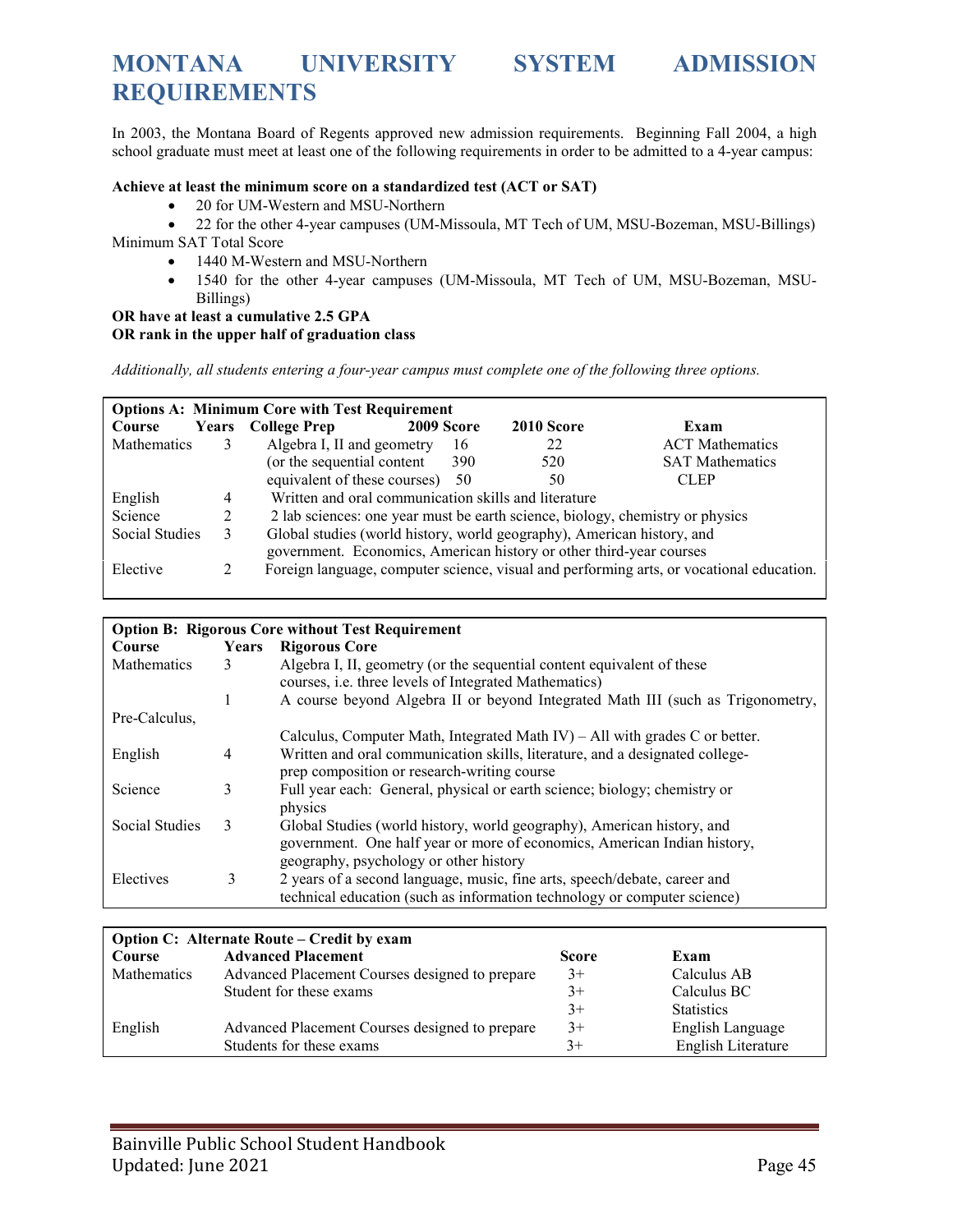# MONTANA UNIVERSITY SYSTEM ADMISSION REQUIREMENTS

In 2003, the Montana Board of Regents approved new admission requirements. Beginning Fall 2004, a high school graduate must meet at least one of the following requirements in order to be admitted to a 4-year campus:

**Achieve at least the minimum score on a standardized test (ACT or SAT)**

- 20 for UM-Western and MSU-Northern
- 22 for the other 4-year campuses (UM-Missoula, MT Tech of UM, MSU-Bozeman, MSU-Billings)

Minimum SAT Total Score

- 1440 M-Western and MSU-Northern
- 1540 for the other 4-year campuses (UM-Missoula, MT Tech of UM, MSU-Bozeman, MSU-Billings)

**OR have at least a cumulative 2.5 GPA**
**OR rank in the upper half of graduation class**

*Additionally, all students entering a four-year campus must complete one of the following three options.*

**Options A: Minimum Core with Test Requirement**

| Course | Years | College Prep | 2009 Score | 2010 Score | Exam |
|---|---|---|---|---|---|
| Mathematics | 3 | Algebra I, II and geometry | 16 | 22 | ACT Mathematics |
| | | (or the sequential content | 390 | 520 | SAT Mathematics |
| | | equivalent of these courses) | 50 | 50 | CLEP |
| English | 4 | Written and oral communication skills and literature | | | |
| Science | 2 | 2 lab sciences: one year must be earth science, biology, chemistry or physics | | | |
| Social Studies | 3 | Global studies (world history, world geography), American history, and government. Economics, American history or other third-year courses | | | |
| Elective | 2 | Foreign language, computer science, visual and performing arts, or vocational education. | | | |

**Option B: Rigorous Core without Test Requirement**

| Course | Years | Rigorous Core |
|---|---|---|
| Mathematics | 3 | Algebra I, II, geometry (or the sequential content equivalent of these courses, i.e. three levels of Integrated Mathematics) |
| | 1 | A course beyond Algebra II or beyond Integrated Math III (such as Trigonometry, Pre-Calculus, Calculus, Computer Math, Integrated Math IV) – All with grades C or better. |
| English | 4 | Written and oral communication skills, literature, and a designated college-prep composition or research-writing course |
| Science | 3 | Full year each: General, physical or earth science; biology; chemistry or physics |
| Social Studies | 3 | Global Studies (world history, world geography), American history, and government. One half year or more of economics, American Indian history, geography, psychology or other history |
| Electives | 3 | 2 years of a second language, music, fine arts, speech/debate, career and technical education (such as information technology or computer science) |

**Option C: Alternate Route – Credit by exam**

| Course | Advanced Placement | Score | Exam |
|---|---|---|---|
| Mathematics | Advanced Placement Courses designed to prepare | 3+ | Calculus AB |
| | Student for these exams | 3+ | Calculus BC |
| | | 3+ | Statistics |
| English | Advanced Placement Courses designed to prepare | 3+ | English Language |
| | Students for these exams | 3+ | English Literature |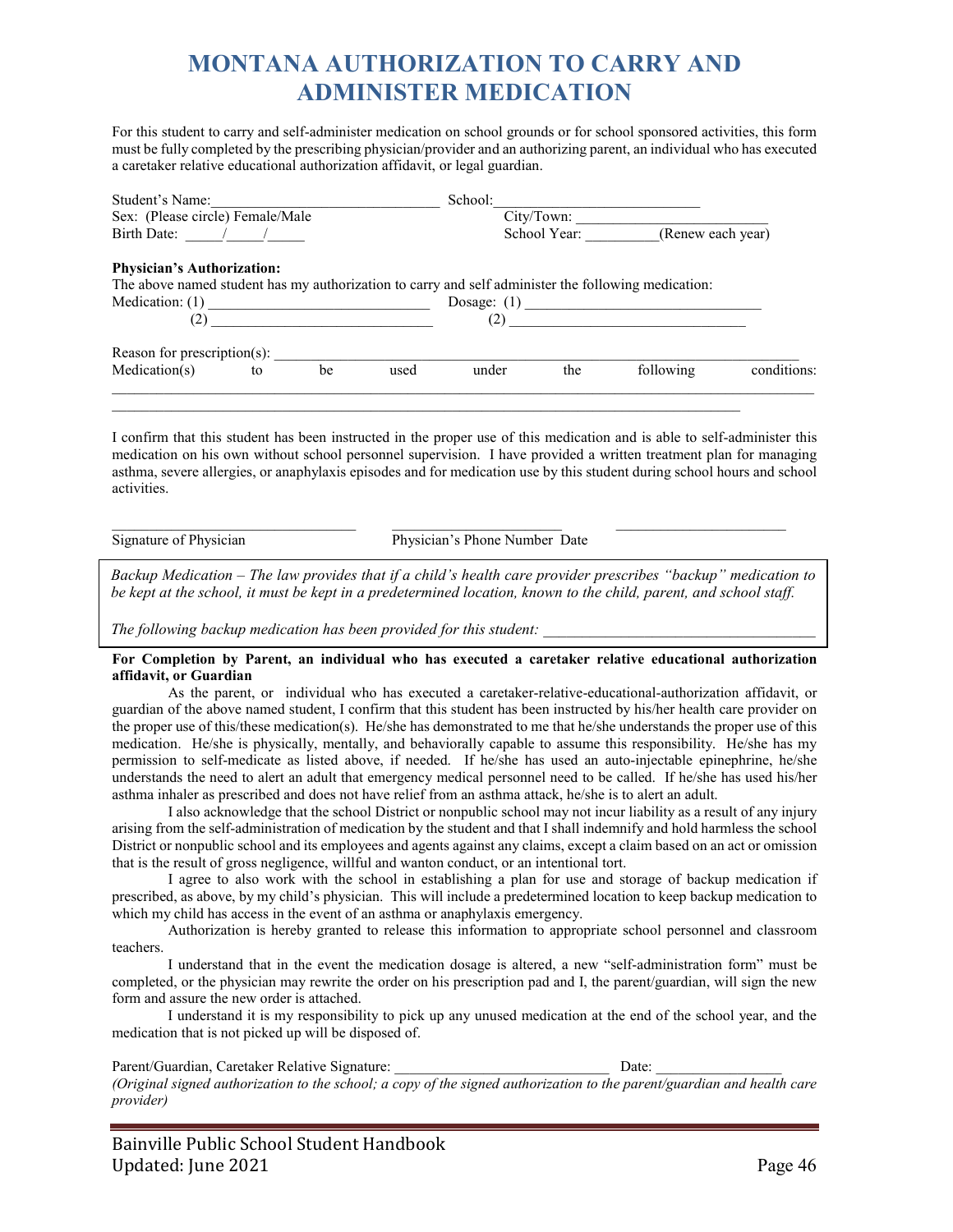# MONTANA AUTHORIZATION TO CARRY AND ADMINISTER MEDICATION

For this student to carry and self-administer medication on school grounds or for school sponsored activities, this form must be fully completed by the prescribing physician/provider and an authorizing parent, an individual who has executed a caretaker relative educational authorization affidavit, or legal guardian.

Student's Name:_____________________________ School:___________________________

Sex: (Please circle) Female/Male City/Town: _________________________

Birth Date: _____/_____/_____ School Year: __________(Renew each year)

**Physician's Authorization:**

The above named student has my authorization to carry and self administer the following medication:

Medication: (1) _____________________________ Dosage: (1) _______________________________

(2) _____________________________ (2) _______________________________

Reason for prescription(s): ______________________________________________________________

Medication(s) to be used under the following conditions: ______________________________________________________________________________________

_____________________________________________________________________________

I confirm that this student has been instructed in the proper use of this medication and is able to self-administer this medication on his own without school personnel supervision. I have provided a written treatment plan for managing asthma, severe allergies, or anaphylaxis episodes and for medication use by this student during school hours and school activities.

________________________________ ______________________ ______________________

Signature of Physician Physician's Phone Number Date

*Backup Medication – The law provides that if a child's health care provider prescribes "backup" medication to be kept at the school, it must be kept in a predetermined location, known to the child, parent, and school staff.*

*The following backup medication has been provided for this student:* ___________________________________

**For Completion by Parent, an individual who has executed a caretaker relative educational authorization affidavit, or Guardian**

As the parent, or individual who has executed a caretaker-relative-educational-authorization affidavit, or guardian of the above named student, I confirm that this student has been instructed by his/her health care provider on the proper use of this/these medication(s). He/she has demonstrated to me that he/she understands the proper use of this medication. He/she is physically, mentally, and behaviorally capable to assume this responsibility. He/she has my permission to self-medicate as listed above, if needed. If he/she has used an auto-injectable epinephrine, he/she understands the need to alert an adult that emergency medical personnel need to be called. If he/she has used his/her asthma inhaler as prescribed and does not have relief from an asthma attack, he/she is to alert an adult.

I also acknowledge that the school District or nonpublic school may not incur liability as a result of any injury arising from the self-administration of medication by the student and that I shall indemnify and hold harmless the school District or nonpublic school and its employees and agents against any claims, except a claim based on an act or omission that is the result of gross negligence, willful and wanton conduct, or an intentional tort.

I agree to also work with the school in establishing a plan for use and storage of backup medication if prescribed, as above, by my child's physician. This will include a predetermined location to keep backup medication to which my child has access in the event of an asthma or anaphylaxis emergency.

Authorization is hereby granted to release this information to appropriate school personnel and classroom teachers.

I understand that in the event the medication dosage is altered, a new "self-administration form" must be completed, or the physician may rewrite the order on his prescription pad and I, the parent/guardian, will sign the new form and assure the new order is attached.

I understand it is my responsibility to pick up any unused medication at the end of the school year, and the medication that is not picked up will be disposed of.

Parent/Guardian, Caretaker Relative Signature: ____________________________ Date: ________________

*(Original signed authorization to the school; a copy of the signed authorization to the parent/guardian and health care provider)*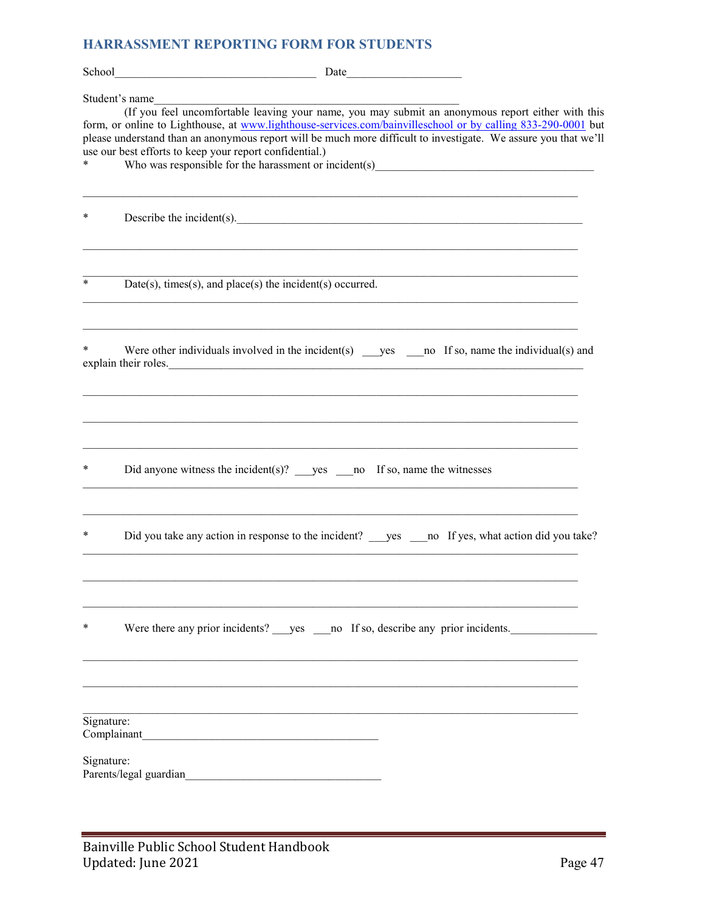## HARRASSMENT REPORTING FORM FOR STUDENTS

School___________________________________ Date____________________

Student's name_____________________________________________________

(If you feel uncomfortable leaving your name, you may submit an anonymous report either with this form, or online to Lighthouse, at www.lighthouse-services.com/bainvilleschool or by calling 833-290-0001 but please understand than an anonymous report will be much more difficult to investigate. We assure you that we'll use our best efforts to keep your report confidential.)

* Who was responsible for the harassment or incident(s)______________________________________

_____________________________________________________________________________________

* Describe the incident(s).____________________________________________________________

_____________________________________________________________________________________

_____________________________________________________________________________________

* Date(s), times(s), and place(s) the incident(s) occurred.

_____________________________________________________________________________________

_____________________________________________________________________________________

* Were other individuals involved in the incident(s) ___yes ___no If so, name the individual(s) and explain their roles.____________________________________________________________

_____________________________________________________________________________________

_____________________________________________________________________________________

_____________________________________________________________________________________

* Did anyone witness the incident(s)? ___yes ___no If so, name the witnesses

_____________________________________________________________________________________

_____________________________________________________________________________________

* Did you take any action in response to the incident? ___yes ___no If yes, what action did you take?

_____________________________________________________________________________________

_____________________________________________________________________________________

_____________________________________________________________________________________

* Were there any prior incidents? ___yes ___no If so, describe any prior incidents._______________

_____________________________________________________________________________________

_____________________________________________________________________________________

_____________________________________________________________________________________

Signature:
Complainant_________________________________________

Signature:
Parents/legal guardian__________________________________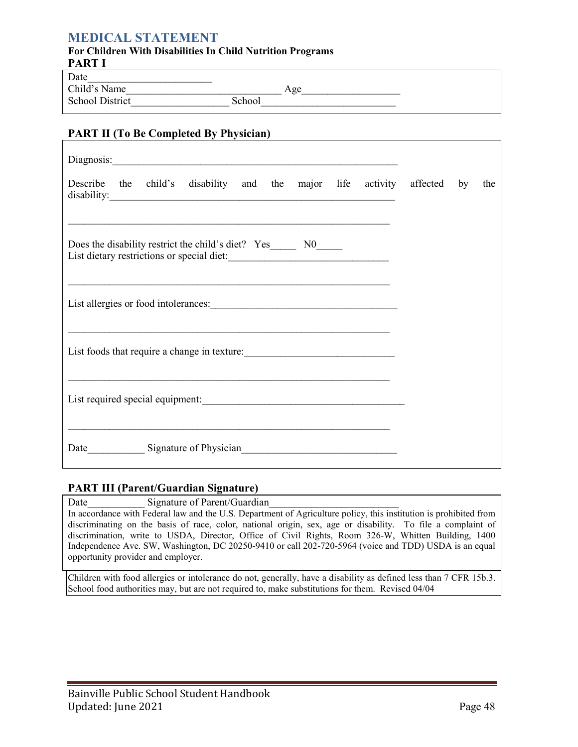# MEDICAL STATEMENT

**For Children With Disabilities In Child Nutrition Programs**

**PART I**

Date_______________________

Child's Name____________________________ Age__________________

School District__________________ School_________________________

## PART II (To Be Completed By Physician)

Diagnosis:_____________________________________________________

Describe the child's disability and the major life activity affected by the disability:_____________________________________________________

_____________________________________________________________

Does the disability restrict the child's diet? Yes_____ N0_____

List dietary restrictions or special diet:______________________________

_____________________________________________________________

List allergies or food intolerances:___________________________________

_____________________________________________________________

List foods that require a change in texture:____________________________

_____________________________________________________________

List required special equipment:______________________________________

_____________________________________________________________

Date___________ Signature of Physician_____________________________

## PART III (Parent/Guardian Signature)

Date___________ Signature of Parent/Guardian_________________________

In accordance with Federal law and the U.S. Department of Agriculture policy, this institution is prohibited from discriminating on the basis of race, color, national origin, sex, age or disability. To file a complaint of discrimination, write to USDA, Director, Office of Civil Rights, Room 326-W, Whitten Building, 1400 Independence Ave. SW, Washington, DC 20250-9410 or call 202-720-5964 (voice and TDD) USDA is an equal opportunity provider and employer.

Children with food allergies or intolerance do not, generally, have a disability as defined less than 7 CFR 15b.3. School food authorities may, but are not required to, make substitutions for them. Revised 04/04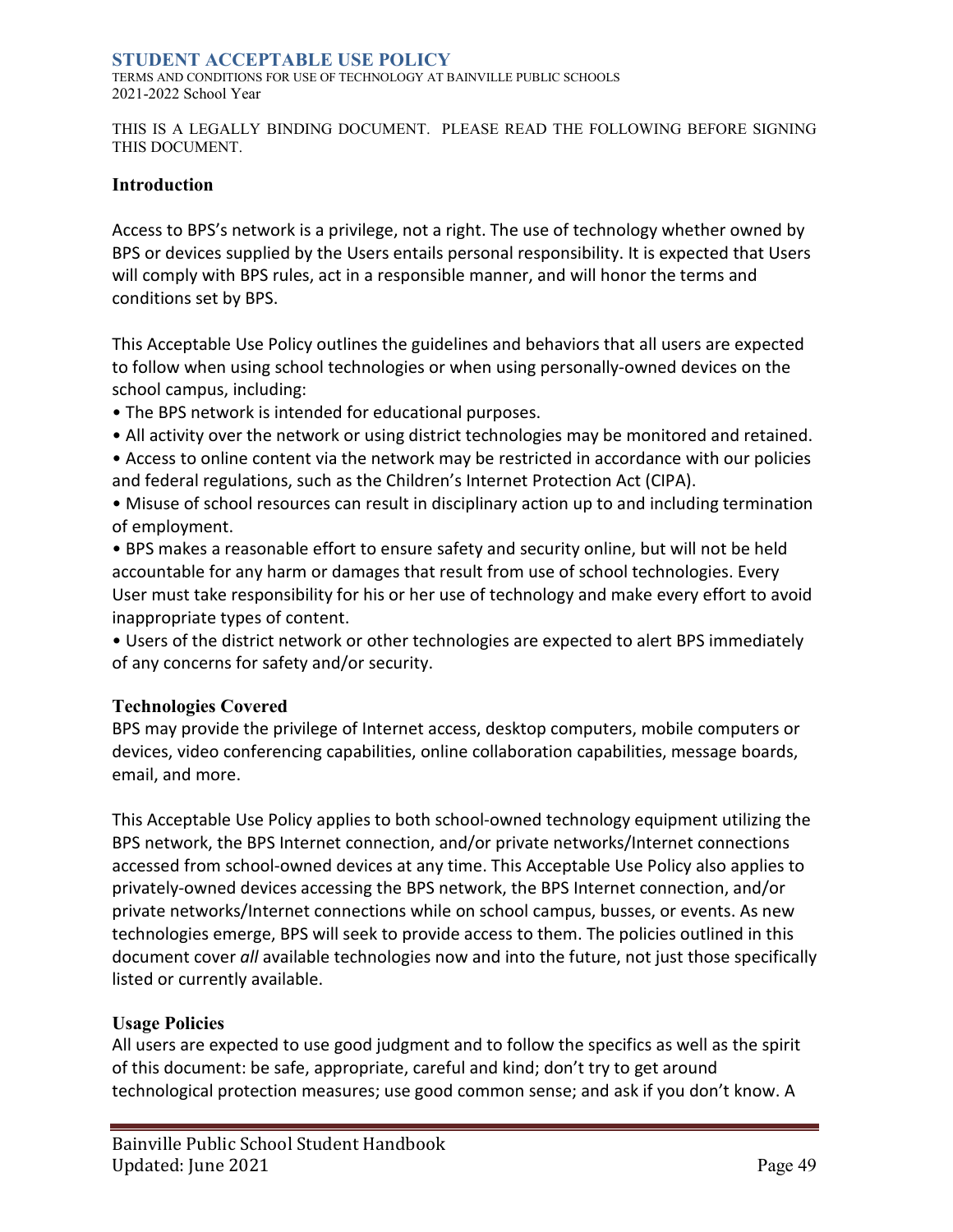## STUDENT ACCEPTABLE USE POLICY

TERMS AND CONDITIONS FOR USE OF TECHNOLOGY AT BAINVILLE PUBLIC SCHOOLS
2021-2022 School Year

THIS IS A LEGALLY BINDING DOCUMENT. PLEASE READ THE FOLLOWING BEFORE SIGNING THIS DOCUMENT.

### Introduction

Access to BPS's network is a privilege, not a right. The use of technology whether owned by BPS or devices supplied by the Users entails personal responsibility. It is expected that Users will comply with BPS rules, act in a responsible manner, and will honor the terms and conditions set by BPS.

This Acceptable Use Policy outlines the guidelines and behaviors that all users are expected to follow when using school technologies or when using personally-owned devices on the school campus, including:

- The BPS network is intended for educational purposes.
- All activity over the network or using district technologies may be monitored and retained.
- Access to online content via the network may be restricted in accordance with our policies and federal regulations, such as the Children's Internet Protection Act (CIPA).
- Misuse of school resources can result in disciplinary action up to and including termination of employment.
- BPS makes a reasonable effort to ensure safety and security online, but will not be held accountable for any harm or damages that result from use of school technologies. Every User must take responsibility for his or her use of technology and make every effort to avoid inappropriate types of content.
- Users of the district network or other technologies are expected to alert BPS immediately of any concerns for safety and/or security.

### Technologies Covered

BPS may provide the privilege of Internet access, desktop computers, mobile computers or devices, video conferencing capabilities, online collaboration capabilities, message boards, email, and more.

This Acceptable Use Policy applies to both school-owned technology equipment utilizing the BPS network, the BPS Internet connection, and/or private networks/Internet connections accessed from school-owned devices at any time. This Acceptable Use Policy also applies to privately-owned devices accessing the BPS network, the BPS Internet connection, and/or private networks/Internet connections while on school campus, busses, or events. As new technologies emerge, BPS will seek to provide access to them. The policies outlined in this document cover *all* available technologies now and into the future, not just those specifically listed or currently available.

### Usage Policies

All users are expected to use good judgment and to follow the specifics as well as the spirit of this document: be safe, appropriate, careful and kind; don't try to get around technological protection measures; use good common sense; and ask if you don't know. A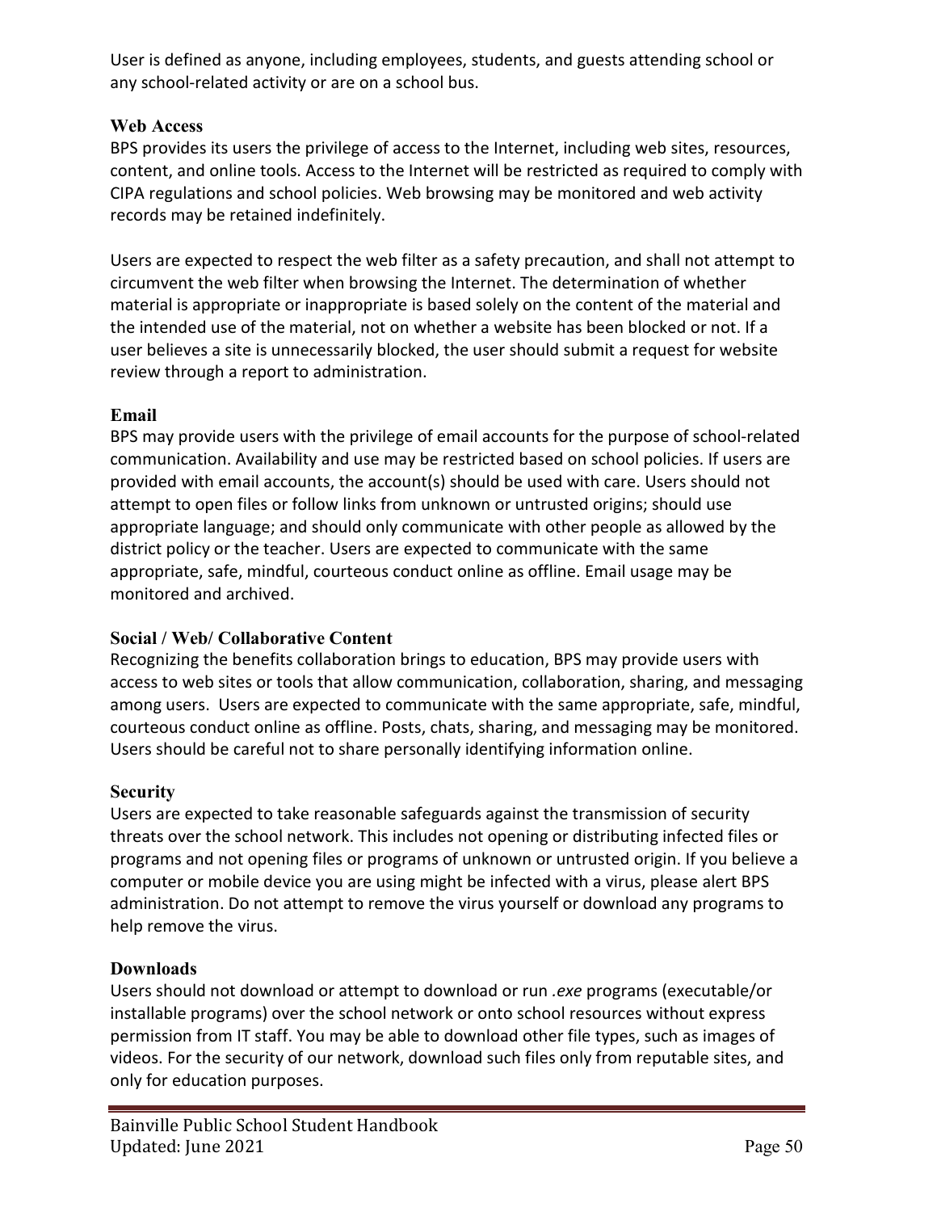User is defined as anyone, including employees, students, and guests attending school or any school-related activity or are on a school bus.

### Web Access

BPS provides its users the privilege of access to the Internet, including web sites, resources, content, and online tools. Access to the Internet will be restricted as required to comply with CIPA regulations and school policies. Web browsing may be monitored and web activity records may be retained indefinitely.

Users are expected to respect the web filter as a safety precaution, and shall not attempt to circumvent the web filter when browsing the Internet. The determination of whether material is appropriate or inappropriate is based solely on the content of the material and the intended use of the material, not on whether a website has been blocked or not. If a user believes a site is unnecessarily blocked, the user should submit a request for website review through a report to administration.

### Email

BPS may provide users with the privilege of email accounts for the purpose of school-related communication. Availability and use may be restricted based on school policies. If users are provided with email accounts, the account(s) should be used with care. Users should not attempt to open files or follow links from unknown or untrusted origins; should use appropriate language; and should only communicate with other people as allowed by the district policy or the teacher. Users are expected to communicate with the same appropriate, safe, mindful, courteous conduct online as offline. Email usage may be monitored and archived.

### Social / Web/ Collaborative Content

Recognizing the benefits collaboration brings to education, BPS may provide users with access to web sites or tools that allow communication, collaboration, sharing, and messaging among users. Users are expected to communicate with the same appropriate, safe, mindful, courteous conduct online as offline. Posts, chats, sharing, and messaging may be monitored. Users should be careful not to share personally identifying information online.

### Security

Users are expected to take reasonable safeguards against the transmission of security threats over the school network. This includes not opening or distributing infected files or programs and not opening files or programs of unknown or untrusted origin. If you believe a computer or mobile device you are using might be infected with a virus, please alert BPS administration. Do not attempt to remove the virus yourself or download any programs to help remove the virus.

### Downloads

Users should not download or attempt to download or run *.exe* programs (executable/or installable programs) over the school network or onto school resources without express permission from IT staff. You may be able to download other file types, such as images of videos. For the security of our network, download such files only from reputable sites, and only for education purposes.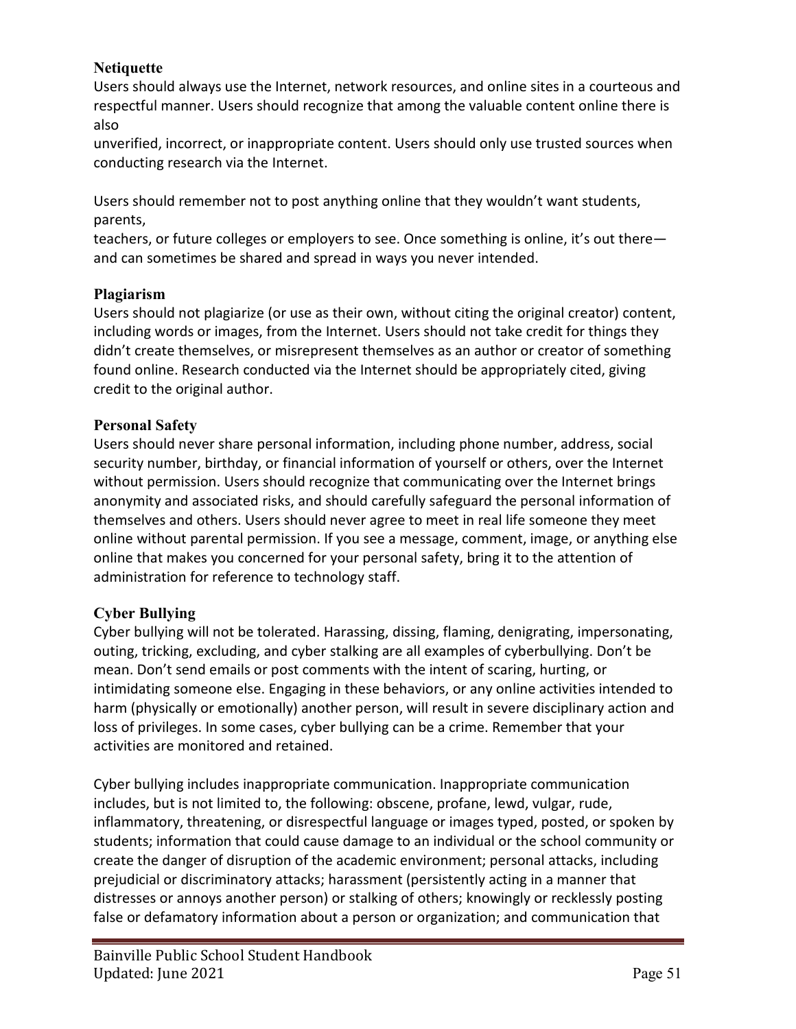### Netiquette

Users should always use the Internet, network resources, and online sites in a courteous and respectful manner. Users should recognize that among the valuable content online there is also unverified, incorrect, or inappropriate content. Users should only use trusted sources when conducting research via the Internet.

Users should remember not to post anything online that they wouldn't want students, parents, teachers, or future colleges or employers to see. Once something is online, it's out there—and can sometimes be shared and spread in ways you never intended.

### Plagiarism

Users should not plagiarize (or use as their own, without citing the original creator) content, including words or images, from the Internet. Users should not take credit for things they didn't create themselves, or misrepresent themselves as an author or creator of something found online. Research conducted via the Internet should be appropriately cited, giving credit to the original author.

### Personal Safety

Users should never share personal information, including phone number, address, social security number, birthday, or financial information of yourself or others, over the Internet without permission. Users should recognize that communicating over the Internet brings anonymity and associated risks, and should carefully safeguard the personal information of themselves and others. Users should never agree to meet in real life someone they meet online without parental permission. If you see a message, comment, image, or anything else online that makes you concerned for your personal safety, bring it to the attention of administration for reference to technology staff.

### Cyber Bullying

Cyber bullying will not be tolerated. Harassing, dissing, flaming, denigrating, impersonating, outing, tricking, excluding, and cyber stalking are all examples of cyberbullying. Don't be mean. Don't send emails or post comments with the intent of scaring, hurting, or intimidating someone else. Engaging in these behaviors, or any online activities intended to harm (physically or emotionally) another person, will result in severe disciplinary action and loss of privileges. In some cases, cyber bullying can be a crime. Remember that your activities are monitored and retained.

Cyber bullying includes inappropriate communication. Inappropriate communication includes, but is not limited to, the following: obscene, profane, lewd, vulgar, rude, inflammatory, threatening, or disrespectful language or images typed, posted, or spoken by students; information that could cause damage to an individual or the school community or create the danger of disruption of the academic environment; personal attacks, including prejudicial or discriminatory attacks; harassment (persistently acting in a manner that distresses or annoys another person) or stalking of others; knowingly or recklessly posting false or defamatory information about a person or organization; and communication that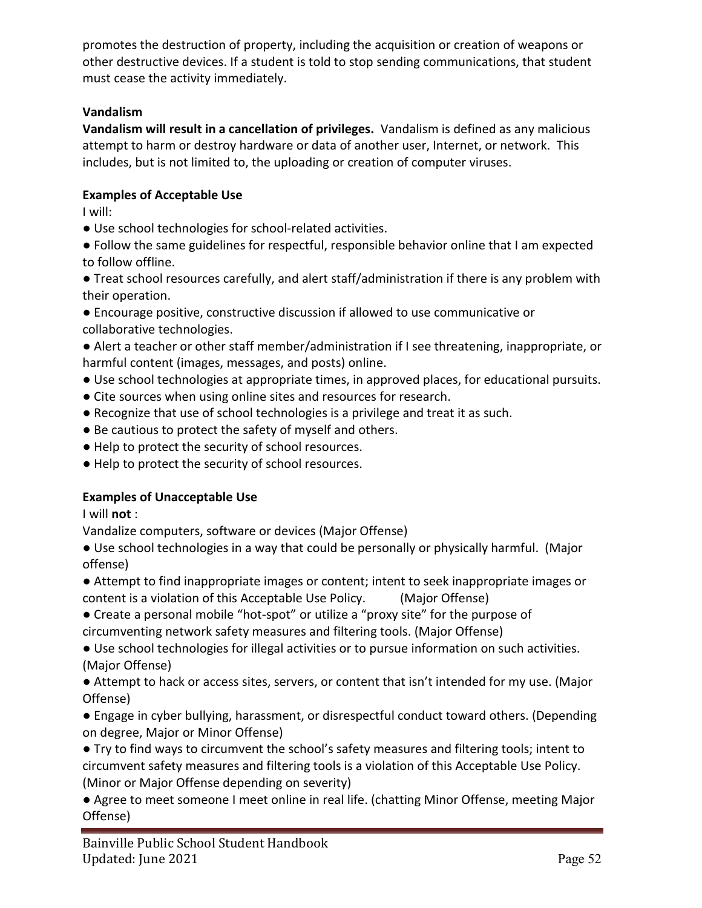promotes the destruction of property, including the acquisition or creation of weapons or other destructive devices. If a student is told to stop sending communications, that student must cease the activity immediately.

**Vandalism**

**Vandalism will result in a cancellation of privileges.** Vandalism is defined as any malicious attempt to harm or destroy hardware or data of another user, Internet, or network. This includes, but is not limited to, the uploading or creation of computer viruses.

**Examples of Acceptable Use**

I will:

- Use school technologies for school-related activities.
- Follow the same guidelines for respectful, responsible behavior online that I am expected to follow offline.
- Treat school resources carefully, and alert staff/administration if there is any problem with their operation.
- Encourage positive, constructive discussion if allowed to use communicative or collaborative technologies.
- Alert a teacher or other staff member/administration if I see threatening, inappropriate, or harmful content (images, messages, and posts) online.
- Use school technologies at appropriate times, in approved places, for educational pursuits.
- Cite sources when using online sites and resources for research.
- Recognize that use of school technologies is a privilege and treat it as such.
- Be cautious to protect the safety of myself and others.
- Help to protect the security of school resources.
- Help to protect the security of school resources.

**Examples of Unacceptable Use**

I will **not** :

Vandalize computers, software or devices (Major Offense)

- Use school technologies in a way that could be personally or physically harmful. (Major offense)
- Attempt to find inappropriate images or content; intent to seek inappropriate images or content is a violation of this Acceptable Use Policy. (Major Offense)
- Create a personal mobile "hot-spot" or utilize a "proxy site" for the purpose of circumventing network safety measures and filtering tools. (Major Offense)
- Use school technologies for illegal activities or to pursue information on such activities. (Major Offense)
- Attempt to hack or access sites, servers, or content that isn't intended for my use. (Major Offense)
- Engage in cyber bullying, harassment, or disrespectful conduct toward others. (Depending on degree, Major or Minor Offense)
- Try to find ways to circumvent the school's safety measures and filtering tools; intent to circumvent safety measures and filtering tools is a violation of this Acceptable Use Policy. (Minor or Major Offense depending on severity)
- Agree to meet someone I meet online in real life. (chatting Minor Offense, meeting Major Offense)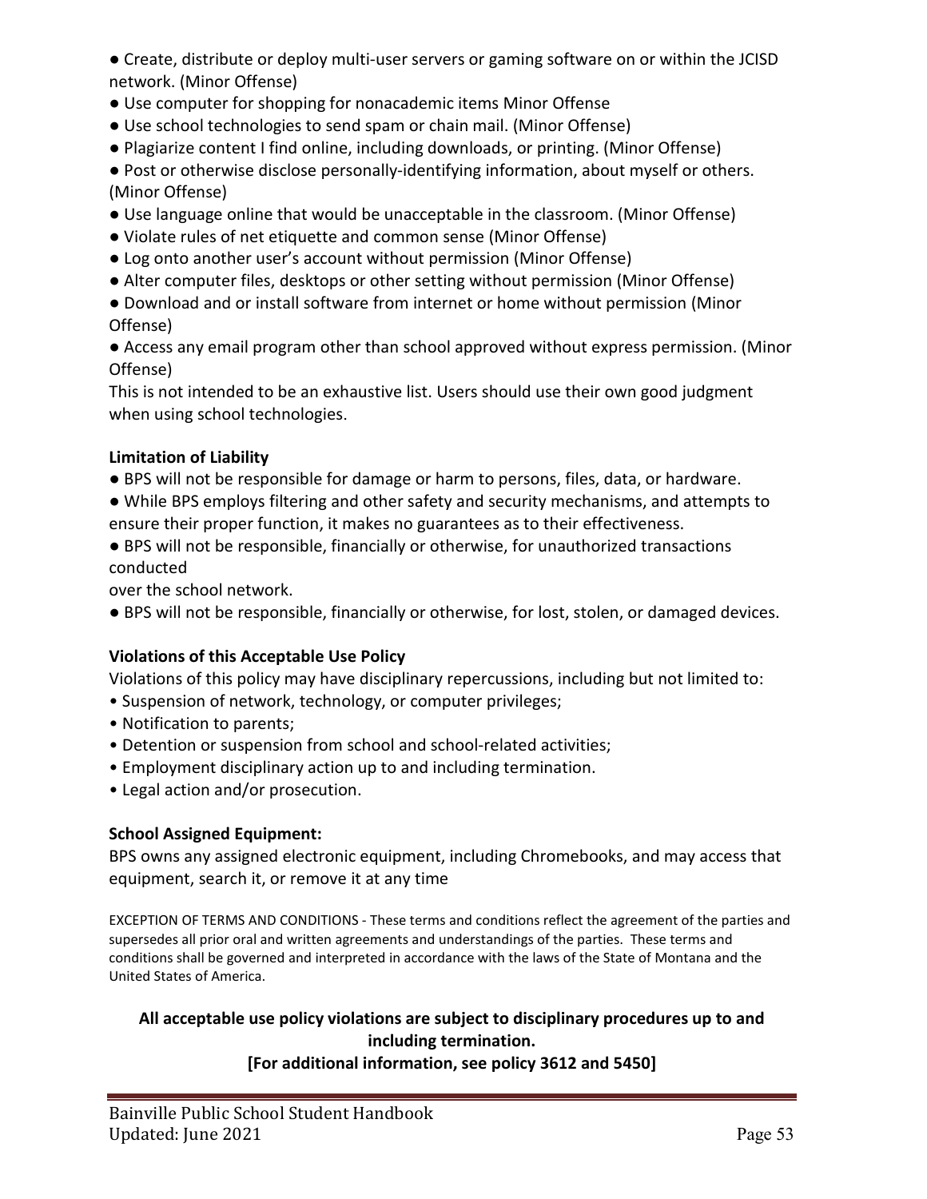- Create, distribute or deploy multi-user servers or gaming software on or within the JCISD network. (Minor Offense)
- Use computer for shopping for nonacademic items Minor Offense
- Use school technologies to send spam or chain mail. (Minor Offense)
- Plagiarize content I find online, including downloads, or printing. (Minor Offense)
- Post or otherwise disclose personally-identifying information, about myself or others. (Minor Offense)
- Use language online that would be unacceptable in the classroom. (Minor Offense)
- Violate rules of net etiquette and common sense (Minor Offense)
- Log onto another user's account without permission (Minor Offense)
- Alter computer files, desktops or other setting without permission (Minor Offense)
- Download and or install software from internet or home without permission (Minor Offense)
- Access any email program other than school approved without express permission. (Minor Offense)

This is not intended to be an exhaustive list. Users should use their own good judgment when using school technologies.

**Limitation of Liability**

- BPS will not be responsible for damage or harm to persons, files, data, or hardware.
- While BPS employs filtering and other safety and security mechanisms, and attempts to ensure their proper function, it makes no guarantees as to their effectiveness.
- BPS will not be responsible, financially or otherwise, for unauthorized transactions conducted over the school network.
- BPS will not be responsible, financially or otherwise, for lost, stolen, or damaged devices.

**Violations of this Acceptable Use Policy**

Violations of this policy may have disciplinary repercussions, including but not limited to:

- Suspension of network, technology, or computer privileges;
- Notification to parents;
- Detention or suspension from school and school-related activities;
- Employment disciplinary action up to and including termination.
- Legal action and/or prosecution.

**School Assigned Equipment:**

BPS owns any assigned electronic equipment, including Chromebooks, and may access that equipment, search it, or remove it at any time

EXCEPTION OF TERMS AND CONDITIONS - These terms and conditions reflect the agreement of the parties and supersedes all prior oral and written agreements and understandings of the parties. These terms and conditions shall be governed and interpreted in accordance with the laws of the State of Montana and the United States of America.

**All acceptable use policy violations are subject to disciplinary procedures up to and including termination.**

**[For additional information, see policy 3612 and 5450]**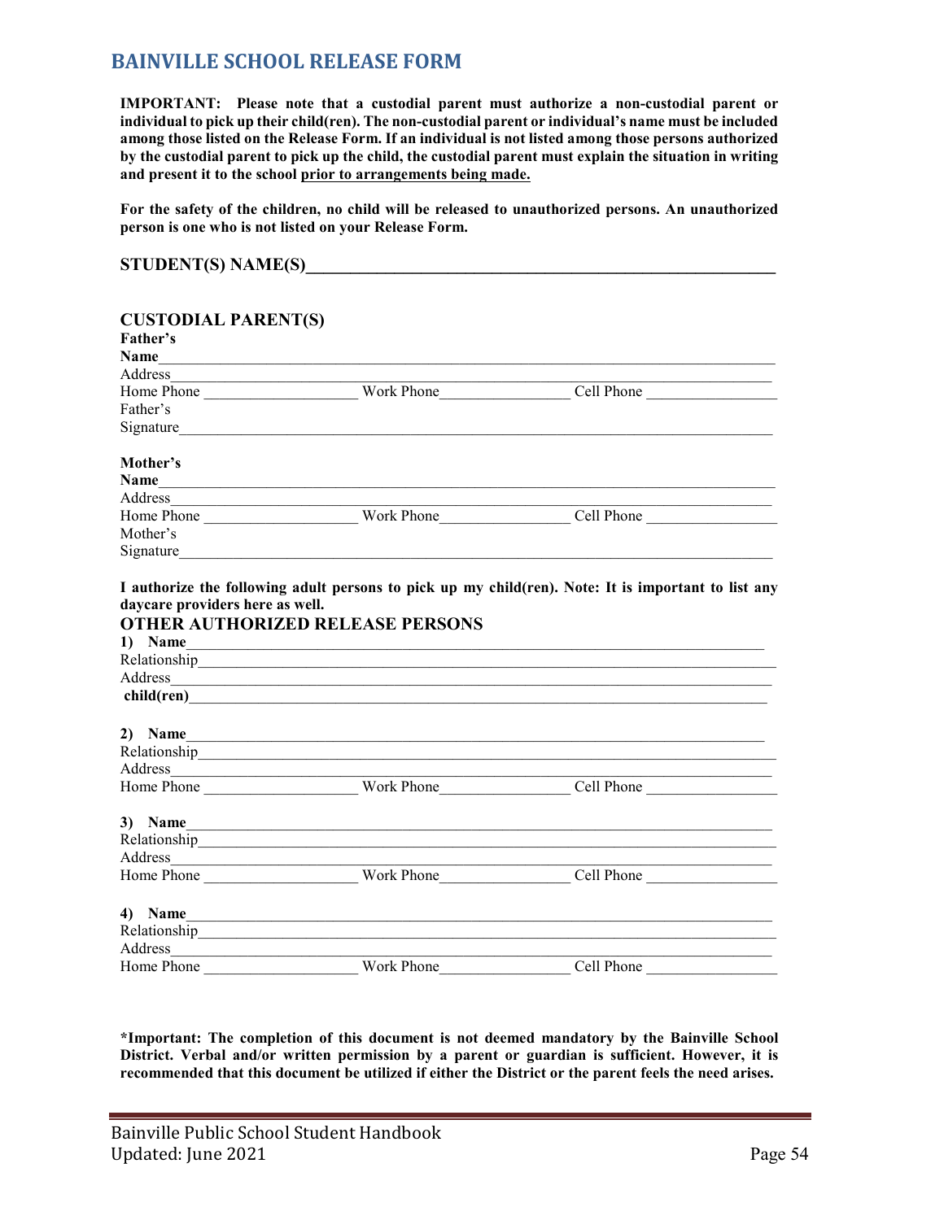# BAINVILLE SCHOOL RELEASE FORM

**IMPORTANT: Please note that a custodial parent must authorize a non-custodial parent or individual to pick up their child(ren). The non-custodial parent or individual's name must be included among those listed on the Release Form. If an individual is not listed among those persons authorized by the custodial parent to pick up the child, the custodial parent must explain the situation in writing and present it to the school <u>prior to arrangements being made.</u>**

**For the safety of the children, no child will be released to unauthorized persons. An unauthorized person is one who is not listed on your Release Form.**

**STUDENT(S) NAME(S)**\_\_\_\_\_\_\_\_\_\_\_\_\_\_\_\_\_\_\_\_\_\_\_\_\_\_\_\_\_\_\_\_\_\_\_\_\_\_\_\_\_\_\_\_

**CUSTODIAL PARENT(S)**

**Father's Name**\_\_\_\_\_\_\_\_\_\_\_\_\_\_\_\_\_\_\_\_\_\_\_\_\_\_\_\_\_\_\_\_\_\_\_\_\_\_\_\_\_\_\_\_

Address\_\_\_\_\_\_\_\_\_\_\_\_\_\_\_\_\_\_\_\_\_\_\_\_\_\_\_\_\_\_\_\_\_\_\_\_\_\_\_\_\_\_\_\_

Home Phone \_\_\_\_\_\_\_\_\_\_\_\_\_\_\_ Work Phone\_\_\_\_\_\_\_\_\_\_\_\_\_\_\_ Cell Phone \_\_\_\_\_\_\_\_\_\_\_\_\_\_\_

Father's Signature\_\_\_\_\_\_\_\_\_\_\_\_\_\_\_\_\_\_\_\_\_\_\_\_\_\_\_\_\_\_\_\_\_\_\_\_\_\_\_\_\_\_\_\_

**Mother's Name**\_\_\_\_\_\_\_\_\_\_\_\_\_\_\_\_\_\_\_\_\_\_\_\_\_\_\_\_\_\_\_\_\_\_\_\_\_\_\_\_\_\_\_\_

Address\_\_\_\_\_\_\_\_\_\_\_\_\_\_\_\_\_\_\_\_\_\_\_\_\_\_\_\_\_\_\_\_\_\_\_\_\_\_\_\_\_\_\_\_

Home Phone \_\_\_\_\_\_\_\_\_\_\_\_\_\_\_ Work Phone\_\_\_\_\_\_\_\_\_\_\_\_\_\_\_ Cell Phone \_\_\_\_\_\_\_\_\_\_\_\_\_\_\_

Mother's Signature\_\_\_\_\_\_\_\_\_\_\_\_\_\_\_\_\_\_\_\_\_\_\_\_\_\_\_\_\_\_\_\_\_\_\_\_\_\_\_\_\_\_\_\_

**I authorize the following adult persons to pick up my child(ren). Note: It is important to list any daycare providers here as well.**

**OTHER AUTHORIZED RELEASE PERSONS**

**1) Name**\_\_\_\_\_\_\_\_\_\_\_\_\_\_\_\_\_\_\_\_\_\_\_\_\_\_\_\_\_\_\_\_\_\_\_\_\_\_\_\_\_\_\_\_

Relationship\_\_\_\_\_\_\_\_\_\_\_\_\_\_\_\_\_\_\_\_\_\_\_\_\_\_\_\_\_\_\_\_\_\_\_\_\_\_\_\_\_\_\_\_

Address\_\_\_\_\_\_\_\_\_\_\_\_\_\_\_\_\_\_\_\_\_\_\_\_\_\_\_\_\_\_\_\_\_\_\_\_\_\_\_\_\_\_\_\_

**child(ren)**\_\_\_\_\_\_\_\_\_\_\_\_\_\_\_\_\_\_\_\_\_\_\_\_\_\_\_\_\_\_\_\_\_\_\_\_\_\_\_\_\_\_\_\_

**2) Name**\_\_\_\_\_\_\_\_\_\_\_\_\_\_\_\_\_\_\_\_\_\_\_\_\_\_\_\_\_\_\_\_\_\_\_\_\_\_\_\_\_\_\_\_

Relationship\_\_\_\_\_\_\_\_\_\_\_\_\_\_\_\_\_\_\_\_\_\_\_\_\_\_\_\_\_\_\_\_\_\_\_\_\_\_\_\_\_\_\_\_

Address\_\_\_\_\_\_\_\_\_\_\_\_\_\_\_\_\_\_\_\_\_\_\_\_\_\_\_\_\_\_\_\_\_\_\_\_\_\_\_\_\_\_\_\_

Home Phone \_\_\_\_\_\_\_\_\_\_\_\_\_\_\_ Work Phone\_\_\_\_\_\_\_\_\_\_\_\_\_\_\_ Cell Phone \_\_\_\_\_\_\_\_\_\_\_\_\_\_\_

**3) Name**\_\_\_\_\_\_\_\_\_\_\_\_\_\_\_\_\_\_\_\_\_\_\_\_\_\_\_\_\_\_\_\_\_\_\_\_\_\_\_\_\_\_\_\_

Relationship\_\_\_\_\_\_\_\_\_\_\_\_\_\_\_\_\_\_\_\_\_\_\_\_\_\_\_\_\_\_\_\_\_\_\_\_\_\_\_\_\_\_\_\_

Address\_\_\_\_\_\_\_\_\_\_\_\_\_\_\_\_\_\_\_\_\_\_\_\_\_\_\_\_\_\_\_\_\_\_\_\_\_\_\_\_\_\_\_\_

Home Phone \_\_\_\_\_\_\_\_\_\_\_\_\_\_\_ Work Phone\_\_\_\_\_\_\_\_\_\_\_\_\_\_\_ Cell Phone \_\_\_\_\_\_\_\_\_\_\_\_\_\_\_

**4) Name**\_\_\_\_\_\_\_\_\_\_\_\_\_\_\_\_\_\_\_\_\_\_\_\_\_\_\_\_\_\_\_\_\_\_\_\_\_\_\_\_\_\_\_\_

Relationship\_\_\_\_\_\_\_\_\_\_\_\_\_\_\_\_\_\_\_\_\_\_\_\_\_\_\_\_\_\_\_\_\_\_\_\_\_\_\_\_\_\_\_\_

Address\_\_\_\_\_\_\_\_\_\_\_\_\_\_\_\_\_\_\_\_\_\_\_\_\_\_\_\_\_\_\_\_\_\_\_\_\_\_\_\_\_\_\_\_

Home Phone \_\_\_\_\_\_\_\_\_\_\_\_\_\_\_ Work Phone\_\_\_\_\_\_\_\_\_\_\_\_\_\_\_ Cell Phone \_\_\_\_\_\_\_\_\_\_\_\_\_\_\_

**\*Important: The completion of this document is not deemed mandatory by the Bainville School District. Verbal and/or written permission by a parent or guardian is sufficient. However, it is recommended that this document be utilized if either the District or the parent feels the need arises.**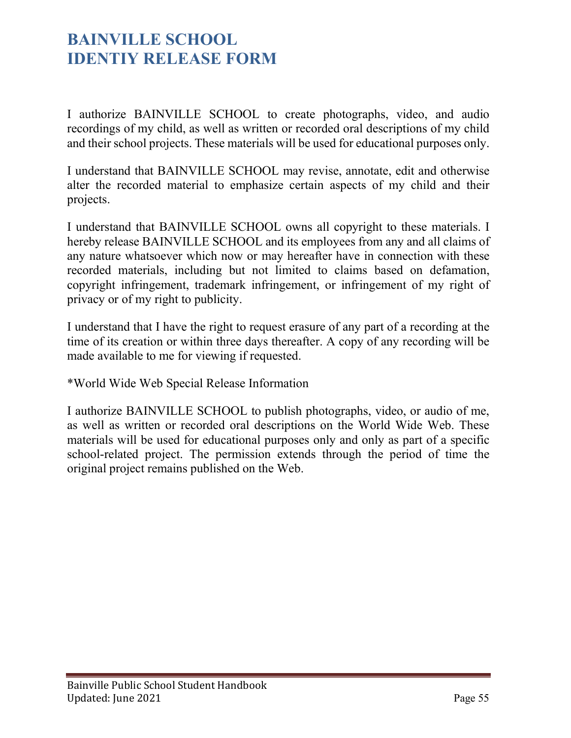# BAINVILLE SCHOOL
# IDENTIY RELEASE FORM

I authorize BAINVILLE SCHOOL to create photographs, video, and audio recordings of my child, as well as written or recorded oral descriptions of my child and their school projects. These materials will be used for educational purposes only.

I understand that BAINVILLE SCHOOL may revise, annotate, edit and otherwise alter the recorded material to emphasize certain aspects of my child and their projects.

I understand that BAINVILLE SCHOOL owns all copyright to these materials. I hereby release BAINVILLE SCHOOL and its employees from any and all claims of any nature whatsoever which now or may hereafter have in connection with these recorded materials, including but not limited to claims based on defamation, copyright infringement, trademark infringement, or infringement of my right of privacy or of my right to publicity.

I understand that I have the right to request erasure of any part of a recording at the time of its creation or within three days thereafter. A copy of any recording will be made available to me for viewing if requested.

*World Wide Web Special Release Information

I authorize BAINVILLE SCHOOL to publish photographs, video, or audio of me, as well as written or recorded oral descriptions on the World Wide Web. These materials will be used for educational purposes only and only as part of a specific school-related project. The permission extends through the period of time the original project remains published on the Web.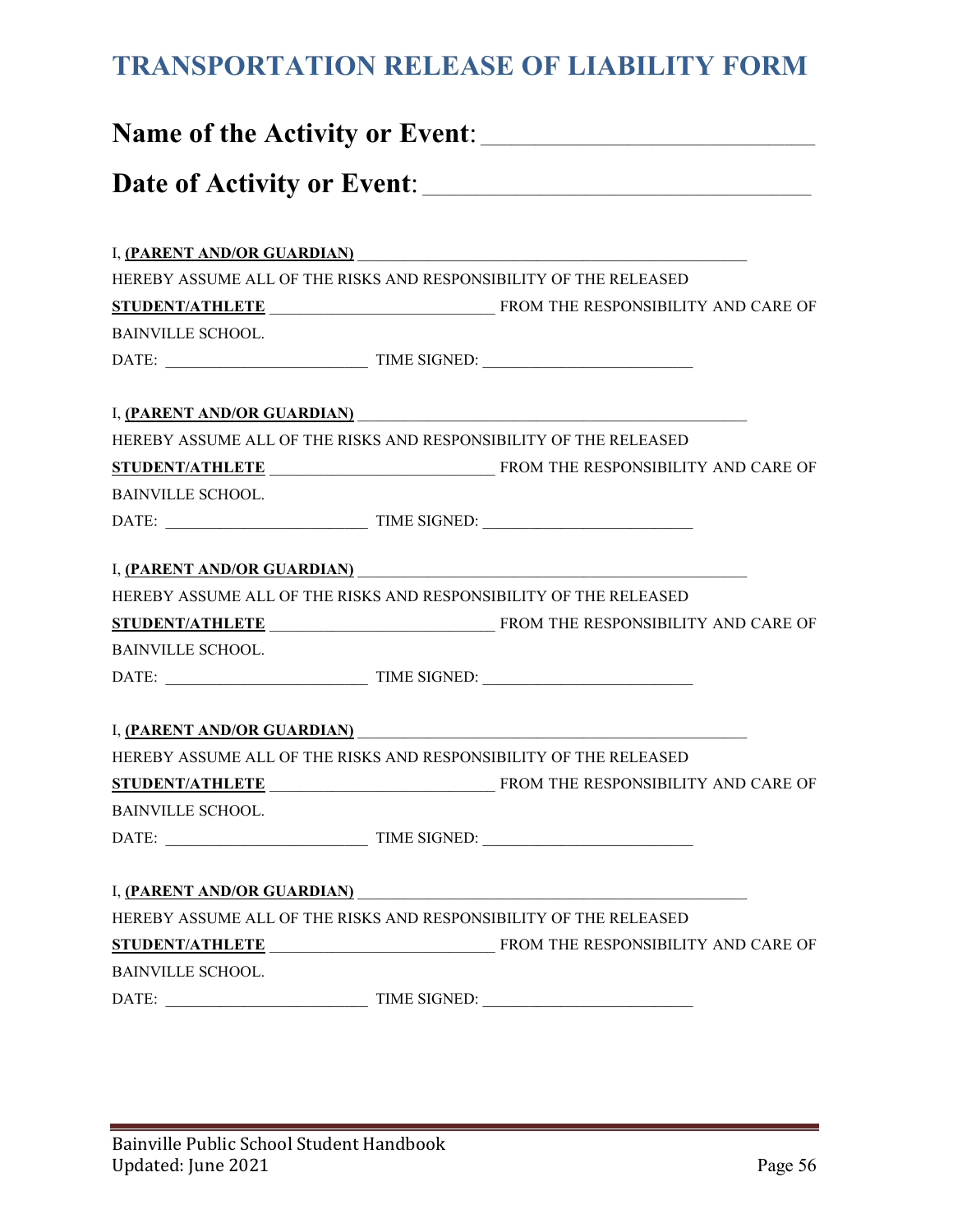# TRANSPORTATION RELEASE OF LIABILITY FORM

## Name of the Activity or Event: ____________________________

## Date of Activity or Event: _________________________________

I, **(PARENT AND/OR GUARDIAN)** __________________________________________________
HEREBY ASSUME ALL OF THE RISKS AND RESPONSIBILITY OF THE RELEASED **STUDENT/ATHLETE** ____________________________ FROM THE RESPONSIBILITY AND CARE OF BAINVILLE SCHOOL.

DATE: __________________________ TIME SIGNED: ___________________________

I, **(PARENT AND/OR GUARDIAN)** __________________________________________________
HEREBY ASSUME ALL OF THE RISKS AND RESPONSIBILITY OF THE RELEASED **STUDENT/ATHLETE** ____________________________ FROM THE RESPONSIBILITY AND CARE OF BAINVILLE SCHOOL.

DATE: __________________________ TIME SIGNED: ___________________________

I, **(PARENT AND/OR GUARDIAN)** __________________________________________________
HEREBY ASSUME ALL OF THE RISKS AND RESPONSIBILITY OF THE RELEASED **STUDENT/ATHLETE** ____________________________ FROM THE RESPONSIBILITY AND CARE OF BAINVILLE SCHOOL.

DATE: __________________________ TIME SIGNED: ___________________________

I, **(PARENT AND/OR GUARDIAN)** __________________________________________________
HEREBY ASSUME ALL OF THE RISKS AND RESPONSIBILITY OF THE RELEASED **STUDENT/ATHLETE** ____________________________ FROM THE RESPONSIBILITY AND CARE OF BAINVILLE SCHOOL.

DATE: __________________________ TIME SIGNED: ___________________________

I, **(PARENT AND/OR GUARDIAN)** __________________________________________________
HEREBY ASSUME ALL OF THE RISKS AND RESPONSIBILITY OF THE RELEASED **STUDENT/ATHLETE** ____________________________ FROM THE RESPONSIBILITY AND CARE OF BAINVILLE SCHOOL.

DATE: __________________________ TIME SIGNED: ___________________________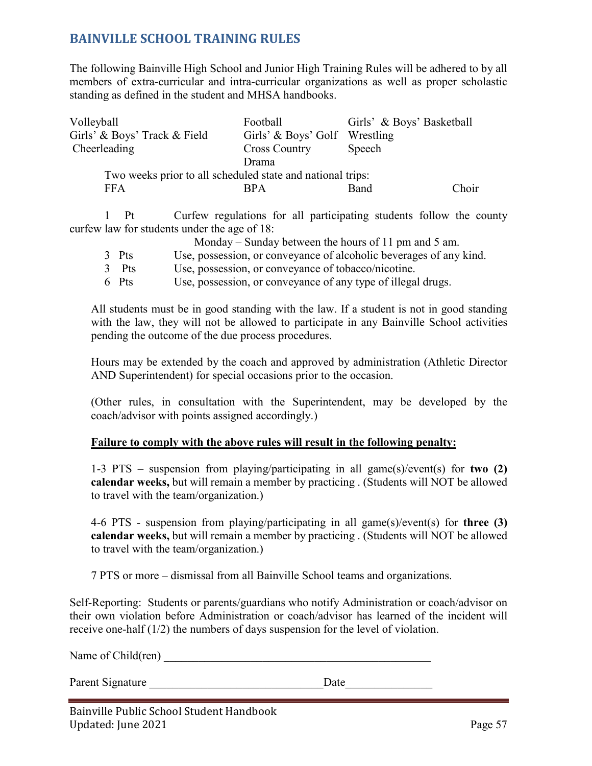## BAINVILLE SCHOOL TRAINING RULES

The following Bainville High School and Junior High Training Rules will be adhered to by all members of extra-curricular and intra-curricular organizations as well as proper scholastic standing as defined in the student and MHSA handbooks.

| | | |
|---|---|---|
| Volleyball | Football | Girls' & Boys' Basketball |
| Girls' & Boys' Track & Field | Girls' & Boys' Golf | Wrestling |
| Cheerleading | Cross Country | Speech |
| | Drama | |

Two weeks prior to all scheduled state and national trips:

| | | | |
|---|---|---|---|
| FFA | BPA | Band | Choir |

1 Pt — Curfew regulations for all participating students follow the county curfew law for students under the age of 18:

Monday – Sunday between the hours of 11 pm and 5 am.

3 Pts — Use, possession, or conveyance of alcoholic beverages of any kind.

3 Pts — Use, possession, or conveyance of tobacco/nicotine.

6 Pts — Use, possession, or conveyance of any type of illegal drugs.

All students must be in good standing with the law. If a student is not in good standing with the law, they will not be allowed to participate in any Bainville School activities pending the outcome of the due process procedures.

Hours may be extended by the coach and approved by administration (Athletic Director AND Superintendent) for special occasions prior to the occasion.

(Other rules, in consultation with the Superintendent, may be developed by the coach/advisor with points assigned accordingly.)

**Failure to comply with the above rules will result in the following penalty:**

1-3 PTS – suspension from playing/participating in all game(s)/event(s) for **two (2) calendar weeks,** but will remain a member by practicing . (Students will NOT be allowed to travel with the team/organization.)

4-6 PTS - suspension from playing/participating in all game(s)/event(s) for **three (3) calendar weeks,** but will remain a member by practicing . (Students will NOT be allowed to travel with the team/organization.)

7 PTS or more – dismissal from all Bainville School teams and organizations.

Self-Reporting: Students or parents/guardians who notify Administration or coach/advisor on their own violation before Administration or coach/advisor has learned of the incident will receive one-half (1/2) the numbers of days suspension for the level of violation.

Name of Child(ren) _______________________________________________

Parent Signature ______________________________Date_______________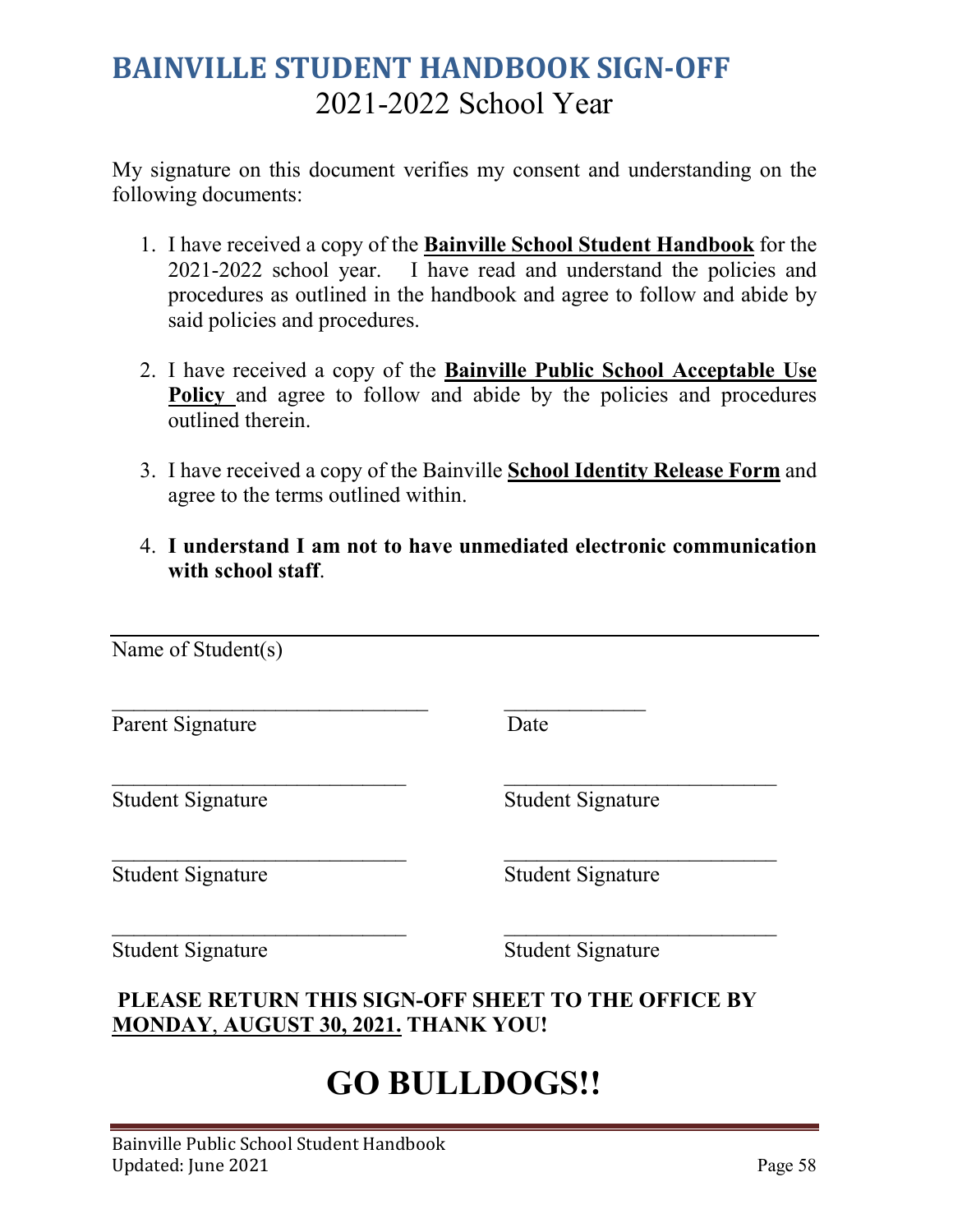# BAINVILLE STUDENT HANDBOOK SIGN-OFF

2021-2022 School Year

My signature on this document verifies my consent and understanding on the following documents:

1. I have received a copy of the **Bainville School Student Handbook** for the 2021-2022 school year. I have read and understand the policies and procedures as outlined in the handbook and agree to follow and abide by said policies and procedures.

2. I have received a copy of the **Bainville Public School Acceptable Use Policy** and agree to follow and abide by the policies and procedures outlined therein.

3. I have received a copy of the Bainville **School Identity Release Form** and agree to the terms outlined within.

4. **I understand I am not to have unmediated electronic communication with school staff**.

______________________________________________________________

Name of Student(s)

______________________________ _____________

Parent Signature Date

____________________________ __________________________

Student Signature Student Signature

____________________________ __________________________

Student Signature Student Signature

____________________________ __________________________

Student Signature Student Signature

**PLEASE RETURN THIS SIGN-OFF SHEET TO THE OFFICE BY MONDAY, AUGUST 30, 2021. THANK YOU!**

# GO BULLDOGS!!